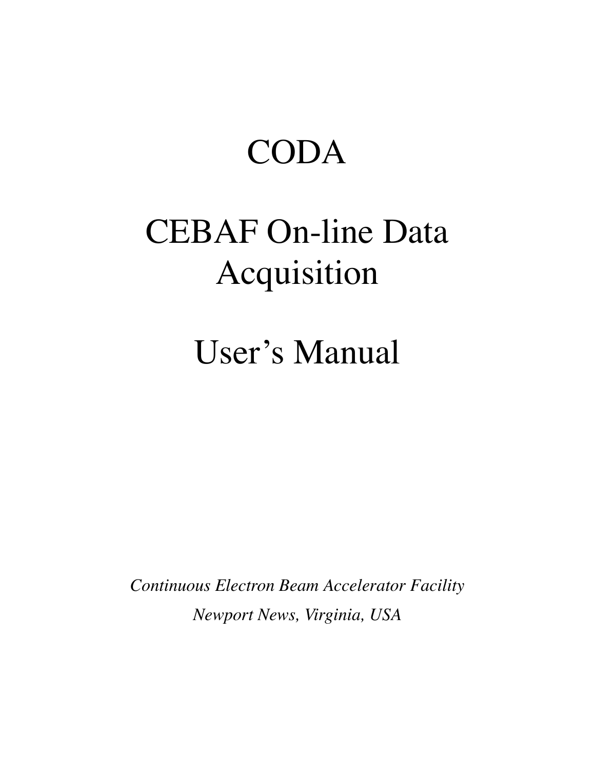# CODA

# CEBAF On-line Data Acquisition

# User's Manual

*Continuous Electron Beam Accelerator Facility*

*Newport News, Virginia, USA*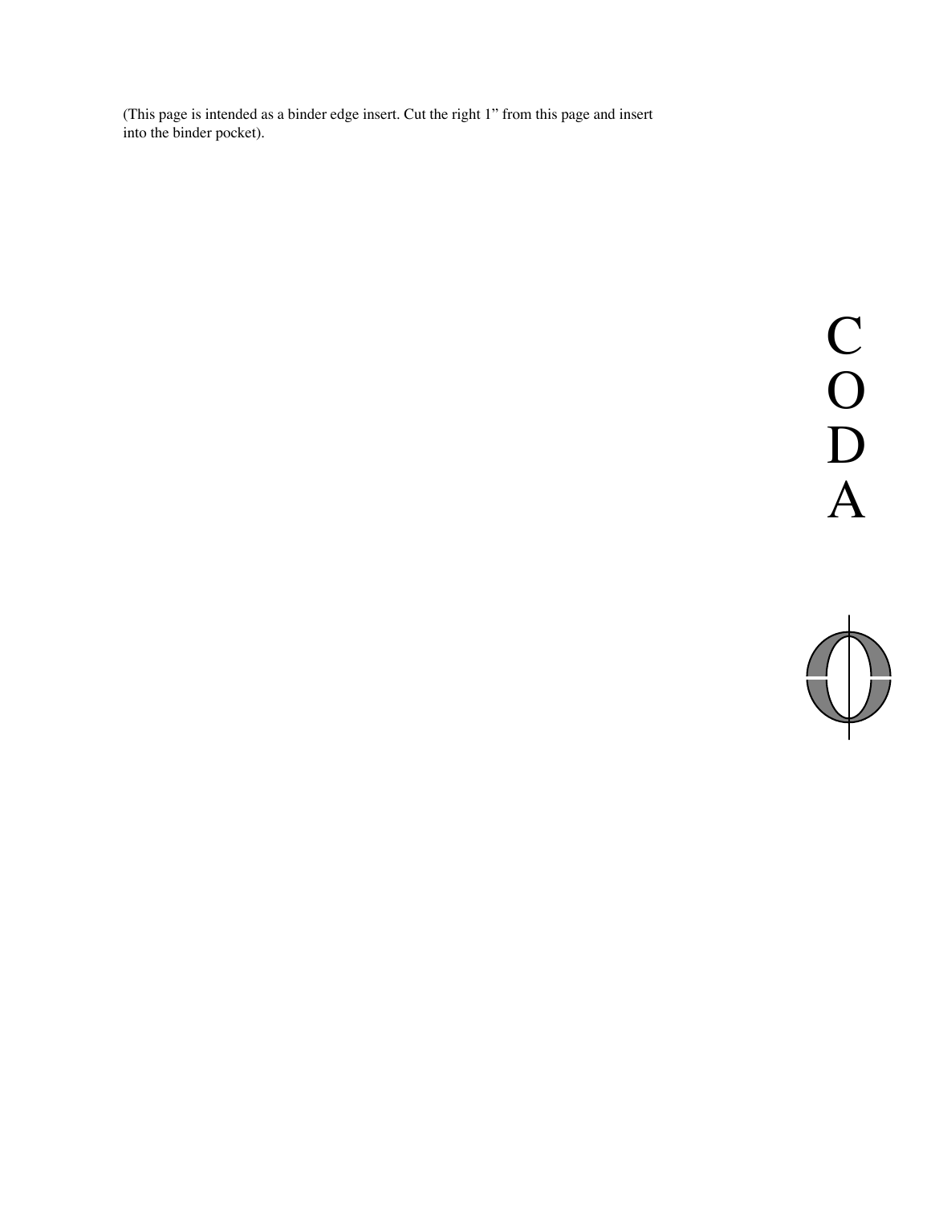(This page is intended as a binder edge insert. Cut the right 1" from this page and insert into the binder pocket).

C
O
D
A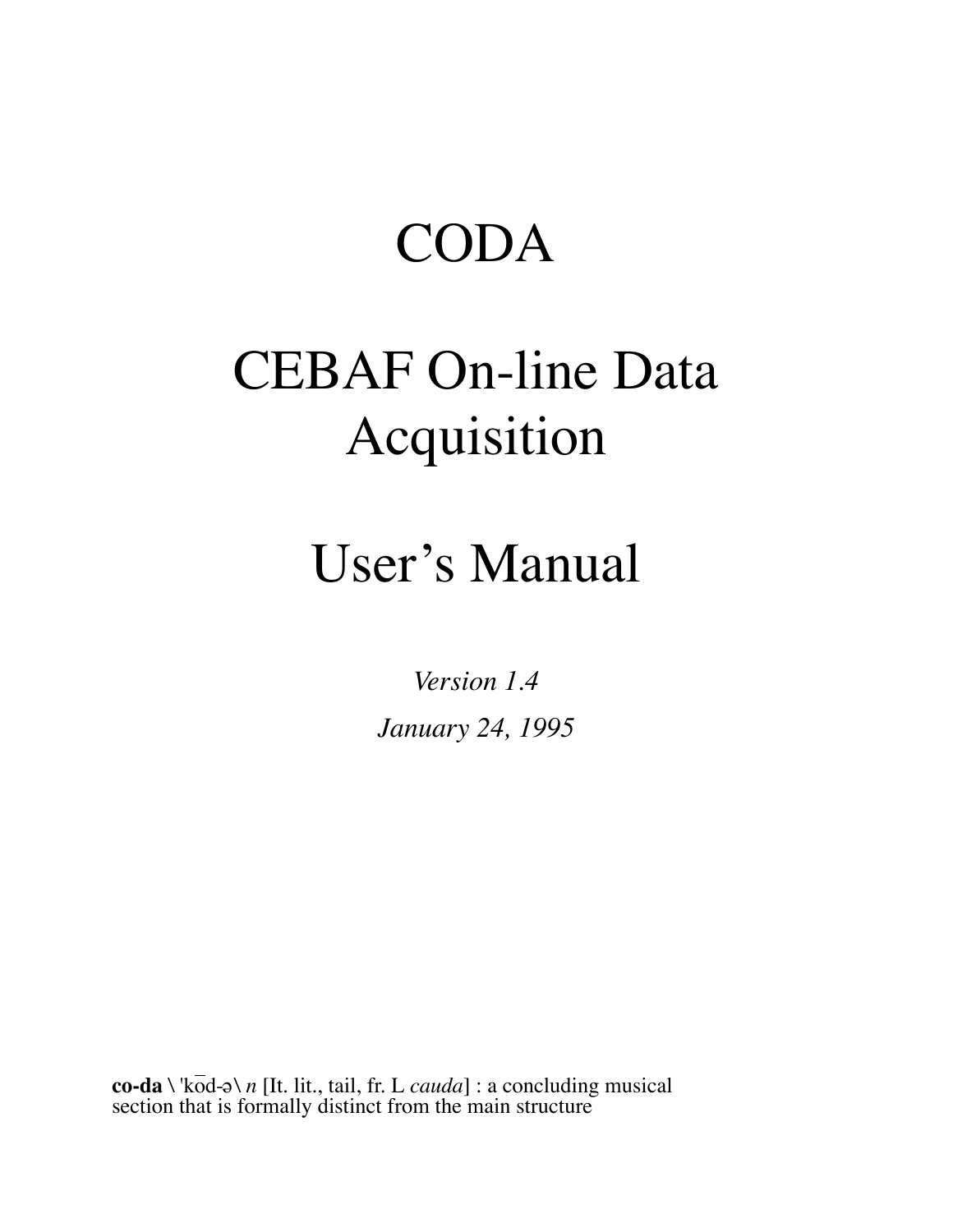# CODA

# CEBAF On-line Data Acquisition

# User's Manual

*Version 1.4*

*January 24, 1995*

**co-da** \ 'kōd-ə\ *n* [It. lit., tail, fr. L *cauda*] : a concluding musical section that is formally distinct from the main structure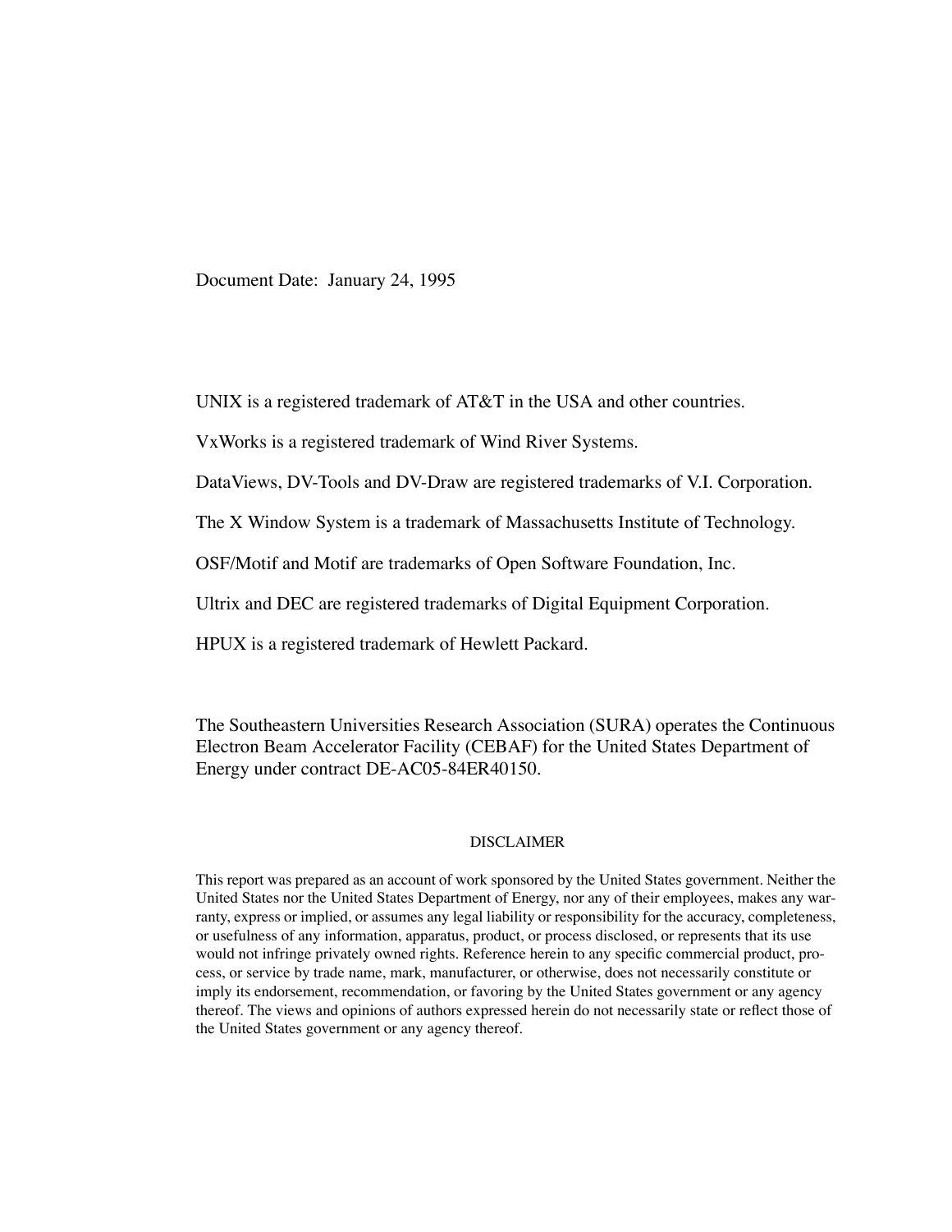Document Date: January 24, 1995

UNIX is a registered trademark of AT&T in the USA and other countries.

VxWorks is a registered trademark of Wind River Systems.

DataViews, DV-Tools and DV-Draw are registered trademarks of V.I. Corporation.

The X Window System is a trademark of Massachusetts Institute of Technology.

OSF/Motif and Motif are trademarks of Open Software Foundation, Inc.

Ultrix and DEC are registered trademarks of Digital Equipment Corporation.

HPUX is a registered trademark of Hewlett Packard.

The Southeastern Universities Research Association (SURA) operates the Continuous Electron Beam Accelerator Facility (CEBAF) for the United States Department of Energy under contract DE-AC05-84ER40150.

DISCLAIMER

This report was prepared as an account of work sponsored by the United States government. Neither the United States nor the United States Department of Energy, nor any of their employees, makes any warranty, express or implied, or assumes any legal liability or responsibility for the accuracy, completeness, or usefulness of any information, apparatus, product, or process disclosed, or represents that its use would not infringe privately owned rights. Reference herein to any specific commercial product, process, or service by trade name, mark, manufacturer, or otherwise, does not necessarily constitute or imply its endorsement, recommendation, or favoring by the United States government or any agency thereof. The views and opinions of authors expressed herein do not necessarily state or reflect those of the United States government or any agency thereof.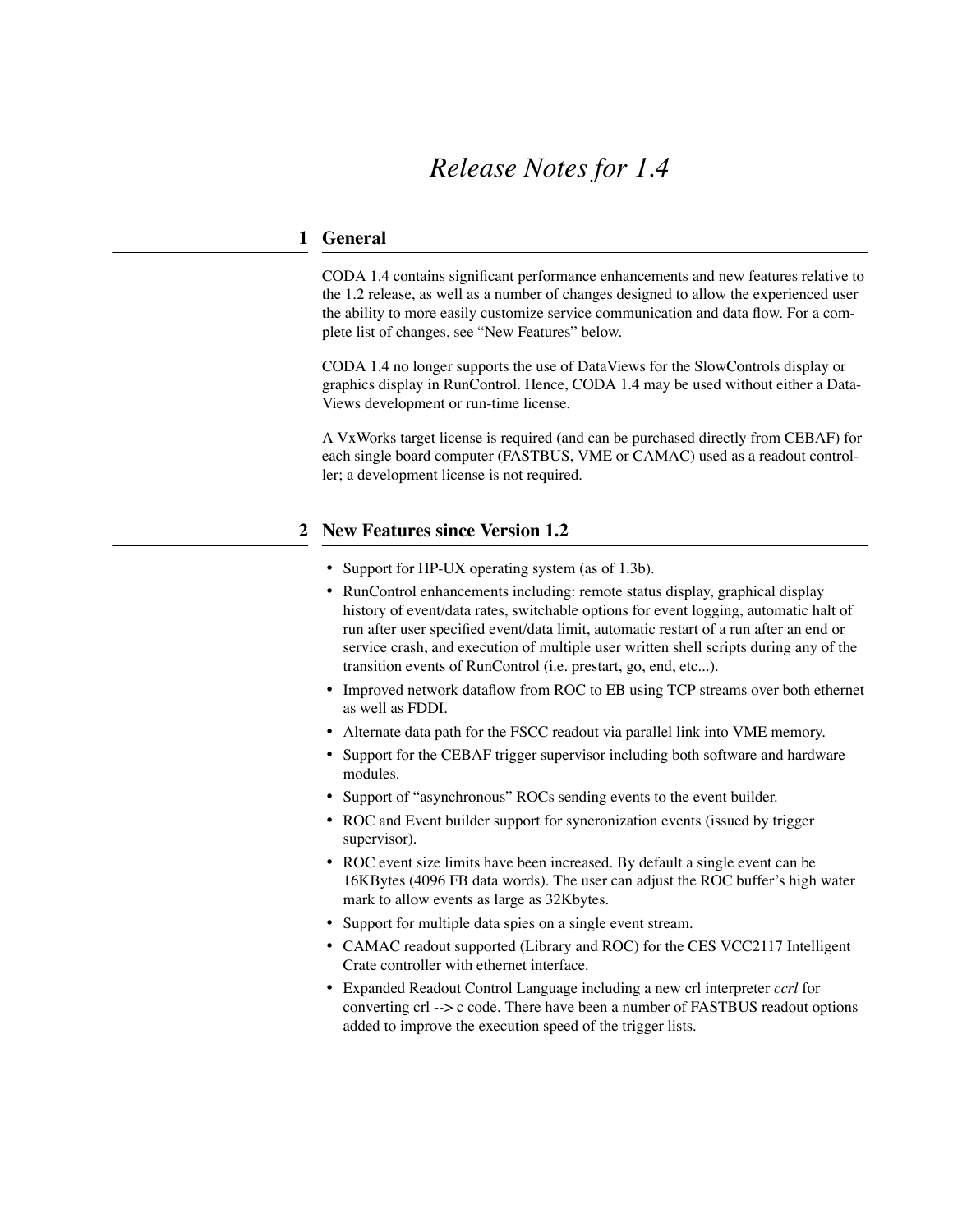# *Release Notes for 1.4*

## 1 General

CODA 1.4 contains significant performance enhancements and new features relative to the 1.2 release, as well as a number of changes designed to allow the experienced user the ability to more easily customize service communication and data flow. For a complete list of changes, see "New Features" below.

CODA 1.4 no longer supports the use of DataViews for the SlowControls display or graphics display in RunControl. Hence, CODA 1.4 may be used without either a DataViews development or run-time license.

A VxWorks target license is required (and can be purchased directly from CEBAF) for each single board computer (FASTBUS, VME or CAMAC) used as a readout controller; a development license is not required.

## 2 New Features since Version 1.2

- Support for HP-UX operating system (as of 1.3b).
- RunControl enhancements including: remote status display, graphical display history of event/data rates, switchable options for event logging, automatic halt of run after user specified event/data limit, automatic restart of a run after an end or service crash, and execution of multiple user written shell scripts during any of the transition events of RunControl (i.e. prestart, go, end, etc...).
- Improved network dataflow from ROC to EB using TCP streams over both ethernet as well as FDDI.
- Alternate data path for the FSCC readout via parallel link into VME memory.
- Support for the CEBAF trigger supervisor including both software and hardware modules.
- Support of "asynchronous" ROCs sending events to the event builder.
- ROC and Event builder support for syncronization events (issued by trigger supervisor).
- ROC event size limits have been increased. By default a single event can be 16KBytes (4096 FB data words). The user can adjust the ROC buffer's high water mark to allow events as large as 32Kbytes.
- Support for multiple data spies on a single event stream.
- CAMAC readout supported (Library and ROC) for the CES VCC2117 Intelligent Crate controller with ethernet interface.
- Expanded Readout Control Language including a new crl interpreter *ccrl* for converting crl --> c code. There have been a number of FASTBUS readout options added to improve the execution speed of the trigger lists.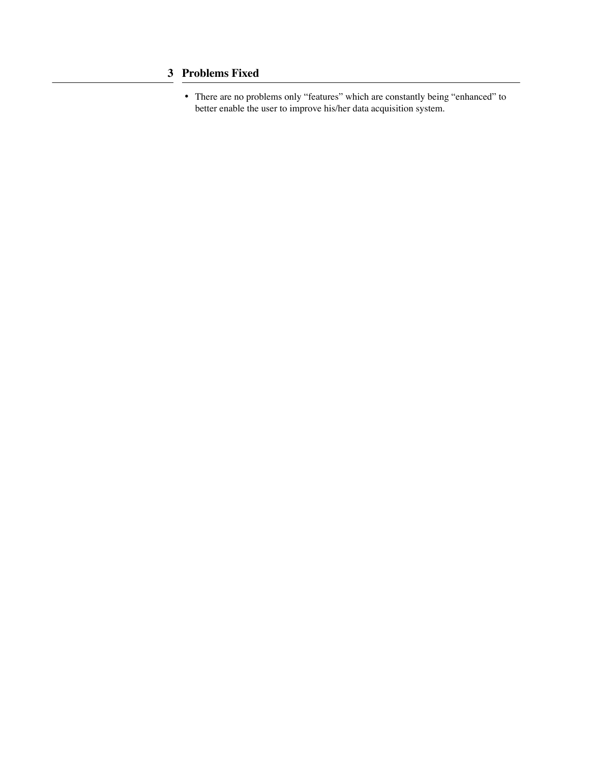# 3 Problems Fixed

- There are no problems only “features” which are constantly being “enhanced” to better enable the user to improve his/her data acquisition system.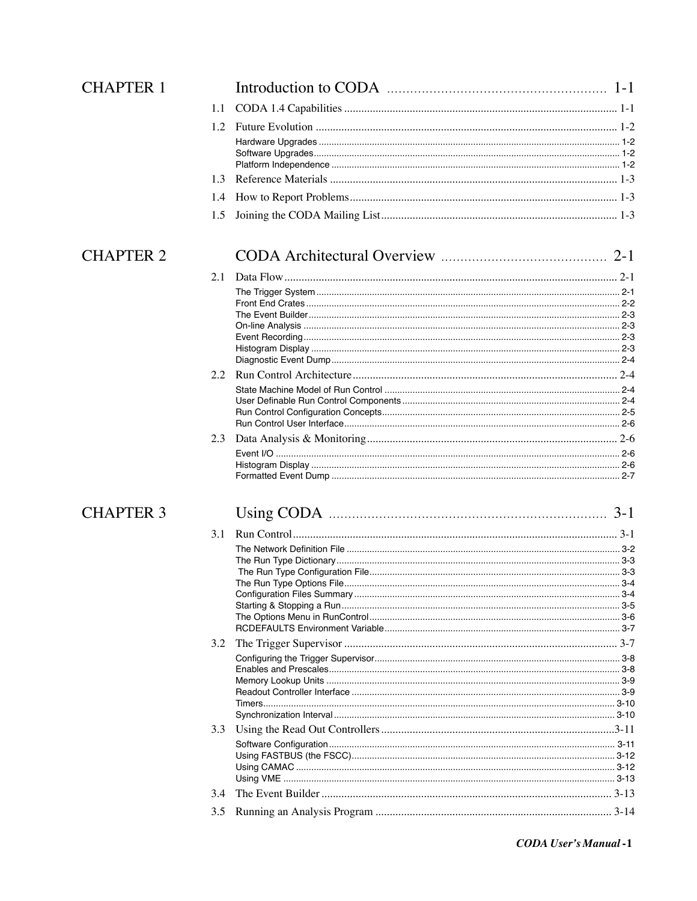## CHAPTER 1 Introduction to CODA ........ 1-1

1.1 CODA 1.4 Capabilities .......... 1-1

1.2 Future Evolution .......... 1-2

Hardware Upgrades .......... 1-2
Software Upgrades .......... 1-2
Platform Independence .......... 1-2

1.3 Reference Materials .......... 1-3

1.4 How to Report Problems .......... 1-3

1.5 Joining the CODA Mailing List .......... 1-3

## CHAPTER 2 CODA Architectural Overview ........ 2-1

2.1 Data Flow .......... 2-1

The Trigger System .......... 2-1
Front End Crates .......... 2-2
The Event Builder .......... 2-3
On-line Analysis .......... 2-3
Event Recording .......... 2-3
Histogram Display .......... 2-3
Diagnostic Event Dump .......... 2-4

2.2 Run Control Architecture .......... 2-4

State Machine Model of Run Control .......... 2-4
User Definable Run Control Components .......... 2-4
Run Control Configuration Concepts .......... 2-5
Run Control User Interface .......... 2-6

2.3 Data Analysis & Monitoring .......... 2-6

Event I/O .......... 2-6
Histogram Display .......... 2-6
Formatted Event Dump .......... 2-7

## CHAPTER 3 Using CODA ........ 3-1

3.1 Run Control .......... 3-1

The Network Definition File .......... 3-2
The Run Type Dictionary .......... 3-3
The Run Type Configuration File .......... 3-3
The Run Type Options File .......... 3-4
Configuration Files Summary .......... 3-4
Starting & Stopping a Run .......... 3-5
The Options Menu in RunControl .......... 3-6
RCDEFAULTS Environment Variable .......... 3-7

3.2 The Trigger Supervisor .......... 3-7

Configuring the Trigger Supervisor .......... 3-8
Enables and Prescales .......... 3-8
Memory Lookup Units .......... 3-9
Readout Controller Interface .......... 3-9
Timers .......... 3-10
Synchronization Interval .......... 3-10

3.3 Using the Read Out Controllers .......... 3-11

Software Configuration .......... 3-11
Using FASTBUS (the FSCC) .......... 3-12
Using CAMAC .......... 3-12
Using VME .......... 3-13

3.4 The Event Builder .......... 3-13

3.5 Running an Analysis Program .......... 3-14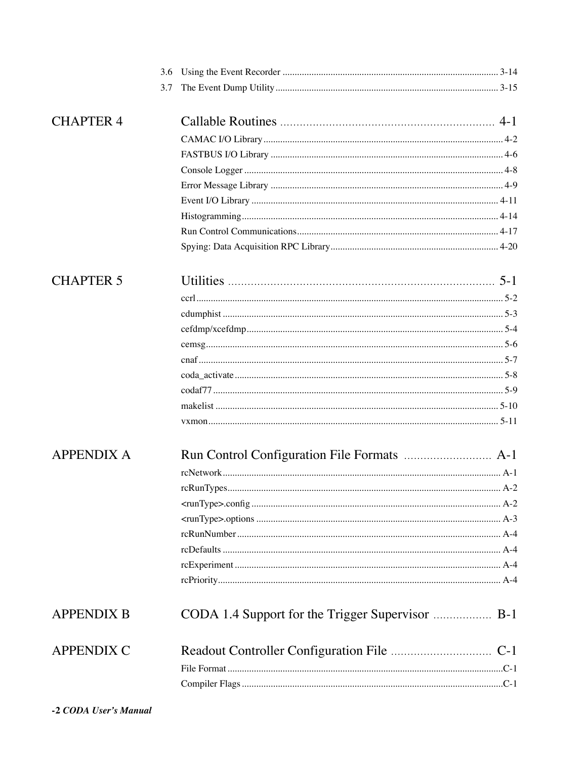3.6 Using the Event Recorder ........................................................................................ 3-14
3.7 The Event Dump Utility............................................................................................ 3-15

CHAPTER 4 **Callable Routines** ................................................................ 4-1

CAMAC I/O Library.................................................................................................. 4-2
FASTBUS I/O Library ............................................................................................... 4-6
Console Logger ......................................................................................................... 4-8
Error Message Library ............................................................................................... 4-9
Event I/O Library ..................................................................................................... 4-11
Histogramming......................................................................................................... 4-14
Run Control Communications.................................................................................. 4-17
Spying: Data Acquisition RPC Library.................................................................... 4-20

CHAPTER 5 **Utilities** ........................................................................... 5-1

ccrl............................................................................................................................. 5-2
cdumphist .................................................................................................................. 5-3
cefdmp/xcefdmp........................................................................................................ 5-4
cemsg......................................................................................................................... 5-6
cnaf ............................................................................................................................ 5-7
coda_activate ............................................................................................................. 5-8
codaf77 ...................................................................................................................... 5-9
makelist .................................................................................................................... 5-10
vxmon....................................................................................................................... 5-11

APPENDIX A **Run Control Configuration File Formats** .......................... A-1

rcNetwork.................................................................................................................. A-1
rcRunTypes................................................................................................................ A-2
<runType>.config ...................................................................................................... A-2
<runType>.options .................................................................................................... A-3
rcRunNumber ............................................................................................................ A-4
rcDefaults .................................................................................................................. A-4
rcExperiment ............................................................................................................. A-4
rcPriority.................................................................................................................... A-4

APPENDIX B **CODA 1.4 Support for the Trigger Supervisor** .................. B-1

APPENDIX C **Readout Controller Configuration File** ............................... C-1

File Format.................................................................................................................C-1
Compiler Flags ...........................................................................................................C-1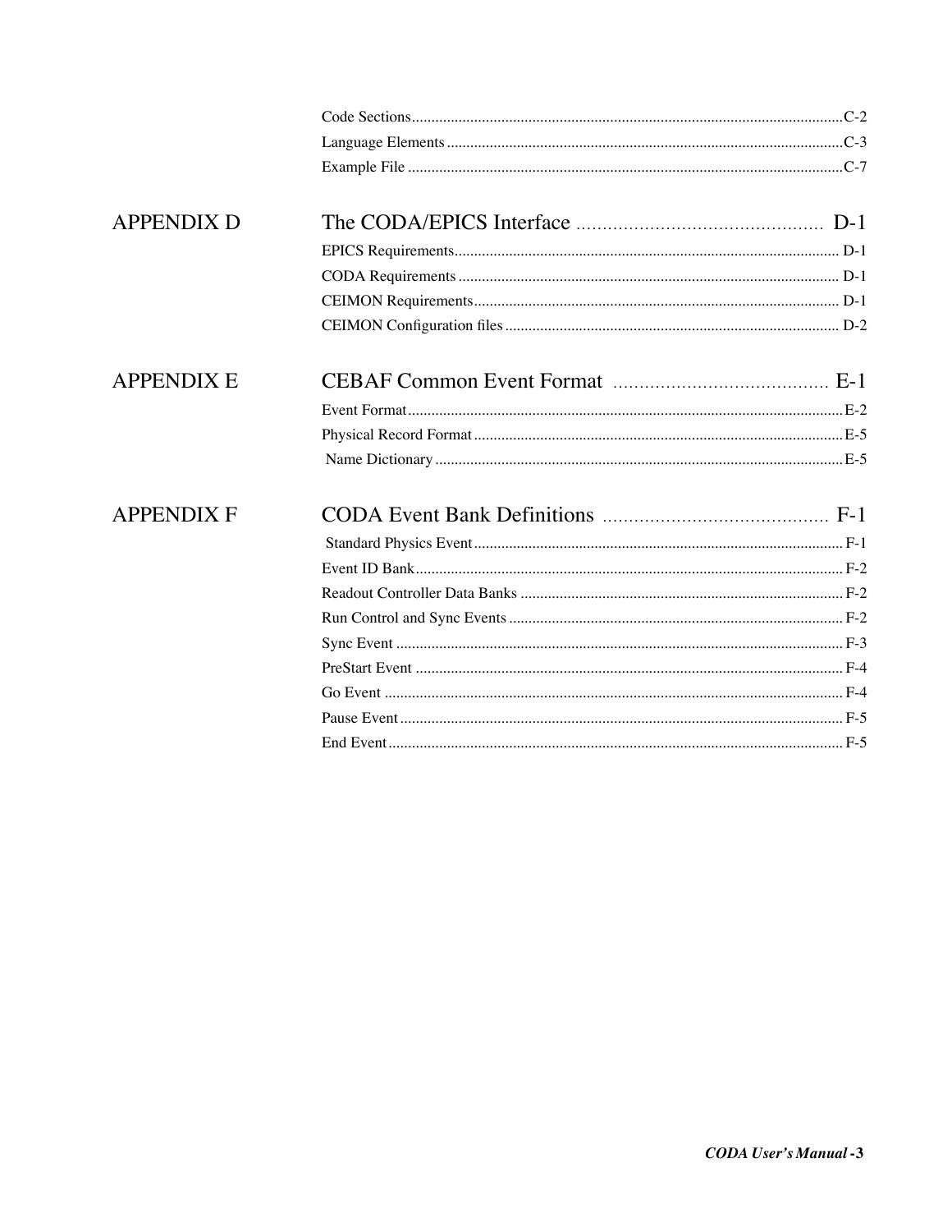Code Sections .............................................................................................................C-2
Language Elements .....................................................................................................C-3
Example File ...............................................................................................................C-7

## APPENDIX D The CODA/EPICS Interface .............................................. D-1

EPICS Requirements.................................................................................................. D-1
CODA Requirements ................................................................................................. D-1
CEIMON Requirements............................................................................................. D-1
CEIMON Configuration files ..................................................................................... D-2

## APPENDIX E CEBAF Common Event Format ......................................... E-1

Event Format...............................................................................................................E-2
Physical Record Format..............................................................................................E-5
Name Dictionary ........................................................................................................E-5

## APPENDIX F CODA Event Bank Definitions ........................................... F-1

Standard Physics Event.............................................................................................. F-1
Event ID Bank............................................................................................................. F-2
Readout Controller Data Banks .................................................................................. F-2
Run Control and Sync Events ..................................................................................... F-2
Sync Event .................................................................................................................. F-3
PreStart Event ............................................................................................................. F-4
Go Event ..................................................................................................................... F-4
Pause Event................................................................................................................. F-5
End Event.................................................................................................................... F-5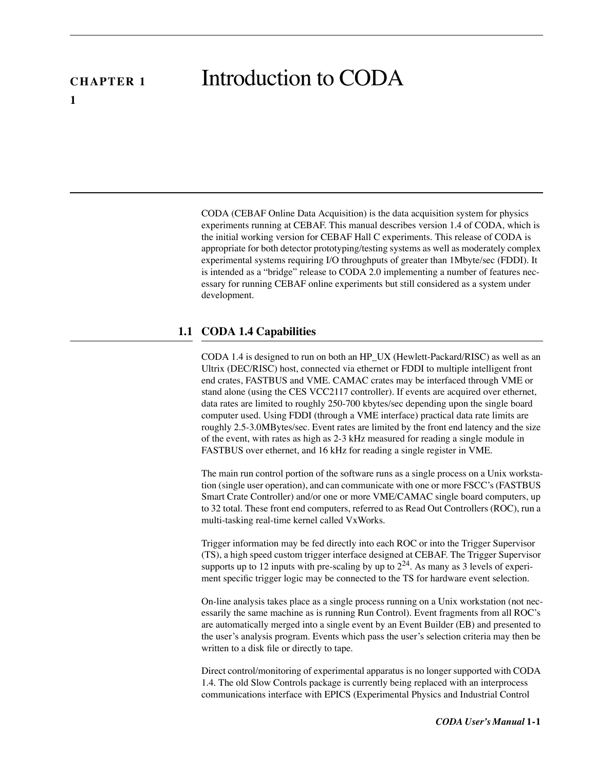# CHAPTER 1 Introduction to CODA

CODA (CEBAF Online Data Acquisition) is the data acquisition system for physics experiments running at CEBAF. This manual describes version 1.4 of CODA, which is the initial working version for CEBAF Hall C experiments. This release of CODA is appropriate for both detector prototyping/testing systems as well as moderately complex experimental systems requiring I/O throughputs of greater than 1Mbyte/sec (FDDI). It is intended as a "bridge" release to CODA 2.0 implementing a number of features necessary for running CEBAF online experiments but still considered as a system under development.

## 1.1 CODA 1.4 Capabilities

CODA 1.4 is designed to run on both an HP_UX (Hewlett-Packard/RISC) as well as an Ultrix (DEC/RISC) host, connected via ethernet or FDDI to multiple intelligent front end crates, FASTBUS and VME. CAMAC crates may be interfaced through VME or stand alone (using the CES VCC2117 controller). If events are acquired over ethernet, data rates are limited to roughly 250-700 kbytes/sec depending upon the single board computer used. Using FDDI (through a VME interface) practical data rate limits are roughly 2.5-3.0MBytes/sec. Event rates are limited by the front end latency and the size of the event, with rates as high as 2-3 kHz measured for reading a single module in FASTBUS over ethernet, and 16 kHz for reading a single register in VME.

The main run control portion of the software runs as a single process on a Unix workstation (single user operation), and can communicate with one or more FSCC's (FASTBUS Smart Crate Controller) and/or one or more VME/CAMAC single board computers, up to 32 total. These front end computers, referred to as Read Out Controllers (ROC), run a multi-tasking real-time kernel called VxWorks.

Trigger information may be fed directly into each ROC or into the Trigger Supervisor (TS), a high speed custom trigger interface designed at CEBAF. The Trigger Supervisor supports up to 12 inputs with pre-scaling by up to $2^{24}$. As many as 3 levels of experiment specific trigger logic may be connected to the TS for hardware event selection.

On-line analysis takes place as a single process running on a Unix workstation (not necessarily the same machine as is running Run Control). Event fragments from all ROC's are automatically merged into a single event by an Event Builder (EB) and presented to the user's analysis program. Events which pass the user's selection criteria may then be written to a disk file or directly to tape.

Direct control/monitoring of experimental apparatus is no longer supported with CODA 1.4. The old Slow Controls package is currently being replaced with an interprocess communications interface with EPICS (Experimental Physics and Industrial Control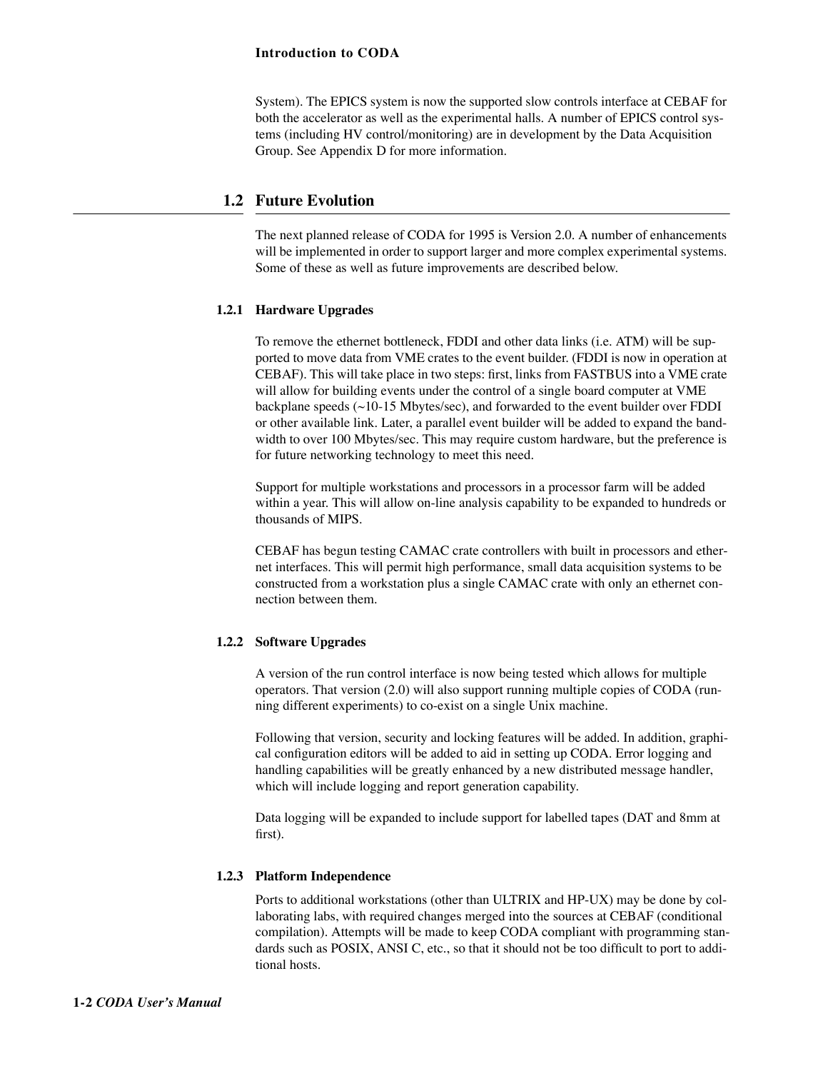System). The EPICS system is now the supported slow controls interface at CEBAF for both the accelerator as well as the experimental halls. A number of EPICS control systems (including HV control/monitoring) are in development by the Data Acquisition Group. See Appendix D for more information.

## 1.2 Future Evolution

The next planned release of CODA for 1995 is Version 2.0. A number of enhancements will be implemented in order to support larger and more complex experimental systems. Some of these as well as future improvements are described below.

### 1.2.1 Hardware Upgrades

To remove the ethernet bottleneck, FDDI and other data links (i.e. ATM) will be supported to move data from VME crates to the event builder. (FDDI is now in operation at CEBAF). This will take place in two steps: first, links from FASTBUS into a VME crate will allow for building events under the control of a single board computer at VME backplane speeds (~10-15 Mbytes/sec), and forwarded to the event builder over FDDI or other available link. Later, a parallel event builder will be added to expand the bandwidth to over 100 Mbytes/sec. This may require custom hardware, but the preference is for future networking technology to meet this need.

Support for multiple workstations and processors in a processor farm will be added within a year. This will allow on-line analysis capability to be expanded to hundreds or thousands of MIPS.

CEBAF has begun testing CAMAC crate controllers with built in processors and ethernet interfaces. This will permit high performance, small data acquisition systems to be constructed from a workstation plus a single CAMAC crate with only an ethernet connection between them.

### 1.2.2 Software Upgrades

A version of the run control interface is now being tested which allows for multiple operators. That version (2.0) will also support running multiple copies of CODA (running different experiments) to co-exist on a single Unix machine.

Following that version, security and locking features will be added. In addition, graphical configuration editors will be added to aid in setting up CODA. Error logging and handling capabilities will be greatly enhanced by a new distributed message handler, which will include logging and report generation capability.

Data logging will be expanded to include support for labelled tapes (DAT and 8mm at first).

### 1.2.3 Platform Independence

Ports to additional workstations (other than ULTRIX and HP-UX) may be done by collaborating labs, with required changes merged into the sources at CEBAF (conditional compilation). Attempts will be made to keep CODA compliant with programming standards such as POSIX, ANSI C, etc., so that it should not be too difficult to port to additional hosts.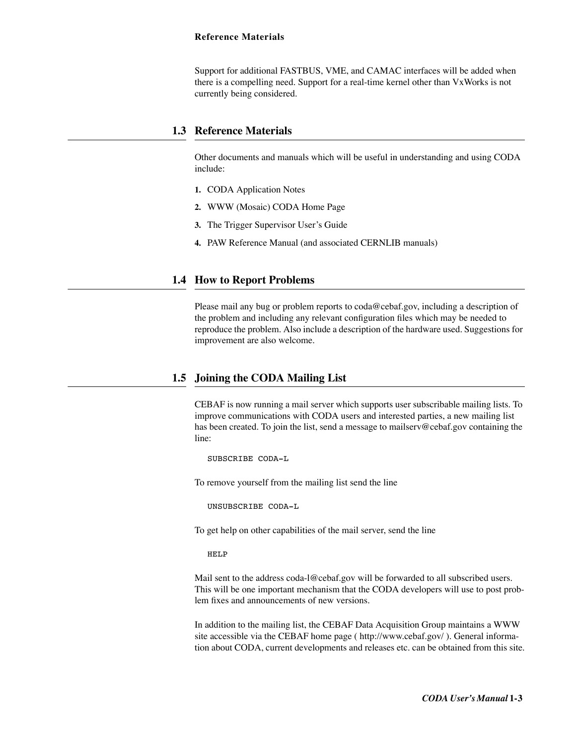Support for additional FASTBUS, VME, and CAMAC interfaces will be added when there is a compelling need. Support for a real-time kernel other than VxWorks is not currently being considered.

## 1.3 Reference Materials

Other documents and manuals which will be useful in understanding and using CODA include:

1. CODA Application Notes
2. WWW (Mosaic) CODA Home Page
3. The Trigger Supervisor User's Guide
4. PAW Reference Manual (and associated CERNLIB manuals)

## 1.4 How to Report Problems

Please mail any bug or problem reports to coda@cebaf.gov, including a description of the problem and including any relevant configuration files which may be needed to reproduce the problem. Also include a description of the hardware used. Suggestions for improvement are also welcome.

## 1.5 Joining the CODA Mailing List

CEBAF is now running a mail server which supports user subscribable mailing lists. To improve communications with CODA users and interested parties, a new mailing list has been created. To join the list, send a message to mailserv@cebaf.gov containing the line:

```
SUBSCRIBE CODA-L
```

To remove yourself from the mailing list send the line

```
UNSUBSCRIBE CODA-L
```

To get help on other capabilities of the mail server, send the line

```
HELP
```

Mail sent to the address coda-l@cebaf.gov will be forwarded to all subscribed users. This will be one important mechanism that the CODA developers will use to post problem fixes and announcements of new versions.

In addition to the mailing list, the CEBAF Data Acquisition Group maintains a WWW site accessible via the CEBAF home page ( http://www.cebaf.gov/ ). General information about CODA, current developments and releases etc. can be obtained from this site.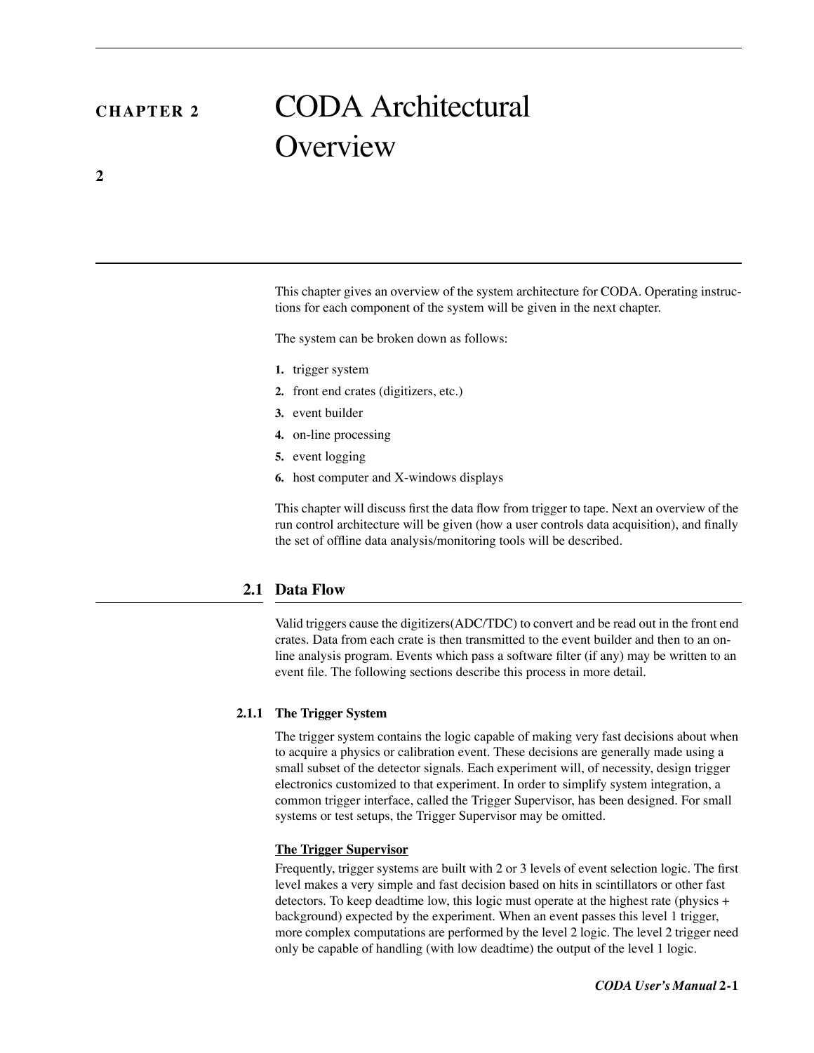# CHAPTER 2 CODA Architectural Overview

This chapter gives an overview of the system architecture for CODA. Operating instructions for each component of the system will be given in the next chapter.

The system can be broken down as follows:

1. trigger system
2. front end crates (digitizers, etc.)
3. event builder
4. on-line processing
5. event logging
6. host computer and X-windows displays

This chapter will discuss first the data flow from trigger to tape. Next an overview of the run control architecture will be given (how a user controls data acquisition), and finally the set of offline data analysis/monitoring tools will be described.

## 2.1 Data Flow

Valid triggers cause the digitizers(ADC/TDC) to convert and be read out in the front end crates. Data from each crate is then transmitted to the event builder and then to an on-line analysis program. Events which pass a software filter (if any) may be written to an event file. The following sections describe this process in more detail.

### 2.1.1 The Trigger System

The trigger system contains the logic capable of making very fast decisions about when to acquire a physics or calibration event. These decisions are generally made using a small subset of the detector signals. Each experiment will, of necessity, design trigger electronics customized to that experiment. In order to simplify system integration, a common trigger interface, called the Trigger Supervisor, has been designed. For small systems or test setups, the Trigger Supervisor may be omitted.

**The Trigger Supervisor**

Frequently, trigger systems are built with 2 or 3 levels of event selection logic. The first level makes a very simple and fast decision based on hits in scintillators or other fast detectors. To keep deadtime low, this logic must operate at the highest rate (physics + background) expected by the experiment. When an event passes this level 1 trigger, more complex computations are performed by the level 2 logic. The level 2 trigger need only be capable of handling (with low deadtime) the output of the level 1 logic.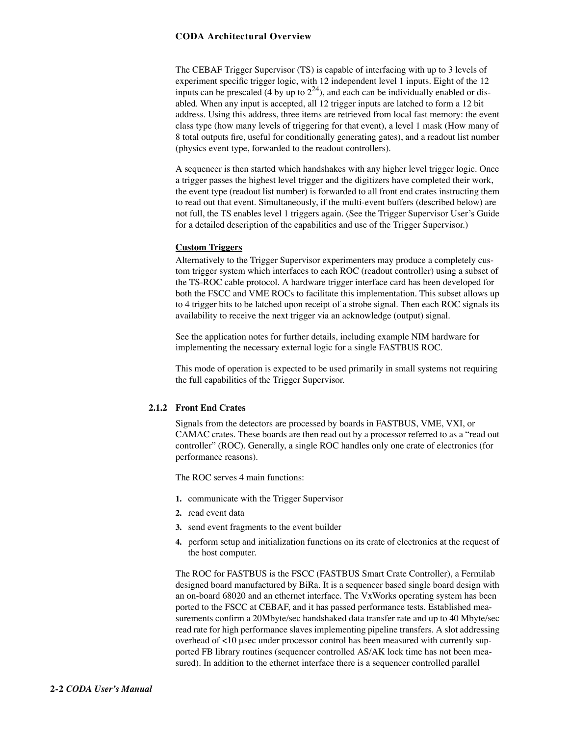The CEBAF Trigger Supervisor (TS) is capable of interfacing with up to 3 levels of experiment specific trigger logic, with 12 independent level 1 inputs. Eight of the 12 inputs can be prescaled (4 by up to $2^{24}$), and each can be individually enabled or disabled. When any input is accepted, all 12 trigger inputs are latched to form a 12 bit address. Using this address, three items are retrieved from local fast memory: the event class type (how many levels of triggering for that event), a level 1 mask (How many of 8 total outputs fire, useful for conditionally generating gates), and a readout list number (physics event type, forwarded to the readout controllers).

A sequencer is then started which handshakes with any higher level trigger logic. Once a trigger passes the highest level trigger and the digitizers have completed their work, the event type (readout list number) is forwarded to all front end crates instructing them to read out that event. Simultaneously, if the multi-event buffers (described below) are not full, the TS enables level 1 triggers again. (See the Trigger Supervisor User's Guide for a detailed description of the capabilities and use of the Trigger Supervisor.)

**Custom Triggers**

Alternatively to the Trigger Supervisor experimenters may produce a completely custom trigger system which interfaces to each ROC (readout controller) using a subset of the TS-ROC cable protocol. A hardware trigger interface card has been developed for both the FSCC and VME ROCs to facilitate this implementation. This subset allows up to 4 trigger bits to be latched upon receipt of a strobe signal. Then each ROC signals its availability to receive the next trigger via an acknowledge (output) signal.

See the application notes for further details, including example NIM hardware for implementing the necessary external logic for a single FASTBUS ROC.

This mode of operation is expected to be used primarily in small systems not requiring the full capabilities of the Trigger Supervisor.

### 2.1.2 Front End Crates

Signals from the detectors are processed by boards in FASTBUS, VME, VXI, or CAMAC crates. These boards are then read out by a processor referred to as a "read out controller" (ROC). Generally, a single ROC handles only one crate of electronics (for performance reasons).

The ROC serves 4 main functions:

1. communicate with the Trigger Supervisor
2. read event data
3. send event fragments to the event builder
4. perform setup and initialization functions on its crate of electronics at the request of the host computer.

The ROC for FASTBUS is the FSCC (FASTBUS Smart Crate Controller), a Fermilab designed board manufactured by BiRa. It is a sequencer based single board design with an on-board 68020 and an ethernet interface. The VxWorks operating system has been ported to the FSCC at CEBAF, and it has passed performance tests. Established measurements confirm a 20Mbyte/sec handshaked data transfer rate and up to 40 Mbyte/sec read rate for high performance slaves implementing pipeline transfers. A slot addressing overhead of <10 μsec under processor control has been measured with currently supported FB library routines (sequencer controlled AS/AK lock time has not been measured). In addition to the ethernet interface there is a sequencer controlled parallel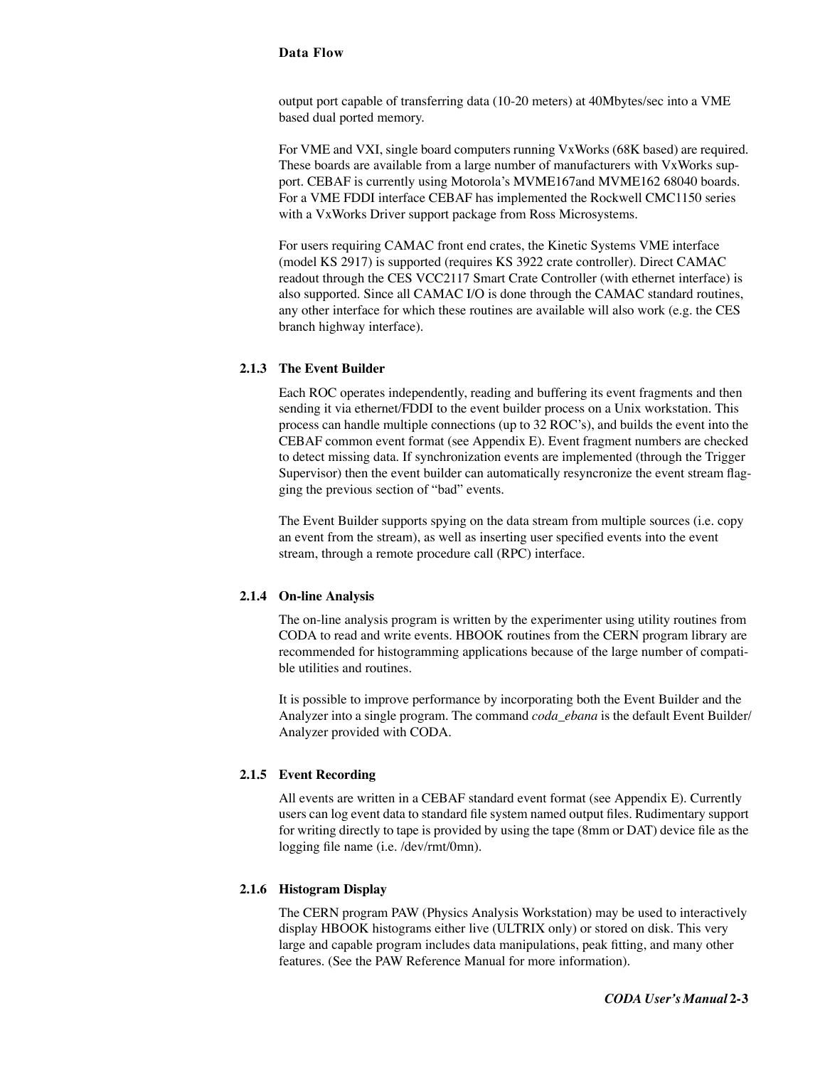output port capable of transferring data (10-20 meters) at 40Mbytes/sec into a VME based dual ported memory.

For VME and VXI, single board computers running VxWorks (68K based) are required. These boards are available from a large number of manufacturers with VxWorks support. CEBAF is currently using Motorola's MVME167and MVME162 68040 boards. For a VME FDDI interface CEBAF has implemented the Rockwell CMC1150 series with a VxWorks Driver support package from Ross Microsystems.

For users requiring CAMAC front end crates, the Kinetic Systems VME interface (model KS 2917) is supported (requires KS 3922 crate controller). Direct CAMAC readout through the CES VCC2117 Smart Crate Controller (with ethernet interface) is also supported. Since all CAMAC I/O is done through the CAMAC standard routines, any other interface for which these routines are available will also work (e.g. the CES branch highway interface).

### 2.1.3 The Event Builder

Each ROC operates independently, reading and buffering its event fragments and then sending it via ethernet/FDDI to the event builder process on a Unix workstation. This process can handle multiple connections (up to 32 ROC's), and builds the event into the CEBAF common event format (see Appendix E). Event fragment numbers are checked to detect missing data. If synchronization events are implemented (through the Trigger Supervisor) then the event builder can automatically resyncronize the event stream flagging the previous section of "bad" events.

The Event Builder supports spying on the data stream from multiple sources (i.e. copy an event from the stream), as well as inserting user specified events into the event stream, through a remote procedure call (RPC) interface.

### 2.1.4 On-line Analysis

The on-line analysis program is written by the experimenter using utility routines from CODA to read and write events. HBOOK routines from the CERN program library are recommended for histogramming applications because of the large number of compatible utilities and routines.

It is possible to improve performance by incorporating both the Event Builder and the Analyzer into a single program. The command *coda_ebana* is the default Event Builder/ Analyzer provided with CODA.

### 2.1.5 Event Recording

All events are written in a CEBAF standard event format (see Appendix E). Currently users can log event data to standard file system named output files. Rudimentary support for writing directly to tape is provided by using the tape (8mm or DAT) device file as the logging file name (i.e. /dev/rmt/0mn).

### 2.1.6 Histogram Display

The CERN program PAW (Physics Analysis Workstation) may be used to interactively display HBOOK histograms either live (ULTRIX only) or stored on disk. This very large and capable program includes data manipulations, peak fitting, and many other features. (See the PAW Reference Manual for more information).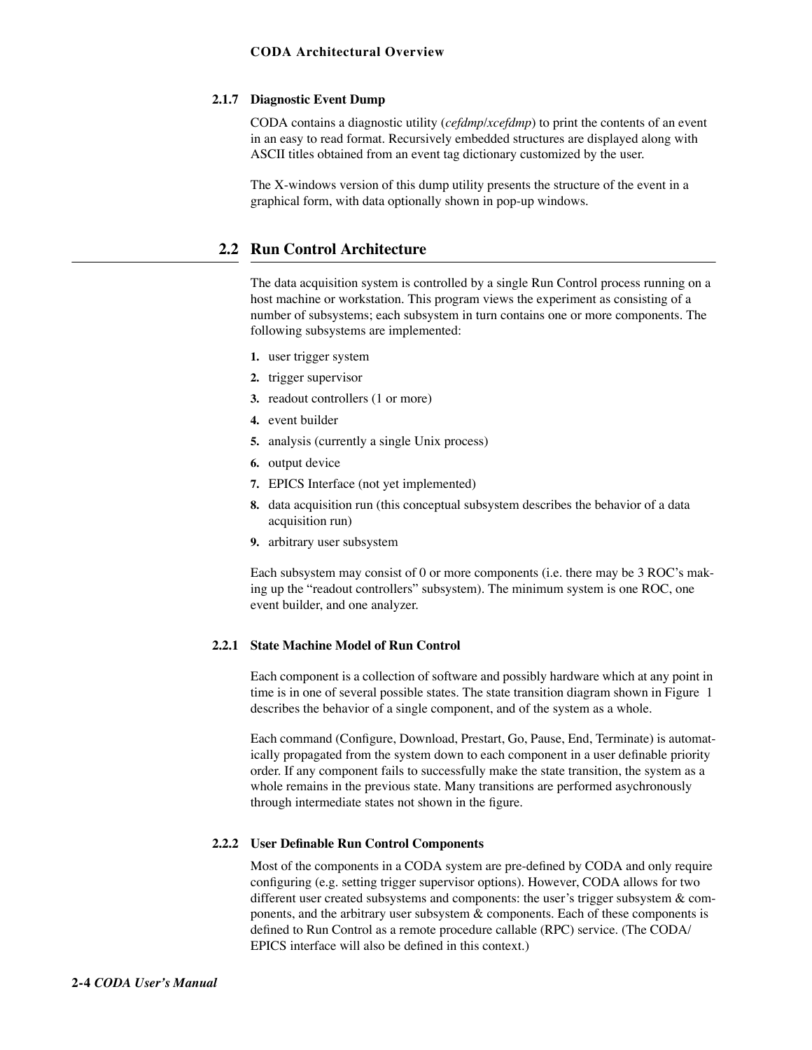### 2.1.7 Diagnostic Event Dump

CODA contains a diagnostic utility (*cefdmp*/*xcefdmp*) to print the contents of an event in an easy to read format. Recursively embedded structures are displayed along with ASCII titles obtained from an event tag dictionary customized by the user.

The X-windows version of this dump utility presents the structure of the event in a graphical form, with data optionally shown in pop-up windows.

## 2.2 Run Control Architecture

The data acquisition system is controlled by a single Run Control process running on a host machine or workstation. This program views the experiment as consisting of a number of subsystems; each subsystem in turn contains one or more components. The following subsystems are implemented:

1. user trigger system
2. trigger supervisor
3. readout controllers (1 or more)
4. event builder
5. analysis (currently a single Unix process)
6. output device
7. EPICS Interface (not yet implemented)
8. data acquisition run (this conceptual subsystem describes the behavior of a data acquisition run)
9. arbitrary user subsystem

Each subsystem may consist of 0 or more components (i.e. there may be 3 ROC's making up the "readout controllers" subsystem). The minimum system is one ROC, one event builder, and one analyzer.

### 2.2.1 State Machine Model of Run Control

Each component is a collection of software and possibly hardware which at any point in time is in one of several possible states. The state transition diagram shown in Figure 1 describes the behavior of a single component, and of the system as a whole.

Each command (Configure, Download, Prestart, Go, Pause, End, Terminate) is automatically propagated from the system down to each component in a user definable priority order. If any component fails to successfully make the state transition, the system as a whole remains in the previous state. Many transitions are performed asychronously through intermediate states not shown in the figure.

### 2.2.2 User Definable Run Control Components

Most of the components in a CODA system are pre-defined by CODA and only require configuring (e.g. setting trigger supervisor options). However, CODA allows for two different user created subsystems and components: the user's trigger subsystem & components, and the arbitrary user subsystem & components. Each of these components is defined to Run Control as a remote procedure callable (RPC) service. (The CODA/EPICS interface will also be defined in this context.)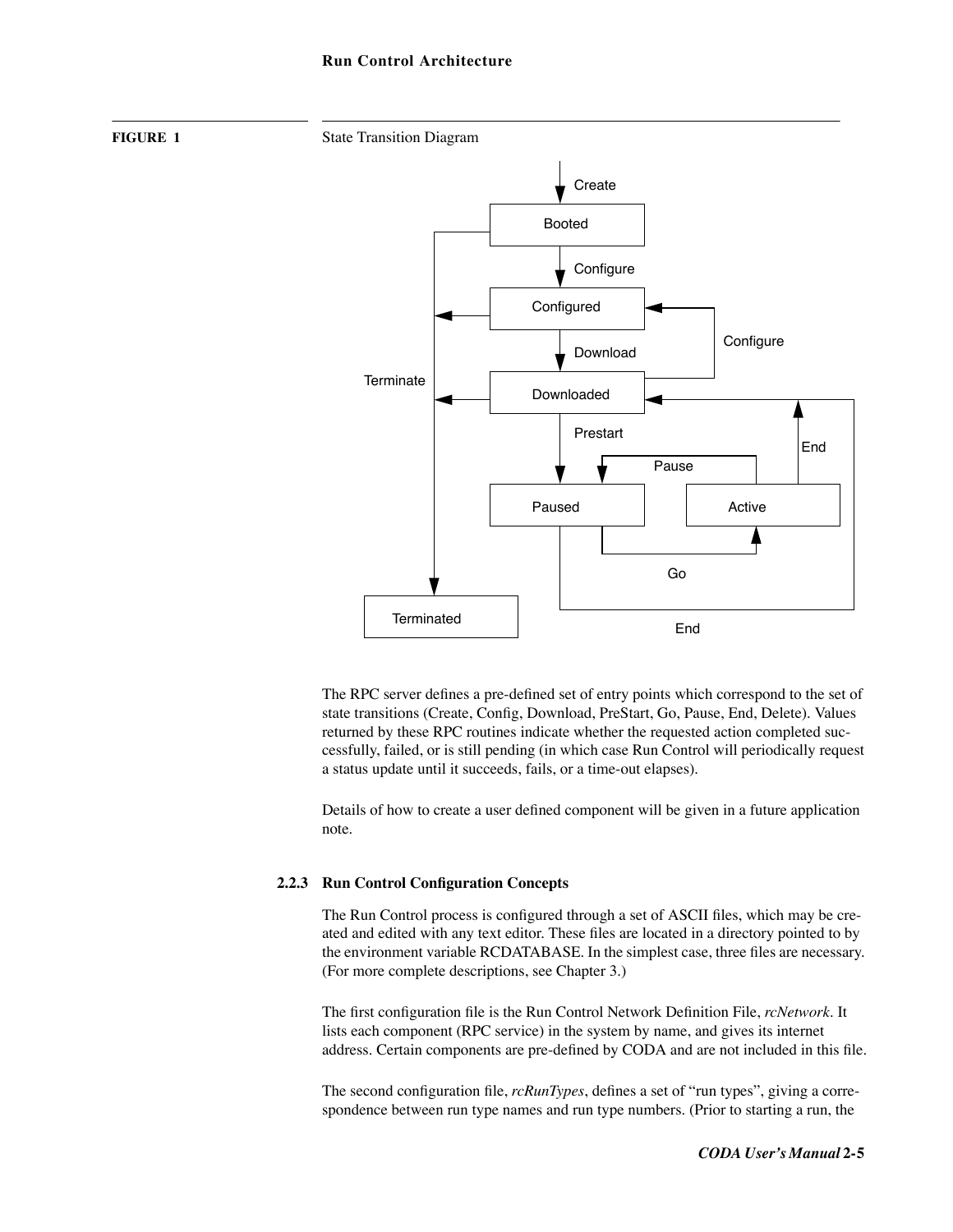**FIGURE 1** State Transition Diagram

The RPC server defines a pre-defined set of entry points which correspond to the set of state transitions (Create, Config, Download, PreStart, Go, Pause, End, Delete). Values returned by these RPC routines indicate whether the requested action completed successfully, failed, or is still pending (in which case Run Control will periodically request a status update until it succeeds, fails, or a time-out elapses).

Details of how to create a user defined component will be given in a future application note.

### 2.2.3 Run Control Configuration Concepts

The Run Control process is configured through a set of ASCII files, which may be created and edited with any text editor. These files are located in a directory pointed to by the environment variable RCDATABASE. In the simplest case, three files are necessary. (For more complete descriptions, see Chapter 3.)

The first configuration file is the Run Control Network Definition File, *rcNetwork*. It lists each component (RPC service) in the system by name, and gives its internet address. Certain components are pre-defined by CODA and are not included in this file.

The second configuration file, *rcRunTypes*, defines a set of “run types”, giving a correspondence between run type names and run type numbers. (Prior to starting a run, the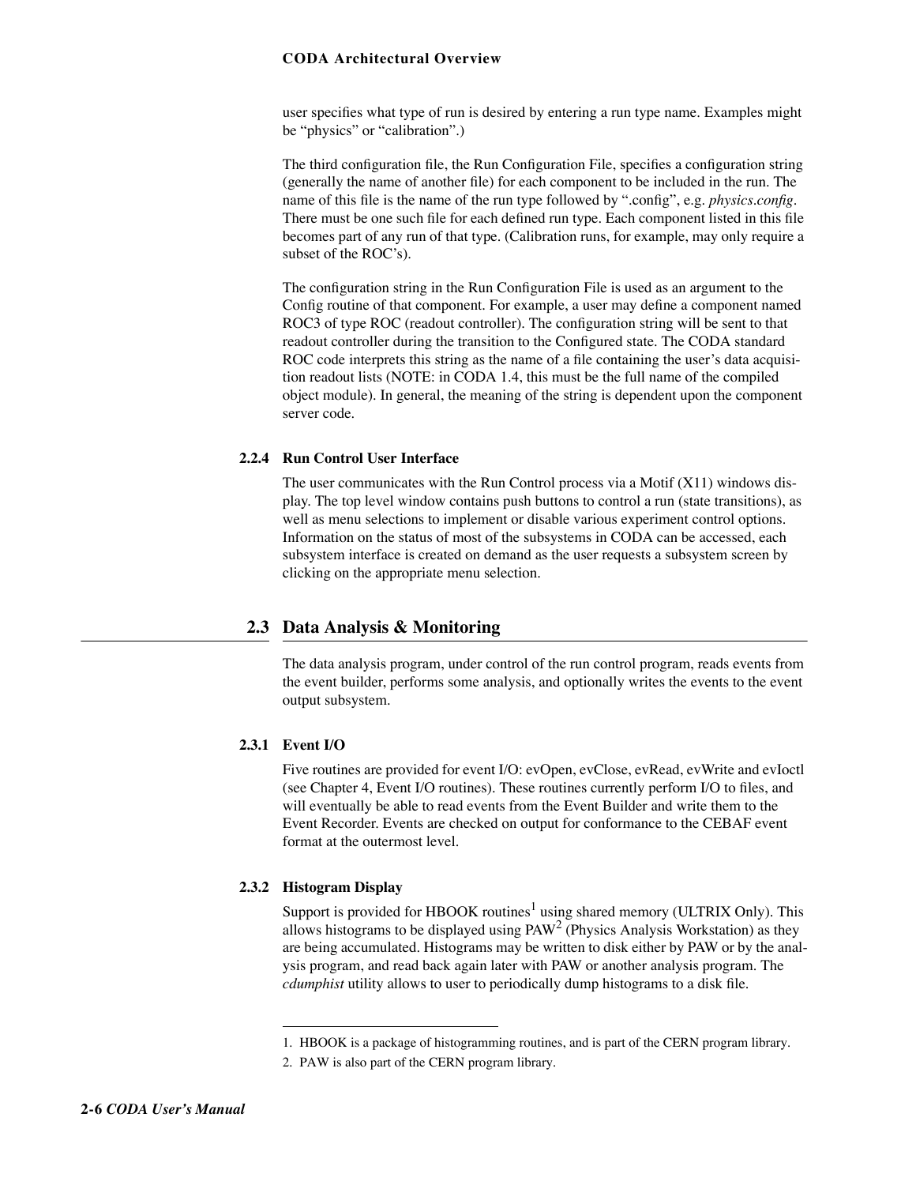user specifies what type of run is desired by entering a run type name. Examples might be “physics” or “calibration”.)

The third configuration file, the Run Configuration File, specifies a configuration string (generally the name of another file) for each component to be included in the run. The name of this file is the name of the run type followed by “.config”, e.g. *physics.config*. There must be one such file for each defined run type. Each component listed in this file becomes part of any run of that type. (Calibration runs, for example, may only require a subset of the ROC’s).

The configuration string in the Run Configuration File is used as an argument to the Config routine of that component. For example, a user may define a component named ROC3 of type ROC (readout controller). The configuration string will be sent to that readout controller during the transition to the Configured state. The CODA standard ROC code interprets this string as the name of a file containing the user’s data acquisition readout lists (NOTE: in CODA 1.4, this must be the full name of the compiled object module). In general, the meaning of the string is dependent upon the component server code.

### 2.2.4 Run Control User Interface

The user communicates with the Run Control process via a Motif (X11) windows display. The top level window contains push buttons to control a run (state transitions), as well as menu selections to implement or disable various experiment control options. Information on the status of most of the subsystems in CODA can be accessed, each subsystem interface is created on demand as the user requests a subsystem screen by clicking on the appropriate menu selection.

## 2.3 Data Analysis & Monitoring

The data analysis program, under control of the run control program, reads events from the event builder, performs some analysis, and optionally writes the events to the event output subsystem.

### 2.3.1 Event I/O

Five routines are provided for event I/O: evOpen, evClose, evRead, evWrite and evIoctl (see Chapter 4, Event I/O routines). These routines currently perform I/O to files, and will eventually be able to read events from the Event Builder and write them to the Event Recorder. Events are checked on output for conformance to the CEBAF event format at the outermost level.

### 2.3.2 Histogram Display

Support is provided for HBOOK routines[1] using shared memory (ULTRIX Only). This allows histograms to be displayed using PAW[2] (Physics Analysis Workstation) as they are being accumulated. Histograms may be written to disk either by PAW or by the analysis program, and read back again later with PAW or another analysis program. The *cdumphist* utility allows to user to periodically dump histograms to a disk file.

---

1. HBOOK is a package of histogramming routines, and is part of the CERN program library.
2. PAW is also part of the CERN program library.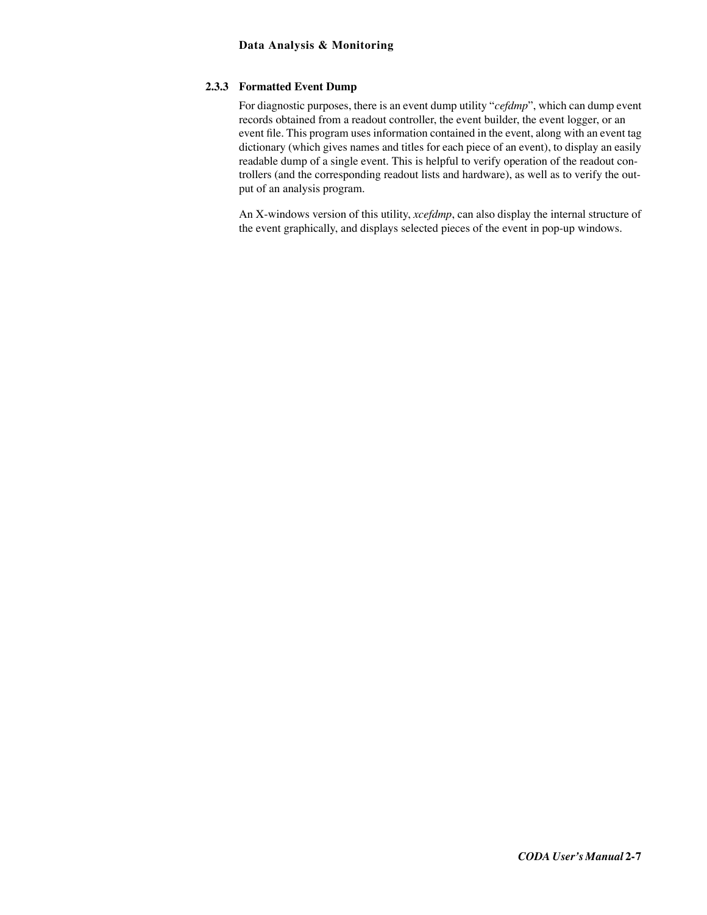### 2.3.3 Formatted Event Dump

For diagnostic purposes, there is an event dump utility "*cefdmp*", which can dump event records obtained from a readout controller, the event builder, the event logger, or an event file. This program uses information contained in the event, along with an event tag dictionary (which gives names and titles for each piece of an event), to display an easily readable dump of a single event. This is helpful to verify operation of the readout controllers (and the corresponding readout lists and hardware), as well as to verify the output of an analysis program.

An X-windows version of this utility, *xcefdmp*, can also display the internal structure of the event graphically, and displays selected pieces of the event in pop-up windows.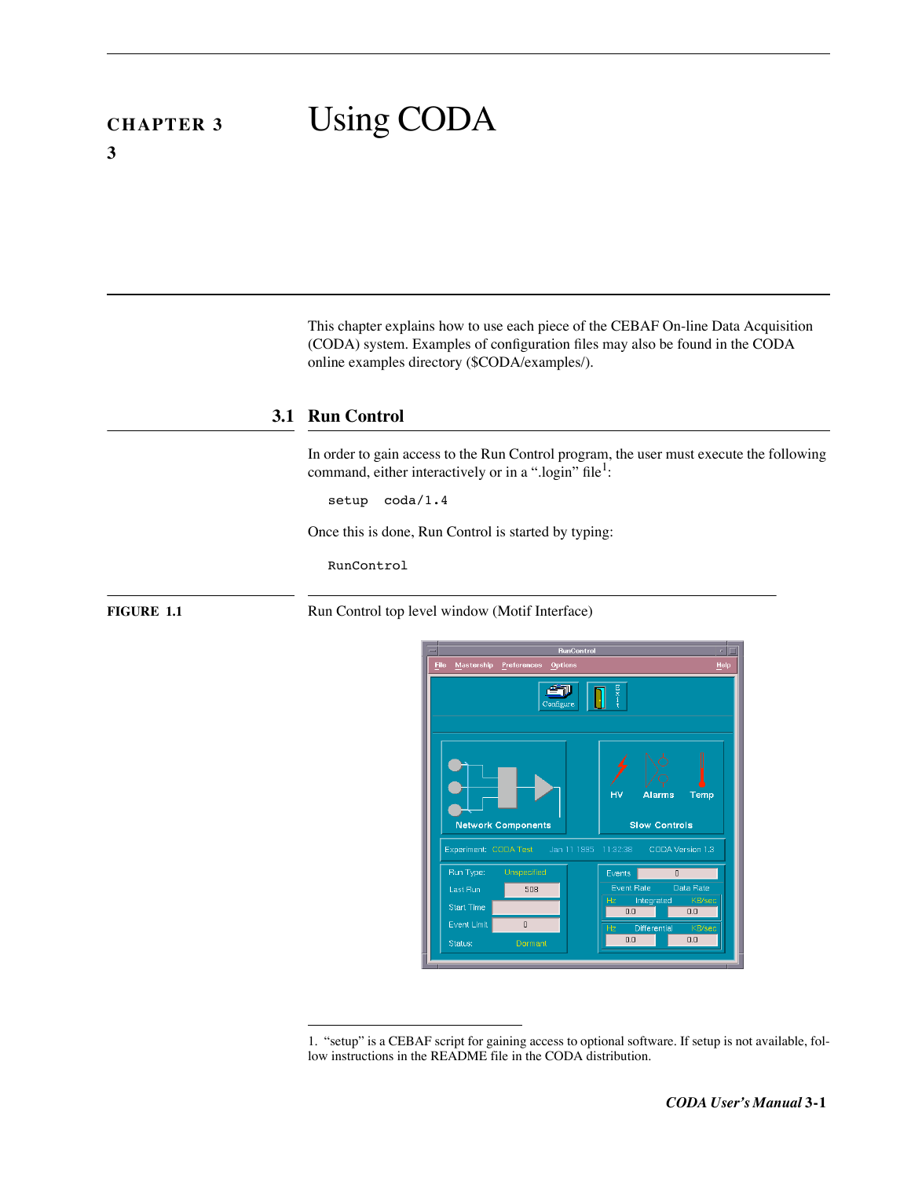# CHAPTER 3 Using CODA

This chapter explains how to use each piece of the CEBAF On-line Data Acquisition (CODA) system. Examples of configuration files may also be found in the CODA online examples directory ($CODA/examples/).

## 3.1 Run Control

In order to gain access to the Run Control program, the user must execute the following command, either interactively or in a ".login" file[1]:

```
setup  coda/1.4
```

Once this is done, Run Control is started by typing:

```
RunControl
```

**FIGURE 1.1** Run Control top level window (Motif Interface)

1. "setup" is a CEBAF script for gaining access to optional software. If setup is not available, follow instructions in the README file in the CODA distribution.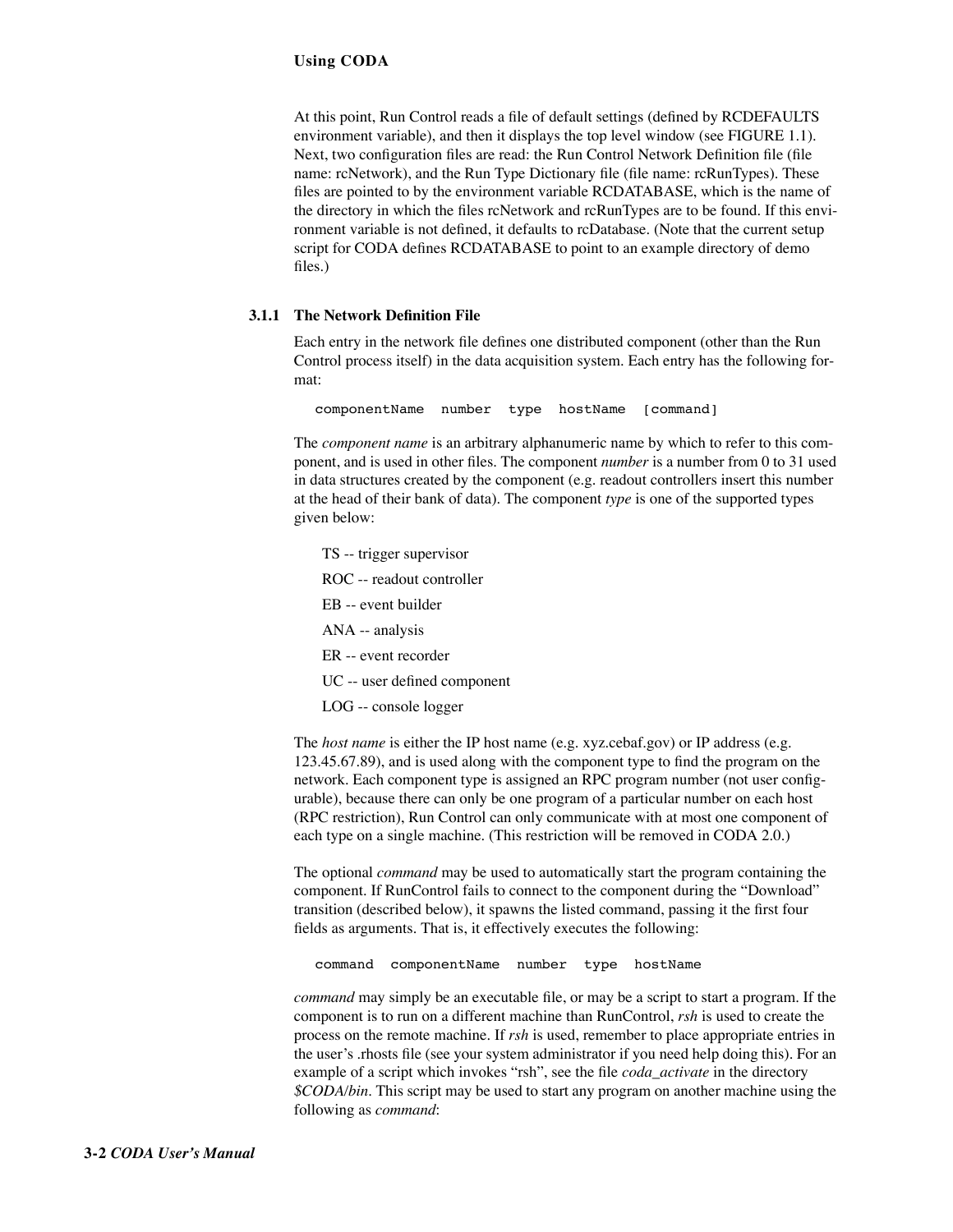At this point, Run Control reads a file of default settings (defined by RCDEFAULTS environment variable), and then it displays the top level window (see FIGURE 1.1). Next, two configuration files are read: the Run Control Network Definition file (file name: rcNetwork), and the Run Type Dictionary file (file name: rcRunTypes). These files are pointed to by the environment variable RCDATABASE, which is the name of the directory in which the files rcNetwork and rcRunTypes are to be found. If this environment variable is not defined, it defaults to rcDatabase. (Note that the current setup script for CODA defines RCDATABASE to point to an example directory of demo files.)

### 3.1.1 The Network Definition File

Each entry in the network file defines one distributed component (other than the Run Control process itself) in the data acquisition system. Each entry has the following format:

```
componentName   number   type   hostName   [command]
```

The *component name* is an arbitrary alphanumeric name by which to refer to this component, and is used in other files. The component *number* is a number from 0 to 31 used in data structures created by the component (e.g. readout controllers insert this number at the head of their bank of data). The component *type* is one of the supported types given below:

- TS -- trigger supervisor
- ROC -- readout controller
- EB -- event builder
- ANA -- analysis
- ER -- event recorder
- UC -- user defined component
- LOG -- console logger

The *host name* is either the IP host name (e.g. xyz.cebaf.gov) or IP address (e.g. 123.45.67.89), and is used along with the component type to find the program on the network. Each component type is assigned an RPC program number (not user configurable), because there can only be one program of a particular number on each host (RPC restriction), Run Control can only communicate with at most one component of each type on a single machine. (This restriction will be removed in CODA 2.0.)

The optional *command* may be used to automatically start the program containing the component. If RunControl fails to connect to the component during the “Download” transition (described below), it spawns the listed command, passing it the first four fields as arguments. That is, it effectively executes the following:

```
command   componentName   number   type   hostName
```

*command* may simply be an executable file, or may be a script to start a program. If the component is to run on a different machine than RunControl, *rsh* is used to create the process on the remote machine. If *rsh* is used, remember to place appropriate entries in the user’s .rhosts file (see your system administrator if you need help doing this). For an example of a script which invokes “rsh”, see the file *coda_activate* in the directory *$CODA/bin*. This script may be used to start any program on another machine using the following as *command*: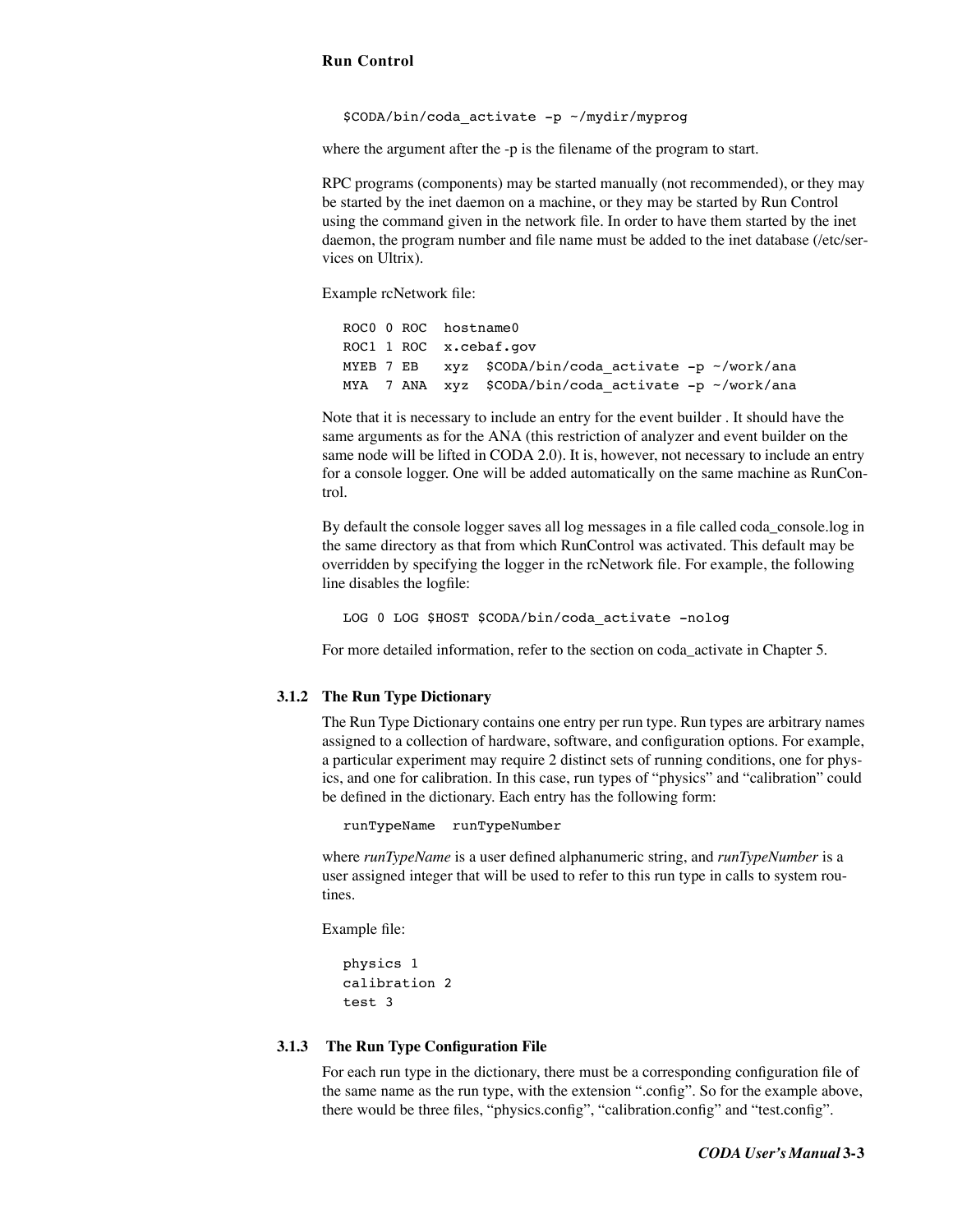```
$CODA/bin/coda_activate -p ~/mydir/myprog
```

where the argument after the -p is the filename of the program to start.

RPC programs (components) may be started manually (not recommended), or they may be started by the inet daemon on a machine, or they may be started by Run Control using the command given in the network file. In order to have them started by the inet daemon, the program number and file name must be added to the inet database (/etc/services on Ultrix).

Example rcNetwork file:

```
ROC0  0 ROC  hostname0
ROC1  1 ROC  x.cebaf.gov
MYEB  7 EB   xyz  $CODA/bin/coda_activate -p ~/work/ana
MYA   7 ANA  xyz  $CODA/bin/coda_activate -p ~/work/ana
```

Note that it is necessary to include an entry for the event builder . It should have the same arguments as for the ANA (this restriction of analyzer and event builder on the same node will be lifted in CODA 2.0). It is, however, not necessary to include an entry for a console logger. One will be added automatically on the same machine as RunControl.

By default the console logger saves all log messages in a file called coda_console.log in the same directory as that from which RunControl was activated. This default may be overridden by specifying the logger in the rcNetwork file. For example, the following line disables the logfile:

```
LOG 0 LOG $HOST $CODA/bin/coda_activate -nolog
```

For more detailed information, refer to the section on coda_activate in Chapter 5.

### 3.1.2 The Run Type Dictionary

The Run Type Dictionary contains one entry per run type. Run types are arbitrary names assigned to a collection of hardware, software, and configuration options. For example, a particular experiment may require 2 distinct sets of running conditions, one for physics, and one for calibration. In this case, run types of “physics” and “calibration” could be defined in the dictionary. Each entry has the following form:

```
runTypeName  runTypeNumber
```

where *runTypeName* is a user defined alphanumeric string, and *runTypeNumber* is a user assigned integer that will be used to refer to this run type in calls to system routines.

Example file:

```
physics 1
calibration 2
test 3
```

### 3.1.3 The Run Type Configuration File

For each run type in the dictionary, there must be a corresponding configuration file of the same name as the run type, with the extension “.config”. So for the example above, there would be three files, “physics.config”, “calibration.config” and “test.config”.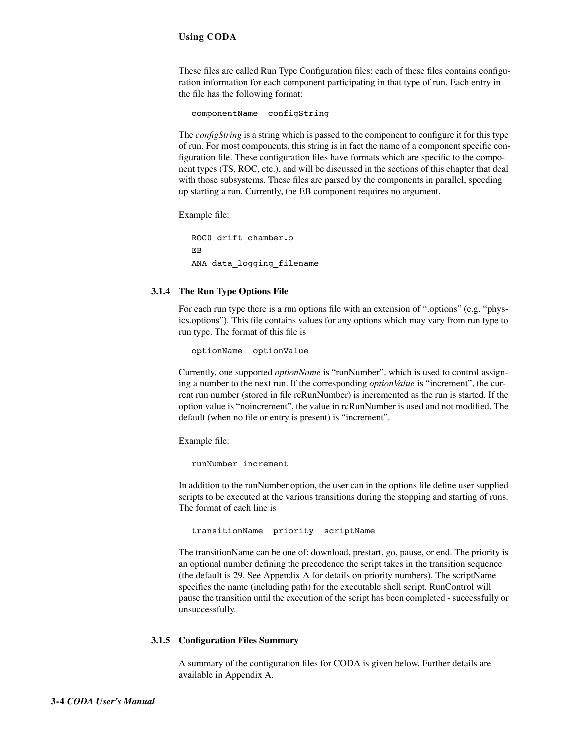These files are called Run Type Configuration files; each of these files contains configuration information for each component participating in that type of run. Each entry in the file has the following format:

```
componentName  configString
```

The *configString* is a string which is passed to the component to configure it for this type of run. For most components, this string is in fact the name of a component specific configuration file. These configuration files have formats which are specific to the component types (TS, ROC, etc.), and will be discussed in the sections of this chapter that deal with those subsystems. These files are parsed by the components in parallel, speeding up starting a run. Currently, the EB component requires no argument.

Example file:

```
ROC0 drift_chamber.o
EB
ANA data_logging_filename
```

### 3.1.4 The Run Type Options File

For each run type there is a run options file with an extension of ".options" (e.g. "physics.options"). This file contains values for any options which may vary from run type to run type. The format of this file is

```
optionName  optionValue
```

Currently, one supported *optionName* is "runNumber", which is used to control assigning a number to the next run. If the corresponding *optionValue* is "increment", the current run number (stored in file rcRunNumber) is incremented as the run is started. If the option value is "noincrement", the value in rcRunNumber is used and not modified. The default (when no file or entry is present) is "increment".

Example file:

```
runNumber increment
```

In addition to the runNumber option, the user can in the options file define user supplied scripts to be executed at the various transitions during the stopping and starting of runs. The format of each line is

```
transitionName  priority  scriptName
```

The transitionName can be one of: download, prestart, go, pause, or end. The priority is an optional number defining the precedence the script takes in the transition sequence (the default is 29. See Appendix A for details on priority numbers). The scriptName specifies the name (including path) for the executable shell script. RunControl will pause the transition until the execution of the script has been completed - successfully or unsuccessfully.

### 3.1.5 Configuration Files Summary

A summary of the configuration files for CODA is given below. Further details are available in Appendix A.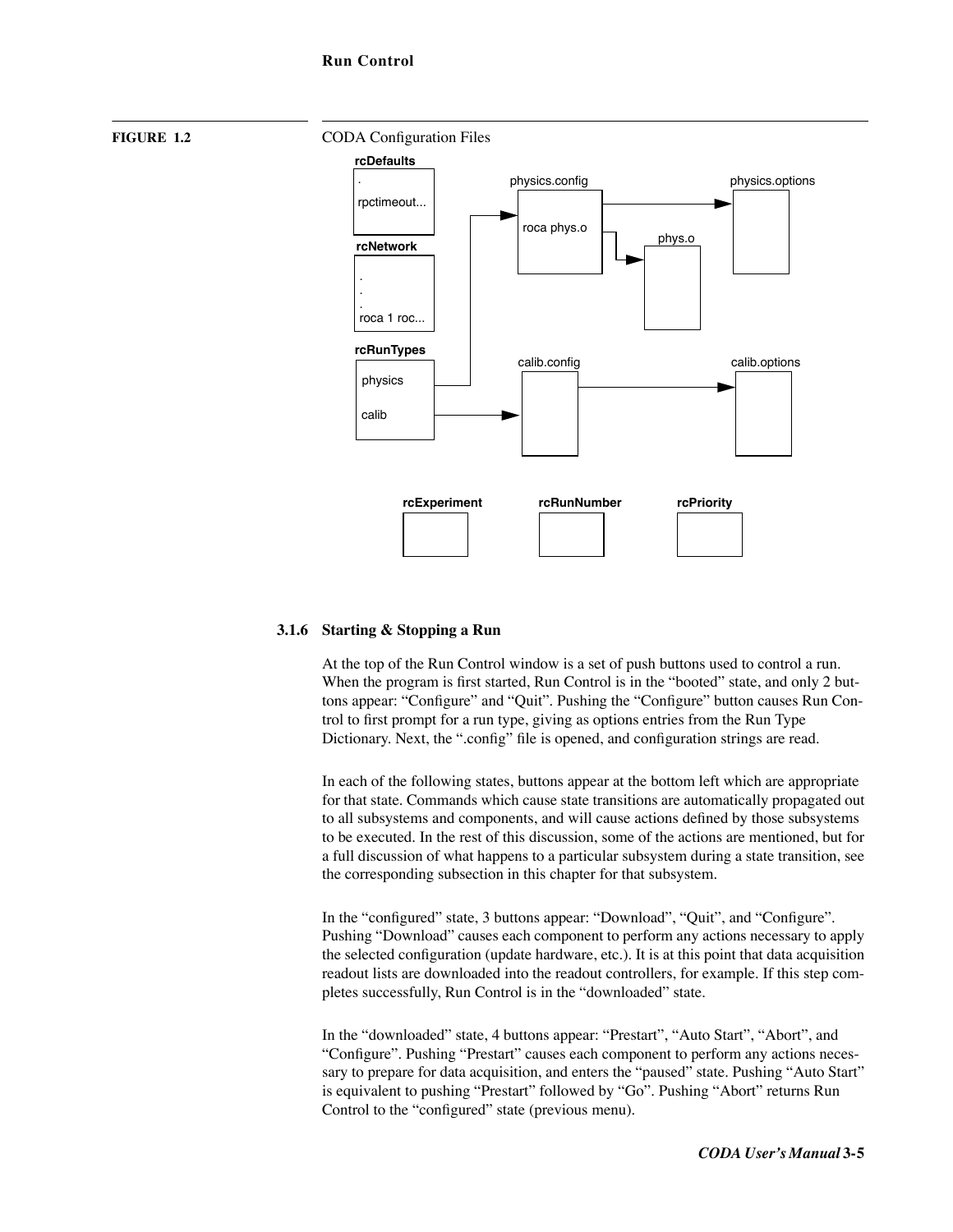**FIGURE 1.2** CODA Configuration Files

rcDefaults

.

rpctimeout...

rcNetwork

.
.
.
roca 1 roc...

rcRunTypes

physics

calib

physics.config

roca phys.o

phys.o

physics.options

calib.config

calib.options

rcExperiment

rcRunNumber

rcPriority

### 3.1.6 Starting & Stopping a Run

At the top of the Run Control window is a set of push buttons used to control a run. When the program is first started, Run Control is in the "booted" state, and only 2 buttons appear: "Configure" and "Quit". Pushing the "Configure" button causes Run Control to first prompt for a run type, giving as options entries from the Run Type Dictionary. Next, the ".config" file is opened, and configuration strings are read.

In each of the following states, buttons appear at the bottom left which are appropriate for that state. Commands which cause state transitions are automatically propagated out to all subsystems and components, and will cause actions defined by those subsystems to be executed. In the rest of this discussion, some of the actions are mentioned, but for a full discussion of what happens to a particular subsystem during a state transition, see the corresponding subsection in this chapter for that subsystem.

In the "configured" state, 3 buttons appear: "Download", "Quit", and "Configure". Pushing "Download" causes each component to perform any actions necessary to apply the selected configuration (update hardware, etc.). It is at this point that data acquisition readout lists are downloaded into the readout controllers, for example. If this step completes successfully, Run Control is in the "downloaded" state.

In the "downloaded" state, 4 buttons appear: "Prestart", "Auto Start", "Abort", and "Configure". Pushing "Prestart" causes each component to perform any actions necessary to prepare for data acquisition, and enters the "paused" state. Pushing "Auto Start" is equivalent to pushing "Prestart" followed by "Go". Pushing "Abort" returns Run Control to the "configured" state (previous menu).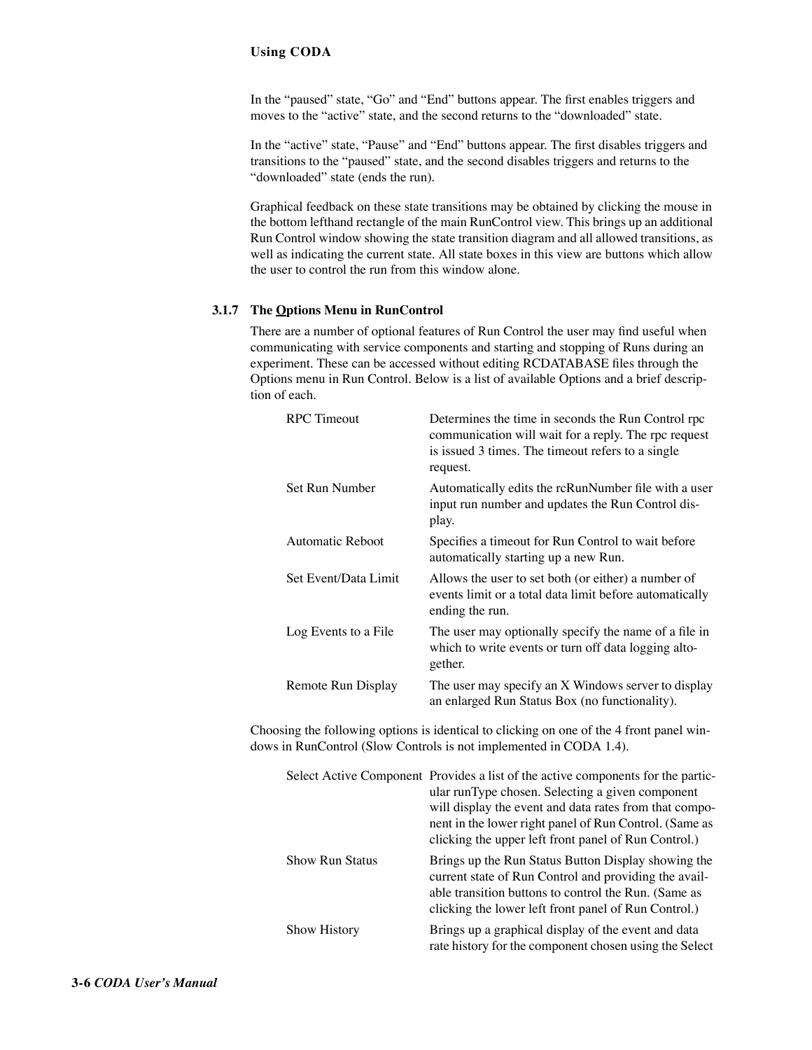In the "paused" state, "Go" and "End" buttons appear. The first enables triggers and moves to the "active" state, and the second returns to the "downloaded" state.

In the "active" state, "Pause" and "End" buttons appear. The first disables triggers and transitions to the "paused" state, and the second disables triggers and returns to the "downloaded" state (ends the run).

Graphical feedback on these state transitions may be obtained by clicking the mouse in the bottom lefthand rectangle of the main RunControl view. This brings up an additional Run Control window showing the state transition diagram and all allowed transitions, as well as indicating the current state. All state boxes in this view are buttons which allow the user to control the run from this window alone.

### 3.1.7 The Options Menu in RunControl

There are a number of optional features of Run Control the user may find useful when communicating with service components and starting and stopping of Runs during an experiment. These can be accessed without editing RCDATABASE files through the Options menu in Run Control. Below is a list of available Options and a brief description of each.

| | |
|---|---|
| RPC Timeout | Determines the time in seconds the Run Control rpc communication will wait for a reply. The rpc request is issued 3 times. The timeout refers to a single request. |
| Set Run Number | Automatically edits the rcRunNumber file with a user input run number and updates the Run Control display. |
| Automatic Reboot | Specifies a timeout for Run Control to wait before automatically starting up a new Run. |
| Set Event/Data Limit | Allows the user to set both (or either) a number of events limit or a total data limit before automatically ending the run. |
| Log Events to a File | The user may optionally specify the name of a file in which to write events or turn off data logging altogether. |
| Remote Run Display | The user may specify an X Windows server to display an enlarged Run Status Box (no functionality). |

Choosing the following options is identical to clicking on one of the 4 front panel windows in RunControl (Slow Controls is not implemented in CODA 1.4).

| | |
|---|---|
| Select Active Component | Provides a list of the active components for the particular runType chosen. Selecting a given component will display the event and data rates from that component in the lower right panel of Run Control. (Same as clicking the upper left front panel of Run Control.) |
| Show Run Status | Brings up the Run Status Button Display showing the current state of Run Control and providing the available transition buttons to control the Run. (Same as clicking the lower left front panel of Run Control.) |
| Show History | Brings up a graphical display of the event and data rate history for the component chosen using the Select |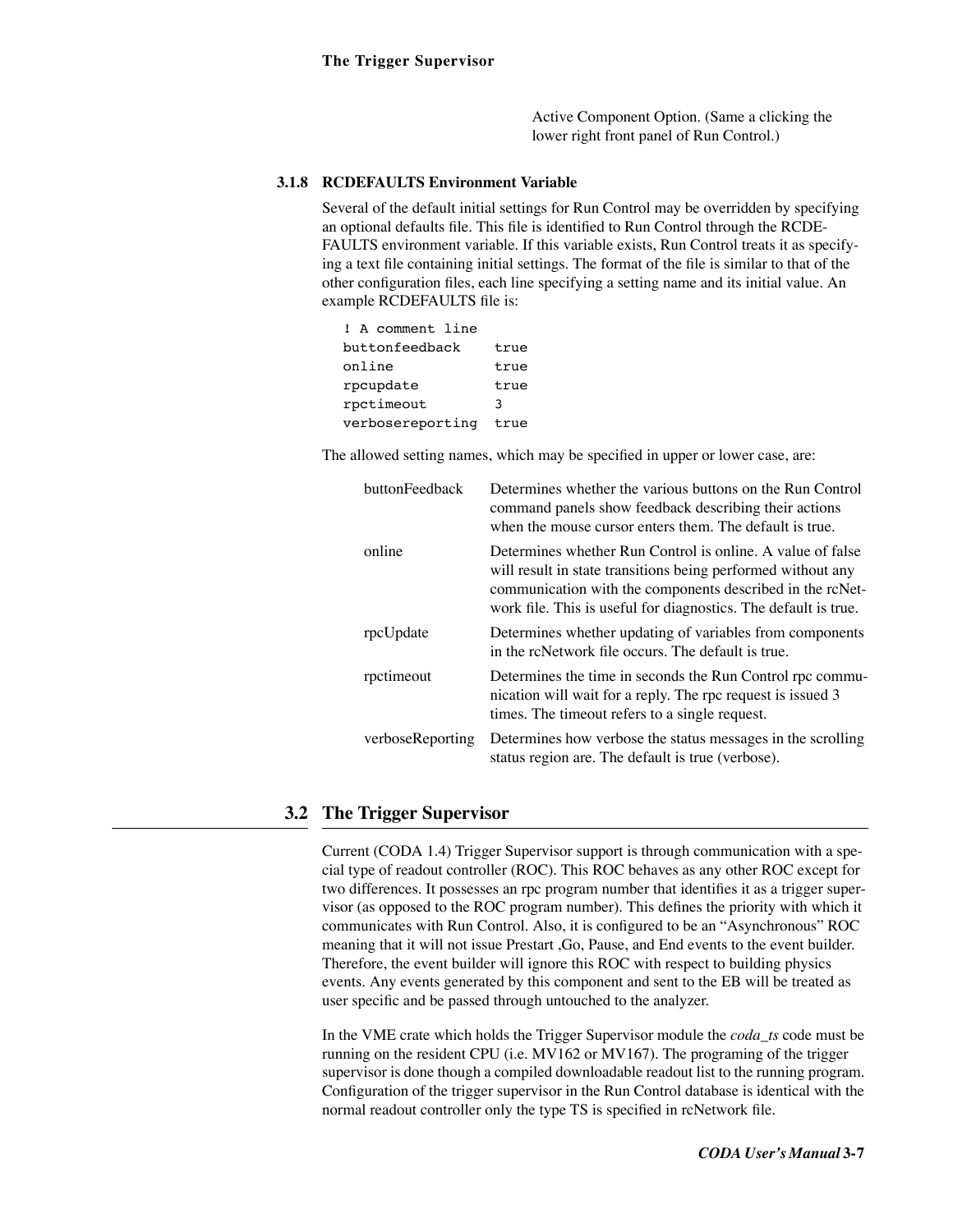Active Component Option. (Same a clicking the lower right front panel of Run Control.)

### 3.1.8 RCDEFAULTS Environment Variable

Several of the default initial settings for Run Control may be overridden by specifying an optional defaults file. This file is identified to Run Control through the RCDEFAULTS environment variable. If this variable exists, Run Control treats it as specifying a text file containing initial settings. The format of the file is similar to that of the other configuration files, each line specifying a setting name and its initial value. An example RCDEFAULTS file is:

```
! A comment line
buttonfeedback    true
online            true
rpcupdate         true
rpctimeout        3
verbosereporting  true
```

The allowed setting names, which may be specified in upper or lower case, are:

| | |
|---|---|
| buttonFeedback | Determines whether the various buttons on the Run Control command panels show feedback describing their actions when the mouse cursor enters them. The default is true. |
| online | Determines whether Run Control is online. A value of false will result in state transitions being performed without any communication with the components described in the rcNetwork file. This is useful for diagnostics. The default is true. |
| rpcUpdate | Determines whether updating of variables from components in the rcNetwork file occurs. The default is true. |
| rpctimeout | Determines the time in seconds the Run Control rpc communication will wait for a reply. The rpc request is issued 3 times. The timeout refers to a single request. |
| verboseReporting | Determines how verbose the status messages in the scrolling status region are. The default is true (verbose). |

## 3.2 The Trigger Supervisor

Current (CODA 1.4) Trigger Supervisor support is through communication with a special type of readout controller (ROC). This ROC behaves as any other ROC except for two differences. It possesses an rpc program number that identifies it as a trigger supervisor (as opposed to the ROC program number). This defines the priority with which it communicates with Run Control. Also, it is configured to be an “Asynchronous” ROC meaning that it will not issue Prestart ,Go, Pause, and End events to the event builder. Therefore, the event builder will ignore this ROC with respect to building physics events. Any events generated by this component and sent to the EB will be treated as user specific and be passed through untouched to the analyzer.

In the VME crate which holds the Trigger Supervisor module the *coda_ts* code must be running on the resident CPU (i.e. MV162 or MV167). The programing of the trigger supervisor is done though a compiled downloadable readout list to the running program. Configuration of the trigger supervisor in the Run Control database is identical with the normal readout controller only the type TS is specified in rcNetwork file.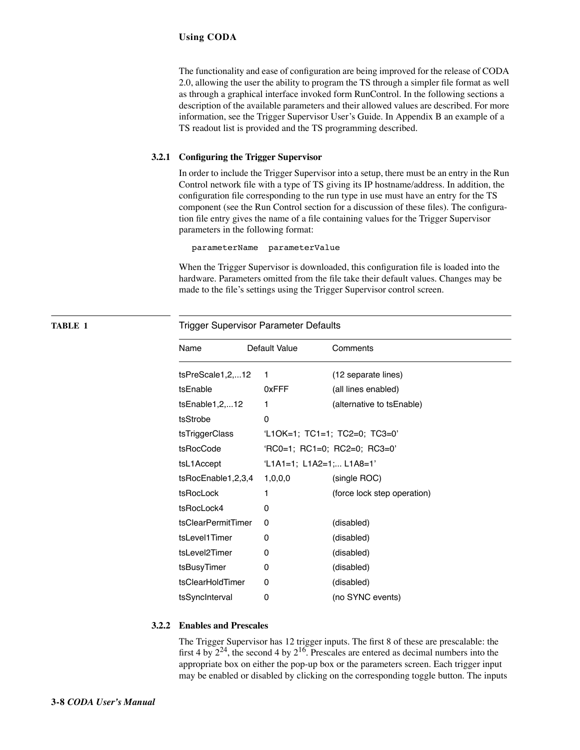The functionality and ease of configuration are being improved for the release of CODA 2.0, allowing the user the ability to program the TS through a simpler file format as well as through a graphical interface invoked form RunControl. In the following sections a description of the available parameters and their allowed values are described. For more information, see the Trigger Supervisor User's Guide. In Appendix B an example of a TS readout list is provided and the TS programming described.

### 3.2.1 Configuring the Trigger Supervisor

In order to include the Trigger Supervisor into a setup, there must be an entry in the Run Control network file with a type of TS giving its IP hostname/address. In addition, the configuration file corresponding to the run type in use must have an entry for the TS component (see the Run Control section for a discussion of these files). The configuration file entry gives the name of a file containing values for the Trigger Supervisor parameters in the following format:

```
parameterName  parameterValue
```

When the Trigger Supervisor is downloaded, this configuration file is loaded into the hardware. Parameters omitted from the file take their default values. Changes may be made to the file's settings using the Trigger Supervisor control screen.

**TABLE 1** Trigger Supervisor Parameter Defaults

| Name | Default Value | Comments |
|---|---|---|
| tsPreScale1,2,...12 | 1 | (12 separate lines) |
| tsEnable | 0xFFF | (all lines enabled) |
| tsEnable1,2,...12 | 1 | (alternative to tsEnable) |
| tsStrobe | 0 | |
| tsTriggerClass | 'L1OK=1; TC1=1; TC2=0; TC3=0' | |
| tsRocCode | 'RC0=1; RC1=0; RC2=0; RC3=0' | |
| tsL1Accept | 'L1A1=1; L1A2=1;... L1A8=1' | |
| tsRocEnable1,2,3,4 | 1,0,0,0 | (single ROC) |
| tsRocLock | 1 | (force lock step operation) |
| tsRocLock4 | 0 | |
| tsClearPermitTimer | 0 | (disabled) |
| tsLevel1Timer | 0 | (disabled) |
| tsLevel2Timer | 0 | (disabled) |
| tsBusyTimer | 0 | (disabled) |
| tsClearHoldTimer | 0 | (disabled) |
| tsSyncInterval | 0 | (no SYNC events) |

### 3.2.2 Enables and Prescales

The Trigger Supervisor has 12 trigger inputs. The first 8 of these are prescalable: the first 4 by $2^{24}$, the second 4 by $2^{16}$. Prescales are entered as decimal numbers into the appropriate box on either the pop-up box or the parameters screen. Each trigger input may be enabled or disabled by clicking on the corresponding toggle button. The inputs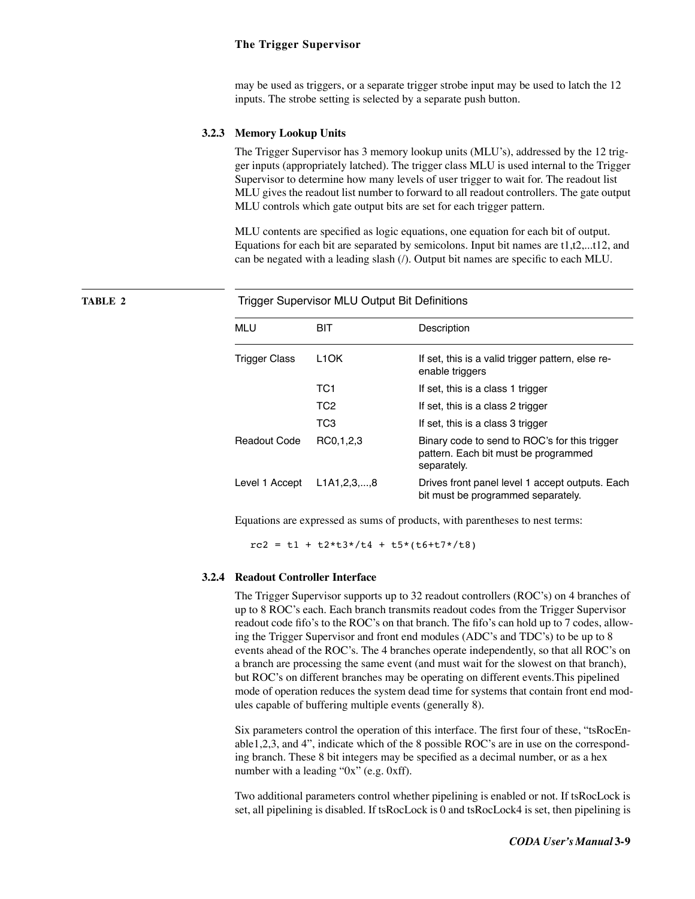may be used as triggers, or a separate trigger strobe input may be used to latch the 12 inputs. The strobe setting is selected by a separate push button.

### 3.2.3 Memory Lookup Units

The Trigger Supervisor has 3 memory lookup units (MLU's), addressed by the 12 trigger inputs (appropriately latched). The trigger class MLU is used internal to the Trigger Supervisor to determine how many levels of user trigger to wait for. The readout list MLU gives the readout list number to forward to all readout controllers. The gate output MLU controls which gate output bits are set for each trigger pattern.

MLU contents are specified as logic equations, one equation for each bit of output. Equations for each bit are separated by semicolons. Input bit names are t1,t2,...t12, and can be negated with a leading slash (/). Output bit names are specific to each MLU.

**TABLE 2** Trigger Supervisor MLU Output Bit Definitions

| MLU | BIT | Description |
|---|---|---|
| Trigger Class | L1OK | If set, this is a valid trigger pattern, else re-enable triggers |
| | TC1 | If set, this is a class 1 trigger |
| | TC2 | If set, this is a class 2 trigger |
| | TC3 | If set, this is a class 3 trigger |
| Readout Code | RC0,1,2,3 | Binary code to send to ROC's for this trigger pattern. Each bit must be programmed separately. |
| Level 1 Accept | L1A1,2,3,...,8 | Drives front panel level 1 accept outputs. Each bit must be programmed separately. |

Equations are expressed as sums of products, with parentheses to nest terms:

```
rc2 = t1 + t2*t3*/t4 + t5*(t6+t7*/t8)
```

### 3.2.4 Readout Controller Interface

The Trigger Supervisor supports up to 32 readout controllers (ROC's) on 4 branches of up to 8 ROC's each. Each branch transmits readout codes from the Trigger Supervisor readout code fifo's to the ROC's on that branch. The fifo's can hold up to 7 codes, allowing the Trigger Supervisor and front end modules (ADC's and TDC's) to be up to 8 events ahead of the ROC's. The 4 branches operate independently, so that all ROC's on a branch are processing the same event (and must wait for the slowest on that branch), but ROC's on different branches may be operating on different events.This pipelined mode of operation reduces the system dead time for systems that contain front end modules capable of buffering multiple events (generally 8).

Six parameters control the operation of this interface. The first four of these, "tsRocEnable1,2,3, and 4", indicate which of the 8 possible ROC's are in use on the corresponding branch. These 8 bit integers may be specified as a decimal number, or as a hex number with a leading "0x" (e.g. 0xff).

Two additional parameters control whether pipelining is enabled or not. If tsRocLock is set, all pipelining is disabled. If tsRocLock is 0 and tsRocLock4 is set, then pipelining is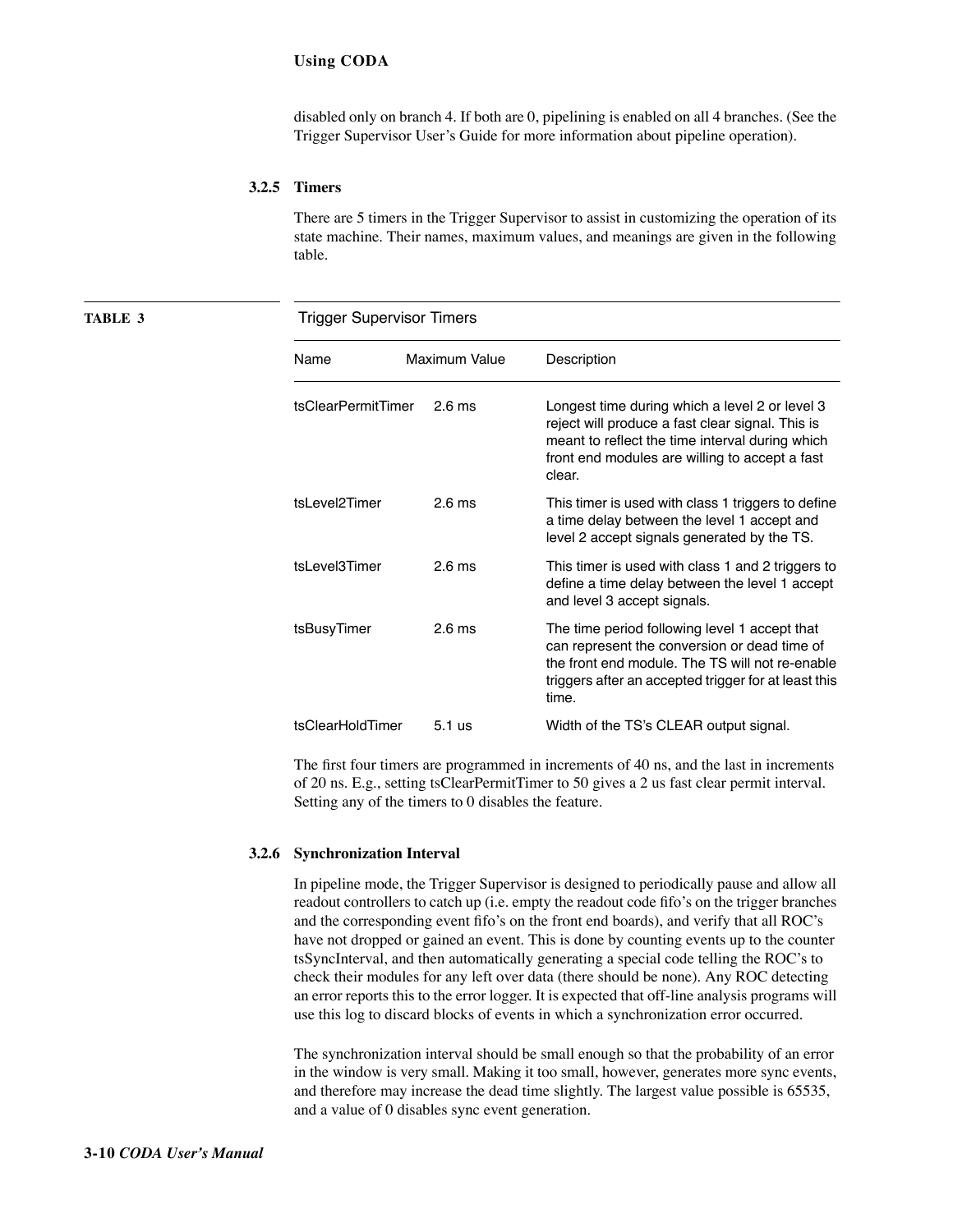disabled only on branch 4. If both are 0, pipelining is enabled on all 4 branches. (See the Trigger Supervisor User's Guide for more information about pipeline operation).

### 3.2.5 Timers

There are 5 timers in the Trigger Supervisor to assist in customizing the operation of its state machine. Their names, maximum values, and meanings are given in the following table.

**TABLE 3** Trigger Supervisor Timers

| Name | Maximum Value | Description |
|---|---|---|
| tsClearPermitTimer | 2.6 ms | Longest time during which a level 2 or level 3 reject will produce a fast clear signal. This is meant to reflect the time interval during which front end modules are willing to accept a fast clear. |
| tsLevel2Timer | 2.6 ms | This timer is used with class 1 triggers to define a time delay between the level 1 accept and level 2 accept signals generated by the TS. |
| tsLevel3Timer | 2.6 ms | This timer is used with class 1 and 2 triggers to define a time delay between the level 1 accept and level 3 accept signals. |
| tsBusyTimer | 2.6 ms | The time period following level 1 accept that can represent the conversion or dead time of the front end module. The TS will not re-enable triggers after an accepted trigger for at least this time. |
| tsClearHoldTimer | 5.1 us | Width of the TS's CLEAR output signal. |

The first four timers are programmed in increments of 40 ns, and the last in increments of 20 ns. E.g., setting tsClearPermitTimer to 50 gives a 2 us fast clear permit interval. Setting any of the timers to 0 disables the feature.

### 3.2.6 Synchronization Interval

In pipeline mode, the Trigger Supervisor is designed to periodically pause and allow all readout controllers to catch up (i.e. empty the readout code fifo's on the trigger branches and the corresponding event fifo's on the front end boards), and verify that all ROC's have not dropped or gained an event. This is done by counting events up to the counter tsSyncInterval, and then automatically generating a special code telling the ROC's to check their modules for any left over data (there should be none). Any ROC detecting an error reports this to the error logger. It is expected that off-line analysis programs will use this log to discard blocks of events in which a synchronization error occurred.

The synchronization interval should be small enough so that the probability of an error in the window is very small. Making it too small, however, generates more sync events, and therefore may increase the dead time slightly. The largest value possible is 65535, and a value of 0 disables sync event generation.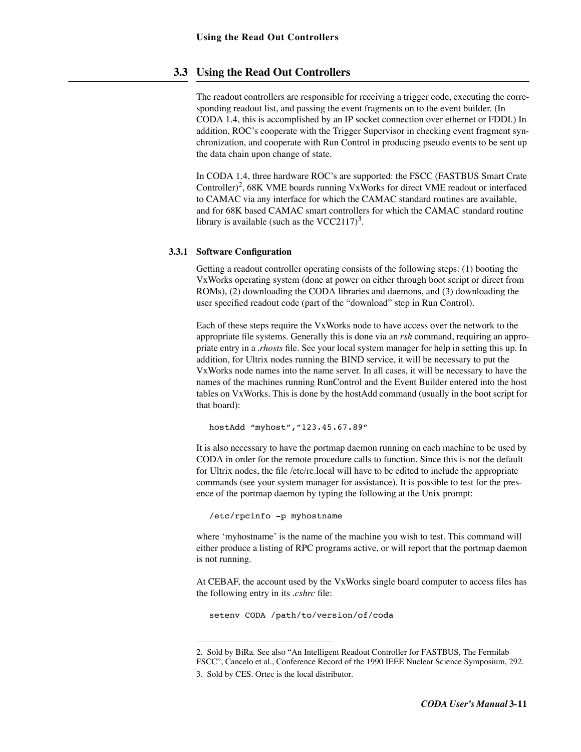## 3.3 Using the Read Out Controllers

The readout controllers are responsible for receiving a trigger code, executing the corresponding readout list, and passing the event fragments on to the event builder. (In CODA 1.4, this is accomplished by an IP socket connection over ethernet or FDDI.) In addition, ROC's cooperate with the Trigger Supervisor in checking event fragment synchronization, and cooperate with Run Control in producing pseudo events to be sent up the data chain upon change of state.

In CODA 1.4, three hardware ROC's are supported: the FSCC (FASTBUS Smart Crate Controller)[2], 68K VME boards running VxWorks for direct VME readout or interfaced to CAMAC via any interface for which the CAMAC standard routines are available, and for 68K based CAMAC smart controllers for which the CAMAC standard routine library is available (such as the VCC2117)[3].

### 3.3.1 Software Configuration

Getting a readout controller operating consists of the following steps: (1) booting the VxWorks operating system (done at power on either through boot script or direct from ROMs), (2) downloading the CODA libraries and daemons, and (3) downloading the user specified readout code (part of the "download" step in Run Control).

Each of these steps require the VxWorks node to have access over the network to the appropriate file systems. Generally this is done via an *rsh* command, requiring an appropriate entry in a *.rhosts* file. See your local system manager for help in setting this up. In addition, for Ultrix nodes running the BIND service, it will be necessary to put the VxWorks node names into the name server. In all cases, it will be necessary to have the names of the machines running RunControl and the Event Builder entered into the host tables on VxWorks. This is done by the hostAdd command (usually in the boot script for that board):

```
hostAdd "myhost","123.45.67.89"
```

It is also necessary to have the portmap daemon running on each machine to be used by CODA in order for the remote procedure calls to function. Since this is not the default for Ultrix nodes, the file /etc/rc.local will have to be edited to include the appropriate commands (see your system manager for assistance). It is possible to test for the presence of the portmap daemon by typing the following at the Unix prompt:

```
/etc/rpcinfo -p myhostname
```

where 'myhostname' is the name of the machine you wish to test. This command will either produce a listing of RPC programs active, or will report that the portmap daemon is not running.

At CEBAF, the account used by the VxWorks single board computer to access files has the following entry in its *.cshrc* file:

```
setenv CODA /path/to/version/of/coda
```

---

2. Sold by BiRa. See also "An Intelligent Readout Controller for FASTBUS, The Fermilab FSCC", Cancelo et al., Conference Record of the 1990 IEEE Nuclear Science Symposium, 292.

3. Sold by CES. Ortec is the local distributor.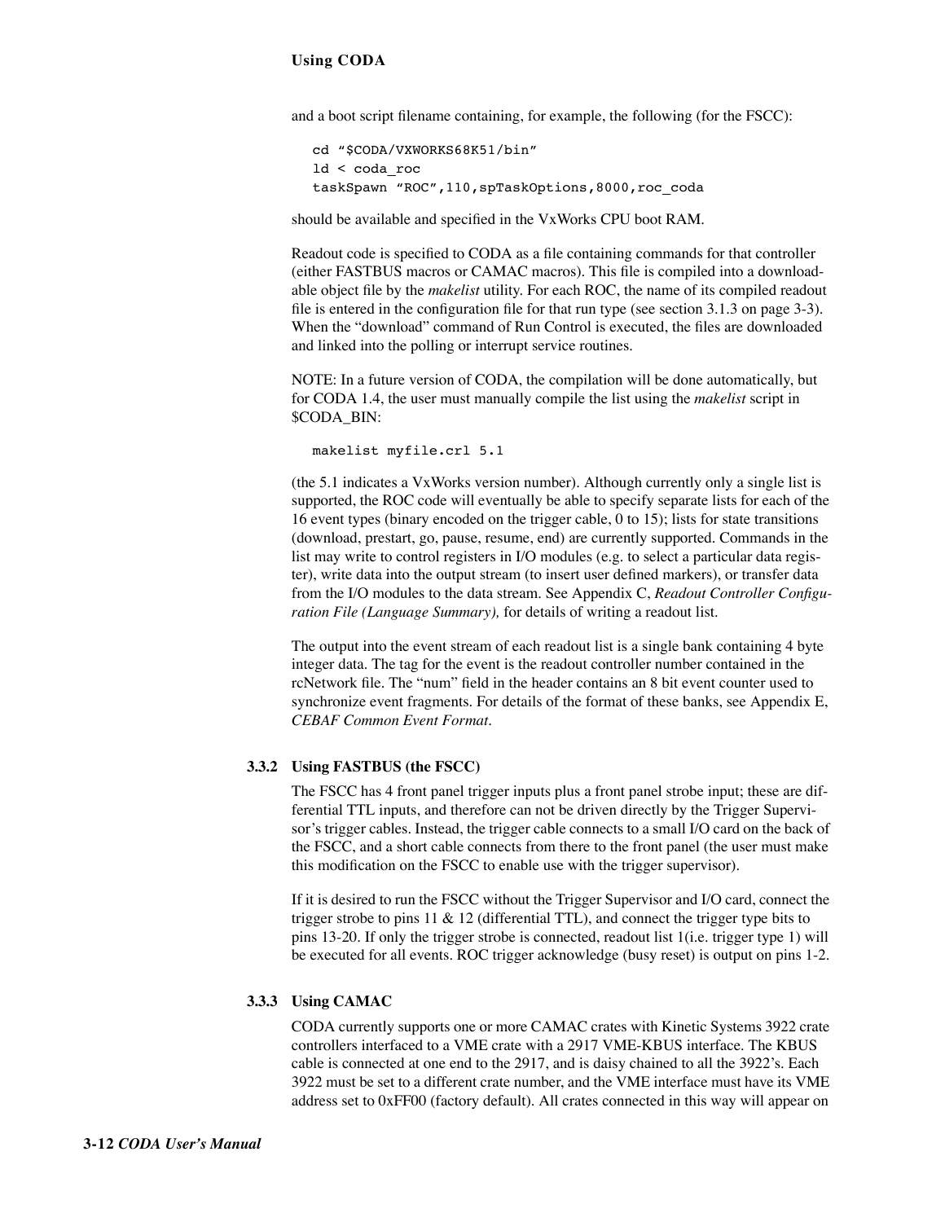and a boot script filename containing, for example, the following (for the FSCC):

```
cd "$CODA/VXWORKS68K51/bin"
ld < coda_roc
taskSpawn "ROC",110,spTaskOptions,8000,roc_coda
```

should be available and specified in the VxWorks CPU boot RAM.

Readout code is specified to CODA as a file containing commands for that controller (either FASTBUS macros or CAMAC macros). This file is compiled into a downloadable object file by the *makelist* utility. For each ROC, the name of its compiled readout file is entered in the configuration file for that run type (see section 3.1.3 on page 3-3). When the "download" command of Run Control is executed, the files are downloaded and linked into the polling or interrupt service routines.

NOTE: In a future version of CODA, the compilation will be done automatically, but for CODA 1.4, the user must manually compile the list using the *makelist* script in $CODA_BIN:

```
makelist myfile.crl 5.1
```

(the 5.1 indicates a VxWorks version number). Although currently only a single list is supported, the ROC code will eventually be able to specify separate lists for each of the 16 event types (binary encoded on the trigger cable, 0 to 15); lists for state transitions (download, prestart, go, pause, resume, end) are currently supported. Commands in the list may write to control registers in I/O modules (e.g. to select a particular data register), write data into the output stream (to insert user defined markers), or transfer data from the I/O modules to the data stream. See Appendix C, *Readout Controller Configuration File (Language Summary),* for details of writing a readout list.

The output into the event stream of each readout list is a single bank containing 4 byte integer data. The tag for the event is the readout controller number contained in the rcNetwork file. The "num" field in the header contains an 8 bit event counter used to synchronize event fragments. For details of the format of these banks, see Appendix E, *CEBAF Common Event Format*.

### 3.3.2 Using FASTBUS (the FSCC)

The FSCC has 4 front panel trigger inputs plus a front panel strobe input; these are differential TTL inputs, and therefore can not be driven directly by the Trigger Supervisor's trigger cables. Instead, the trigger cable connects to a small I/O card on the back of the FSCC, and a short cable connects from there to the front panel (the user must make this modification on the FSCC to enable use with the trigger supervisor).

If it is desired to run the FSCC without the Trigger Supervisor and I/O card, connect the trigger strobe to pins 11 & 12 (differential TTL), and connect the trigger type bits to pins 13-20. If only the trigger strobe is connected, readout list 1(i.e. trigger type 1) will be executed for all events. ROC trigger acknowledge (busy reset) is output on pins 1-2.

### 3.3.3 Using CAMAC

CODA currently supports one or more CAMAC crates with Kinetic Systems 3922 crate controllers interfaced to a VME crate with a 2917 VME-KBUS interface. The KBUS cable is connected at one end to the 2917, and is daisy chained to all the 3922's. Each 3922 must be set to a different crate number, and the VME interface must have its VME address set to 0xFF00 (factory default). All crates connected in this way will appear on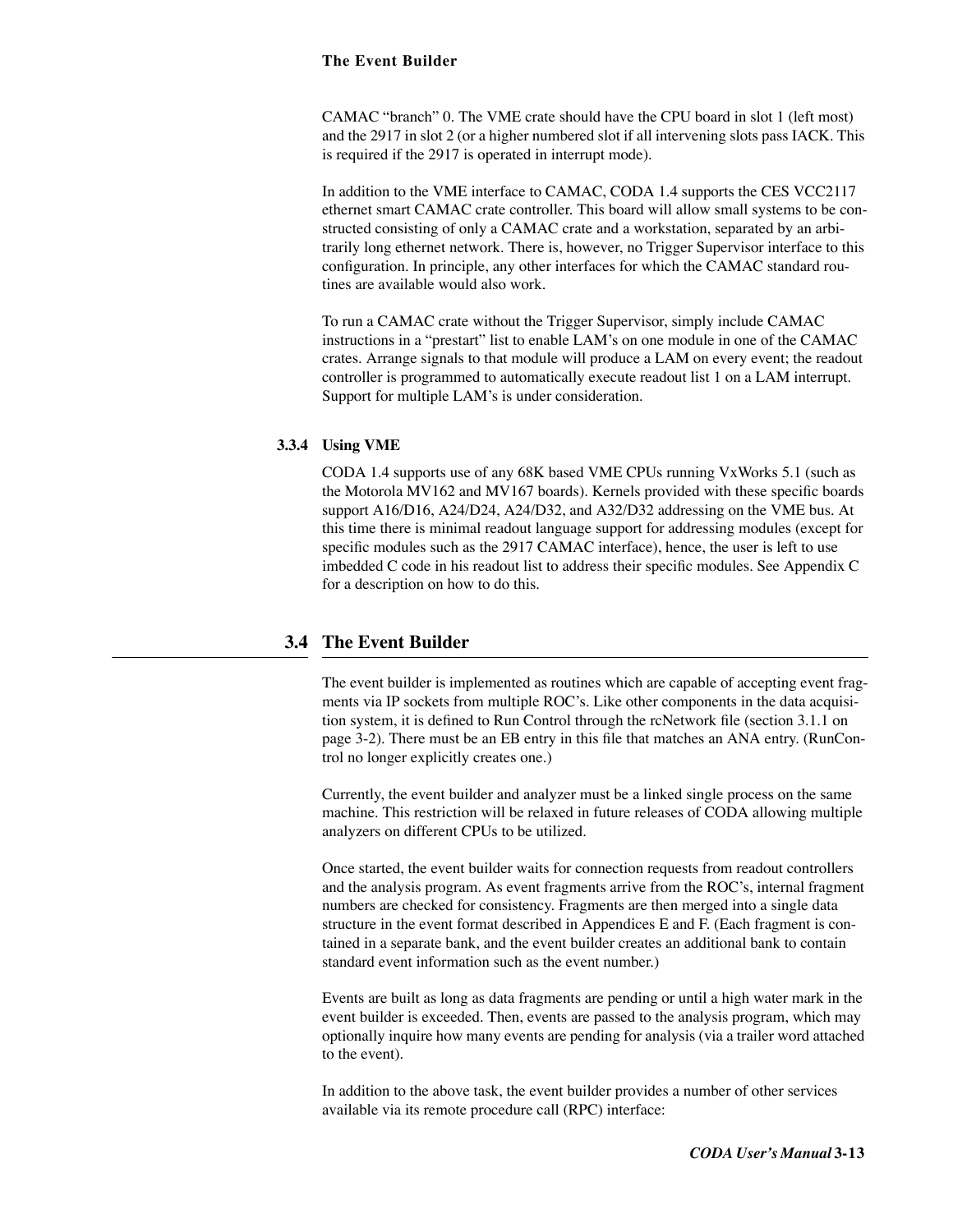CAMAC “branch” 0. The VME crate should have the CPU board in slot 1 (left most) and the 2917 in slot 2 (or a higher numbered slot if all intervening slots pass IACK. This is required if the 2917 is operated in interrupt mode).

In addition to the VME interface to CAMAC, CODA 1.4 supports the CES VCC2117 ethernet smart CAMAC crate controller. This board will allow small systems to be constructed consisting of only a CAMAC crate and a workstation, separated by an arbitrarily long ethernet network. There is, however, no Trigger Supervisor interface to this configuration. In principle, any other interfaces for which the CAMAC standard routines are available would also work.

To run a CAMAC crate without the Trigger Supervisor, simply include CAMAC instructions in a “prestart” list to enable LAM’s on one module in one of the CAMAC crates. Arrange signals to that module will produce a LAM on every event; the readout controller is programmed to automatically execute readout list 1 on a LAM interrupt. Support for multiple LAM’s is under consideration.

### 3.3.4 Using VME

CODA 1.4 supports use of any 68K based VME CPUs running VxWorks 5.1 (such as the Motorola MV162 and MV167 boards). Kernels provided with these specific boards support A16/D16, A24/D24, A24/D32, and A32/D32 addressing on the VME bus. At this time there is minimal readout language support for addressing modules (except for specific modules such as the 2917 CAMAC interface), hence, the user is left to use imbedded C code in his readout list to address their specific modules. See Appendix C for a description on how to do this.

## 3.4 The Event Builder

The event builder is implemented as routines which are capable of accepting event fragments via IP sockets from multiple ROC’s. Like other components in the data acquisition system, it is defined to Run Control through the rcNetwork file (section 3.1.1 on page 3-2). There must be an EB entry in this file that matches an ANA entry. (RunControl no longer explicitly creates one.)

Currently, the event builder and analyzer must be a linked single process on the same machine. This restriction will be relaxed in future releases of CODA allowing multiple analyzers on different CPUs to be utilized.

Once started, the event builder waits for connection requests from readout controllers and the analysis program. As event fragments arrive from the ROC’s, internal fragment numbers are checked for consistency. Fragments are then merged into a single data structure in the event format described in Appendices E and F. (Each fragment is contained in a separate bank, and the event builder creates an additional bank to contain standard event information such as the event number.)

Events are built as long as data fragments are pending or until a high water mark in the event builder is exceeded. Then, events are passed to the analysis program, which may optionally inquire how many events are pending for analysis (via a trailer word attached to the event).

In addition to the above task, the event builder provides a number of other services available via its remote procedure call (RPC) interface: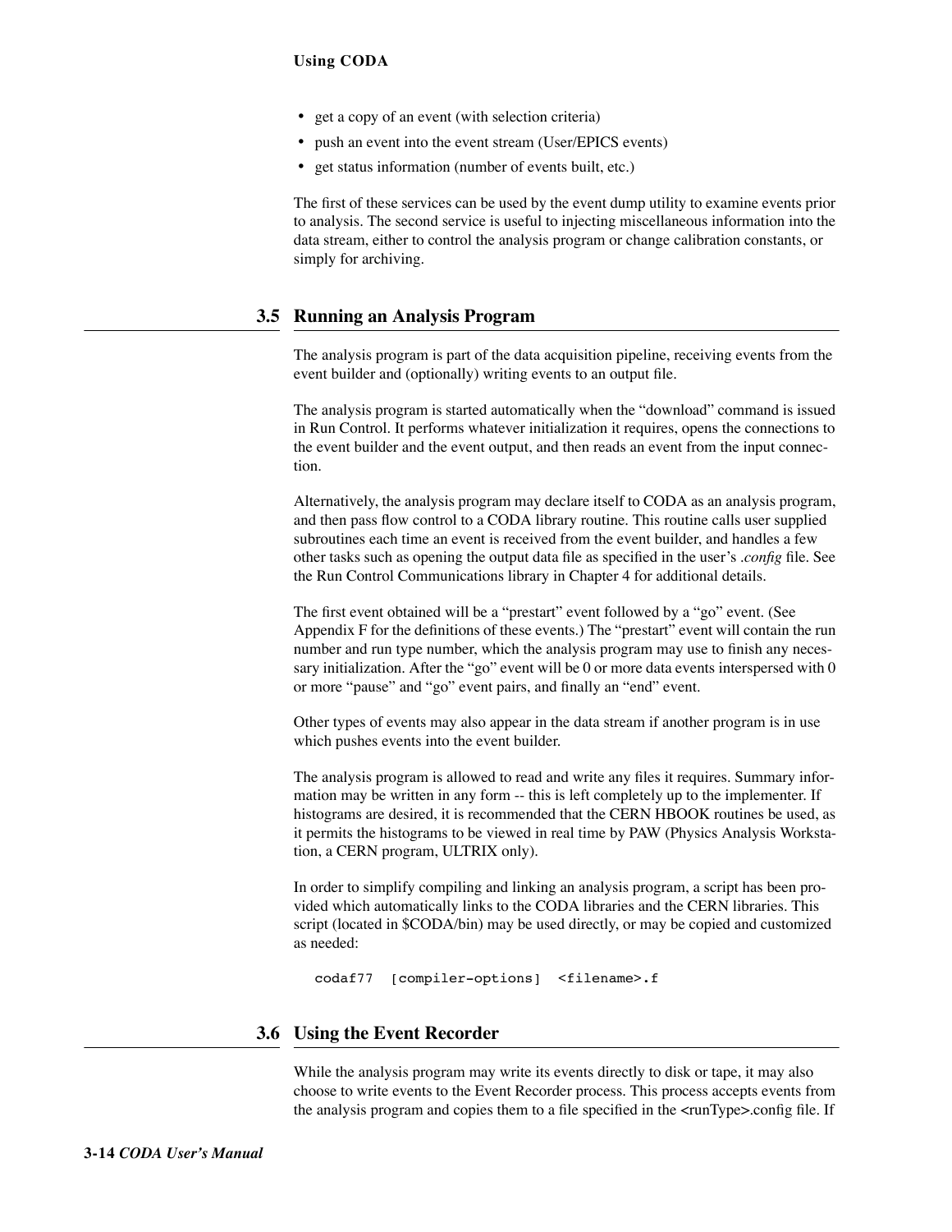- get a copy of an event (with selection criteria)
- push an event into the event stream (User/EPICS events)
- get status information (number of events built, etc.)

The first of these services can be used by the event dump utility to examine events prior to analysis. The second service is useful to injecting miscellaneous information into the data stream, either to control the analysis program or change calibration constants, or simply for archiving.

## 3.5 Running an Analysis Program

The analysis program is part of the data acquisition pipeline, receiving events from the event builder and (optionally) writing events to an output file.

The analysis program is started automatically when the "download" command is issued in Run Control. It performs whatever initialization it requires, opens the connections to the event builder and the event output, and then reads an event from the input connection.

Alternatively, the analysis program may declare itself to CODA as an analysis program, and then pass flow control to a CODA library routine. This routine calls user supplied subroutines each time an event is received from the event builder, and handles a few other tasks such as opening the output data file as specified in the user's *.config* file. See the Run Control Communications library in Chapter 4 for additional details.

The first event obtained will be a "prestart" event followed by a "go" event. (See Appendix F for the definitions of these events.) The "prestart" event will contain the run number and run type number, which the analysis program may use to finish any necessary initialization. After the "go" event will be 0 or more data events interspersed with 0 or more "pause" and "go" event pairs, and finally an "end" event.

Other types of events may also appear in the data stream if another program is in use which pushes events into the event builder.

The analysis program is allowed to read and write any files it requires. Summary information may be written in any form -- this is left completely up to the implementer. If histograms are desired, it is recommended that the CERN HBOOK routines be used, as it permits the histograms to be viewed in real time by PAW (Physics Analysis Workstation, a CERN program, ULTRIX only).

In order to simplify compiling and linking an analysis program, a script has been provided which automatically links to the CODA libraries and the CERN libraries. This script (located in $CODA/bin) may be used directly, or may be copied and customized as needed:

```
codaf77  [compiler-options]  <filename>.f
```

## 3.6 Using the Event Recorder

While the analysis program may write its events directly to disk or tape, it may also choose to write events to the Event Recorder process. This process accepts events from the analysis program and copies them to a file specified in the <runType>.config file. If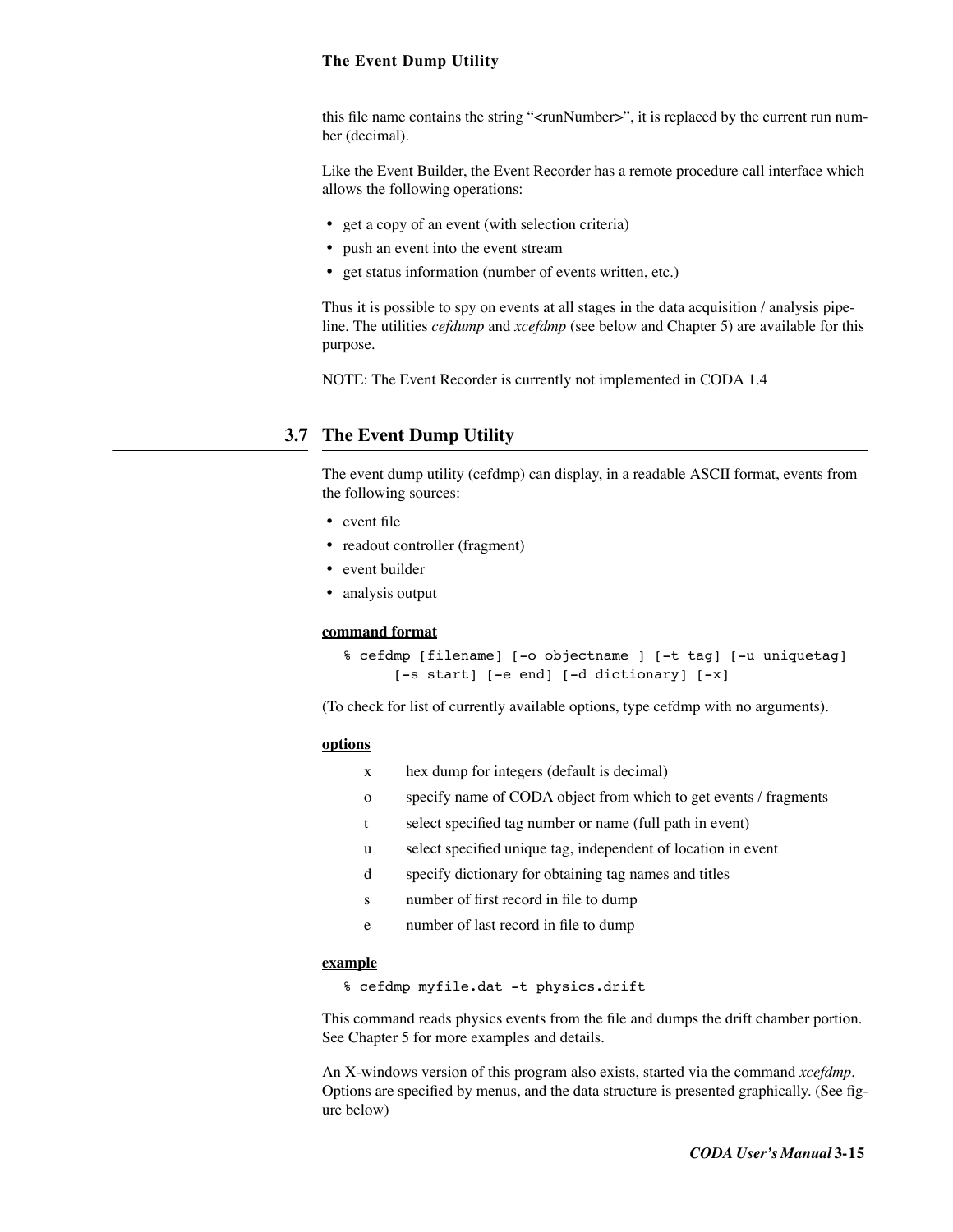this file name contains the string "<runNumber>", it is replaced by the current run number (decimal).

Like the Event Builder, the Event Recorder has a remote procedure call interface which allows the following operations:

- get a copy of an event (with selection criteria)
- push an event into the event stream
- get status information (number of events written, etc.)

Thus it is possible to spy on events at all stages in the data acquisition / analysis pipeline. The utilities *cefdump* and *xcefdmp* (see below and Chapter 5) are available for this purpose.

NOTE: The Event Recorder is currently not implemented in CODA 1.4

## 3.7 The Event Dump Utility

The event dump utility (cefdmp) can display, in a readable ASCII format, events from the following sources:

- event file
- readout controller (fragment)
- event builder
- analysis output

**command format**

```
% cefdmp [filename] [-o objectname ] [-t tag] [-u uniquetag]
      [-s start] [-e end] [-d dictionary] [-x]
```

(To check for list of currently available options, type cefdmp with no arguments).

**options**

| | |
|---|---|
| x | hex dump for integers (default is decimal) |
| o | specify name of CODA object from which to get events / fragments |
| t | select specified tag number or name (full path in event) |
| u | select specified unique tag, independent of location in event |
| d | specify dictionary for obtaining tag names and titles |
| s | number of first record in file to dump |
| e | number of last record in file to dump |

**example**

```
% cefdmp myfile.dat -t physics.drift
```

This command reads physics events from the file and dumps the drift chamber portion. See Chapter 5 for more examples and details.

An X-windows version of this program also exists, started via the command *xcefdmp*. Options are specified by menus, and the data structure is presented graphically. (See figure below)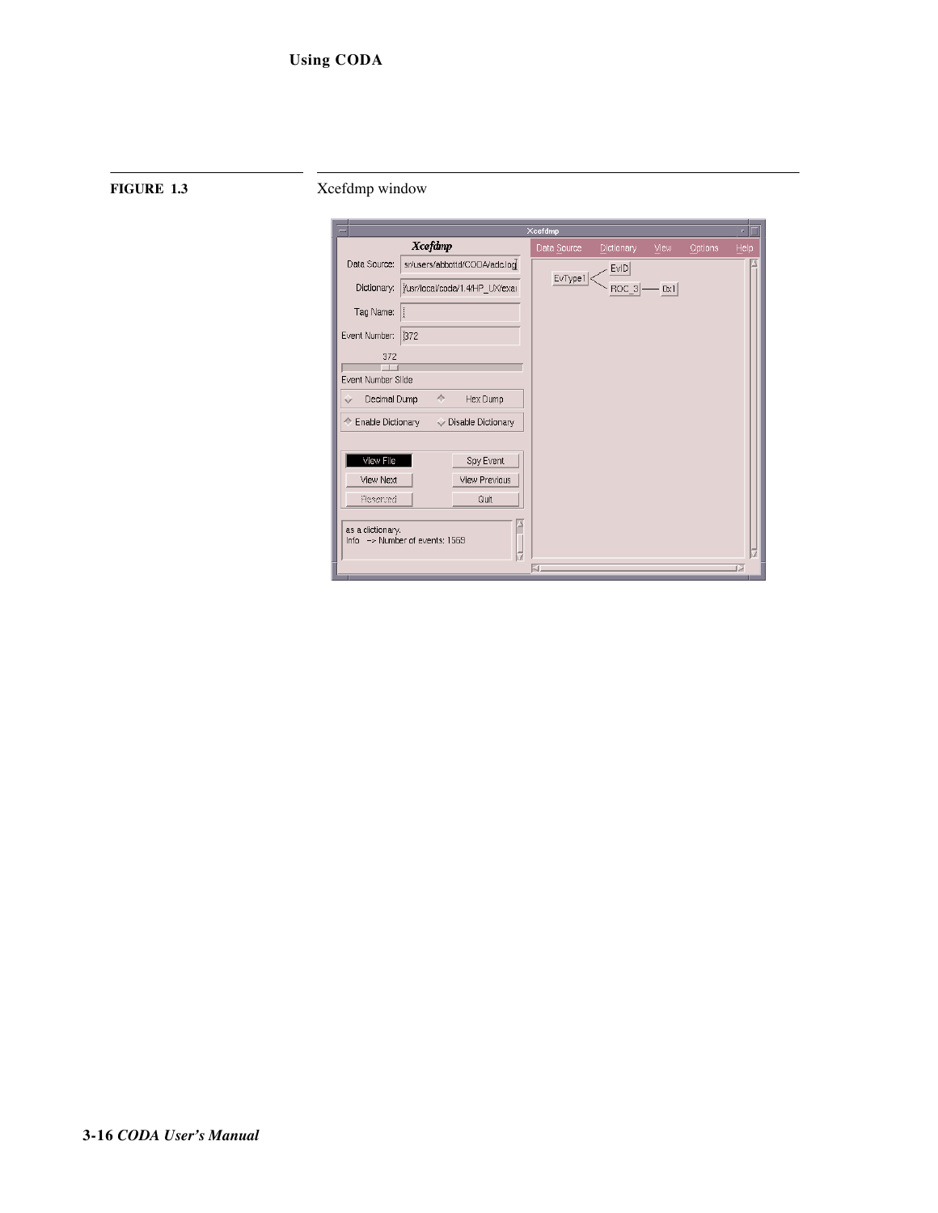**FIGURE 1.3** Xcefdmp window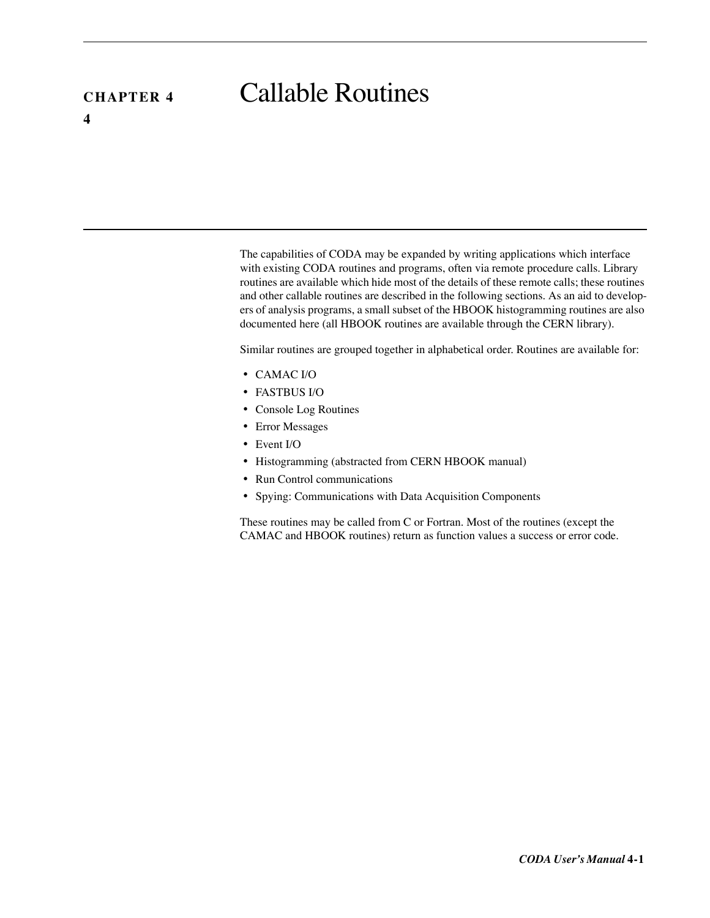# CHAPTER 4 Callable Routines

The capabilities of CODA may be expanded by writing applications which interface with existing CODA routines and programs, often via remote procedure calls. Library routines are available which hide most of the details of these remote calls; these routines and other callable routines are described in the following sections. As an aid to developers of analysis programs, a small subset of the HBOOK histogramming routines are also documented here (all HBOOK routines are available through the CERN library).

Similar routines are grouped together in alphabetical order. Routines are available for:

- CAMAC I/O
- FASTBUS I/O
- Console Log Routines
- Error Messages
- Event I/O
- Histogramming (abstracted from CERN HBOOK manual)
- Run Control communications
- Spying: Communications with Data Acquisition Components

These routines may be called from C or Fortran. Most of the routines (except the CAMAC and HBOOK routines) return as function values a success or error code.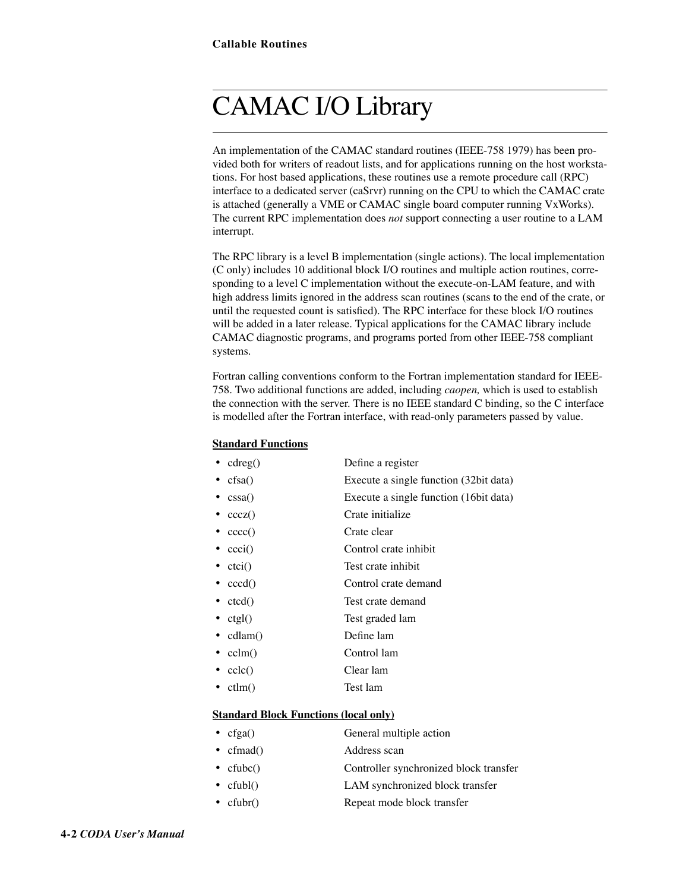# CAMAC I/O Library

An implementation of the CAMAC standard routines (IEEE-758 1979) has been provided both for writers of readout lists, and for applications running on the host workstations. For host based applications, these routines use a remote procedure call (RPC) interface to a dedicated server (caSrvr) running on the CPU to which the CAMAC crate is attached (generally a VME or CAMAC single board computer running VxWorks). The current RPC implementation does *not* support connecting a user routine to a LAM interrupt.

The RPC library is a level B implementation (single actions). The local implementation (C only) includes 10 additional block I/O routines and multiple action routines, corresponding to a level C implementation without the execute-on-LAM feature, and with high address limits ignored in the address scan routines (scans to the end of the crate, or until the requested count is satisfied). The RPC interface for these block I/O routines will be added in a later release. Typical applications for the CAMAC library include CAMAC diagnostic programs, and programs ported from other IEEE-758 compliant systems.

Fortran calling conventions conform to the Fortran implementation standard for IEEE-758. Two additional functions are added, including *caopen,* which is used to establish the connection with the server. There is no IEEE standard C binding, so the C interface is modelled after the Fortran interface, with read-only parameters passed by value.

**Standard Functions**

- cdreg() Define a register
- cfsa() Execute a single function (32bit data)
- cssa() Execute a single function (16bit data)
- cccz() Crate initialize
- cccc() Crate clear
- ccci() Control crate inhibit
- ctci() Test crate inhibit
- cccd() Control crate demand
- ctcd() Test crate demand
- ctgl() Test graded lam
- cdlam() Define lam
- cclm() Control lam
- cclc() Clear lam
- ctlm() Test lam

**Standard Block Functions (local only)**

- cfga() General multiple action
- cfmad() Address scan
- cfubc() Controller synchronized block transfer
- cfubl() LAM synchronized block transfer
- cfubr() Repeat mode block transfer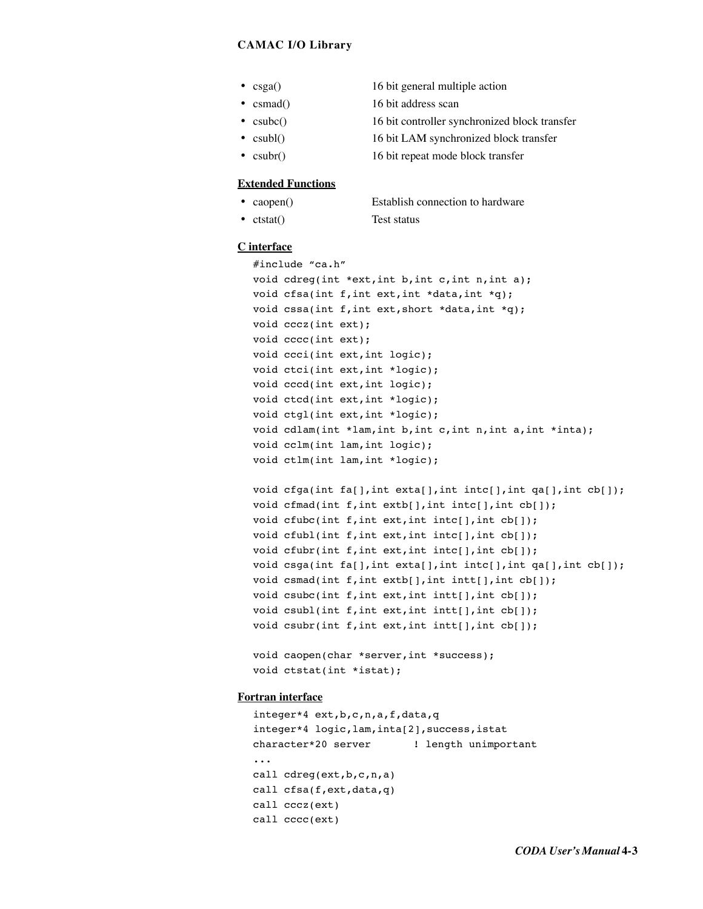- csga() 16 bit general multiple action
- csmad() 16 bit address scan
- csubc() 16 bit controller synchronized block transfer
- csubl() 16 bit LAM synchronized block transfer
- csubr() 16 bit repeat mode block transfer

**Extended Functions**

- caopen() Establish connection to hardware
- ctstat() Test status

**C interface**

```
#include "ca.h"
void cdreg(int *ext,int b,int c,int n,int a);
void cfsa(int f,int ext,int *data,int *q);
void cssa(int f,int ext,short *data,int *q);
void cccz(int ext);
void cccc(int ext);
void ccci(int ext,int logic);
void ctci(int ext,int *logic);
void cccd(int ext,int logic);
void ctcd(int ext,int *logic);
void ctgl(int ext,int *logic);
void cdlam(int *lam,int b,int c,int n,int a,int *inta);
void cclm(int lam,int logic);
void ctlm(int lam,int *logic);

void cfga(int fa[],int exta[],int intc[],int qa[],int cb[]);
void cfmad(int f,int extb[],int intc[],int cb[]);
void cfubc(int f,int ext,int intc[],int cb[]);
void cfubl(int f,int ext,int intc[],int cb[]);
void cfubr(int f,int ext,int intc[],int cb[]);
void csga(int fa[],int exta[],int intc[],int qa[],int cb[]);
void csmad(int f,int extb[],int intt[],int cb[]);
void csubc(int f,int ext,int intt[],int cb[]);
void csubl(int f,int ext,int intt[],int cb[]);
void csubr(int f,int ext,int intt[],int cb[]);

void caopen(char *server,int *success);
void ctstat(int *istat);
```

**Fortran interface**

```
integer*4 ext,b,c,n,a,f,data,q
integer*4 logic,lam,inta[2],success,istat
character*20 server       ! length unimportant
...
call cdreg(ext,b,c,n,a)
call cfsa(f,ext,data,q)
call cccz(ext)
call cccc(ext)
```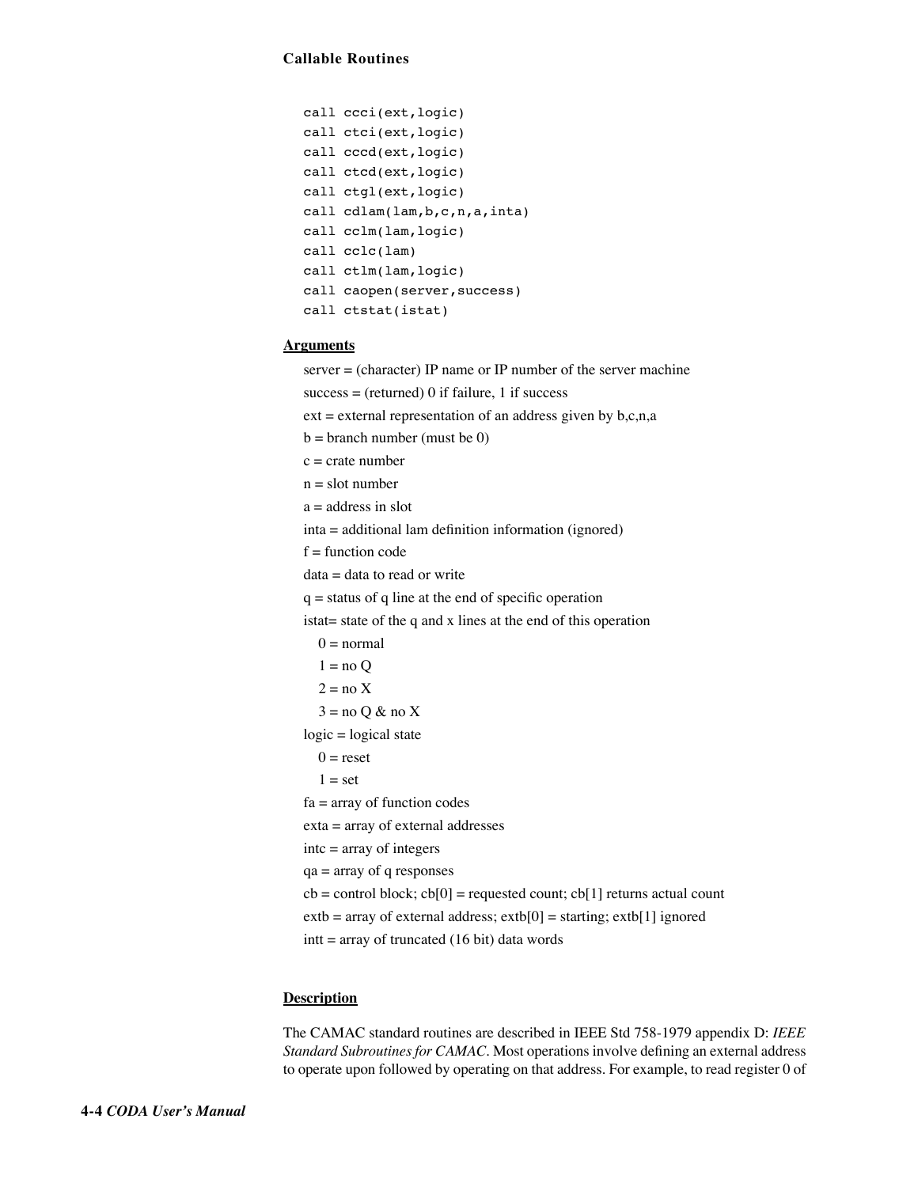### Callable Routines

```
call ccci(ext,logic)
call ctci(ext,logic)
call cccd(ext,logic)
call ctcd(ext,logic)
call ctgl(ext,logic)
call cdlam(lam,b,c,n,a,inta)
call cclm(lam,logic)
call cclc(lam)
call ctlm(lam,logic)
call caopen(server,success)
call ctstat(istat)
```

**Arguments**

server = (character) IP name or IP number of the server machine

success = (returned) 0 if failure, 1 if success

ext = external representation of an address given by b,c,n,a

b = branch number (must be 0)

c = crate number

n = slot number

a = address in slot

inta = additional lam definition information (ignored)

f = function code

data = data to read or write

q = status of q line at the end of specific operation

istat= state of the q and x lines at the end of this operation

- 0 = normal
- 1 = no Q
- 2 = no X
- 3 = no Q & no X

logic = logical state

- 0 = reset
- 1 = set

fa = array of function codes

exta = array of external addresses

intc = array of integers

qa = array of q responses

cb = control block; cb[0] = requested count; cb[1] returns actual count

extb = array of external address; extb[0] = starting; extb[1] ignored

intt = array of truncated (16 bit) data words

**Description**

The CAMAC standard routines are described in IEEE Std 758-1979 appendix D: *IEEE Standard Subroutines for CAMAC*. Most operations involve defining an external address to operate upon followed by operating on that address. For example, to read register 0 of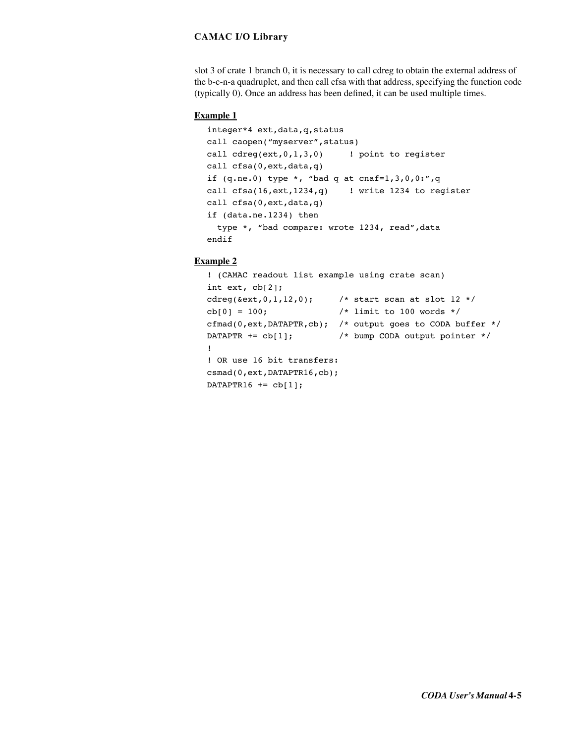slot 3 of crate 1 branch 0, it is necessary to call cdreg to obtain the external address of the b-c-n-a quadruplet, and then call cfsa with that address, specifying the function code (typically 0). Once an address has been defined, it can be used multiple times.

**Example 1**

```
integer*4 ext,data,q,status
call caopen(“myserver”,status)
call cdreg(ext,0,1,3,0)     ! point to register
call cfsa(0,ext,data,q)
if (q.ne.0) type *, “bad q at cnaf=1,3,0,0:”,q
call cfsa(16,ext,1234,q)    ! write 1234 to register
call cfsa(0,ext,data,q)
if (data.ne.1234) then
  type *, “bad compare: wrote 1234, read”,data
endif
```

**Example 2**

```
! (CAMAC readout list example using crate scan)
int ext, cb[2];
cdreg(&ext,0,1,12,0);     /* start scan at slot 12 */
cb[0] = 100;              /* limit to 100 words */
cfmad(0,ext,DATAPTR,cb);  /* output goes to CODA buffer */
DATAPTR += cb[1];         /* bump CODA output pointer */
!
! OR use 16 bit transfers:
csmad(0,ext,DATAPTR16,cb);
DATAPTR16 += cb[1];
```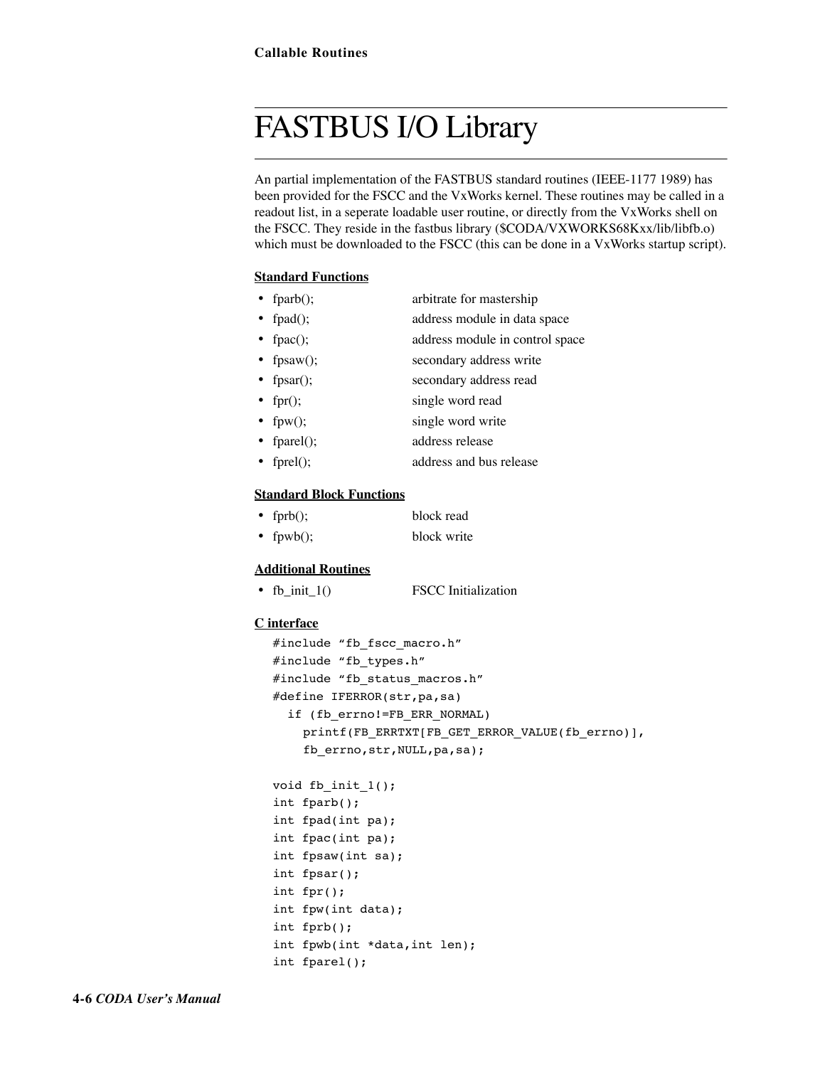# FASTBUS I/O Library

An partial implementation of the FASTBUS standard routines (IEEE-1177 1989) has been provided for the FSCC and the VxWorks kernel. These routines may be called in a readout list, in a seperate loadable user routine, or directly from the VxWorks shell on the FSCC. They reside in the fastbus library ($CODA/VXWORKS68Kxx/lib/libfb.o) which must be downloaded to the FSCC (this can be done in a VxWorks startup script).

**Standard Functions**

- fparb(); arbitrate for mastership
- fpad(); address module in data space
- fpac(); address module in control space
- fpsaw(); secondary address write
- fpsar(); secondary address read
- fpr(); single word read
- fpw(); single word write
- fparel(); address release
- fprel(); address and bus release

**Standard Block Functions**

- fprb(); block read
- fpwb(); block write

**Additional Routines**

- fb_init_1() FSCC Initialization

**C interface**

```
#include “fb_fscc_macro.h”
#include “fb_types.h”
#include “fb_status_macros.h”
#define IFERROR(str,pa,sa)
  if (fb_errno!=FB_ERR_NORMAL)
    printf(FB_ERRTXT[FB_GET_ERROR_VALUE(fb_errno)],
    fb_errno,str,NULL,pa,sa);

void fb_init_1();
int fparb();
int fpad(int pa);
int fpac(int pa);
int fpsaw(int sa);
int fpsar();
int fpr();
int fpw(int data);
int fprb();
int fpwb(int *data,int len);
int fparel();
```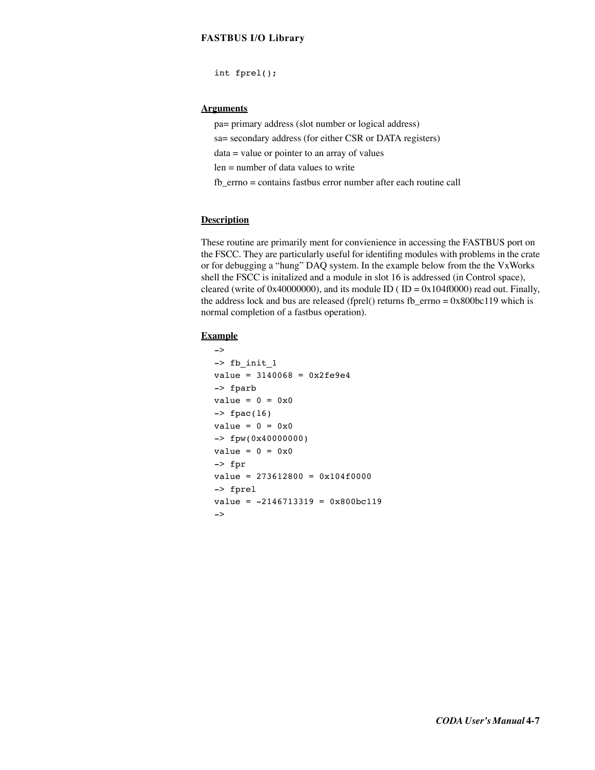```
int fprel();
```

**Arguments**

pa= primary address (slot number or logical address)

sa= secondary address (for either CSR or DATA registers)

data = value or pointer to an array of values

len = number of data values to write

fb_errno = contains fastbus error number after each routine call

**Description**

These routine are primarily ment for convienience in accessing the FASTBUS port on the FSCC. They are particularly useful for identifing modules with problems in the crate or for debugging a "hung" DAQ system. In the example below from the the VxWorks shell the FSCC is initalized and a module in slot 16 is addressed (in Control space), cleared (write of 0x40000000), and its module ID ( ID = 0x104f0000) read out. Finally, the address lock and bus are released (fprel() returns fb_errno = 0x800bc119 which is normal completion of a fastbus operation).

**Example**

```
->
-> fb_init_1
value = 3140068 = 0x2fe9e4
-> fparb
value = 0 = 0x0
-> fpac(16)
value = 0 = 0x0
-> fpw(0x40000000)
value = 0 = 0x0
-> fpr
value = 273612800 = 0x104f0000
-> fprel
value = -2146713319 = 0x800bc119
->
```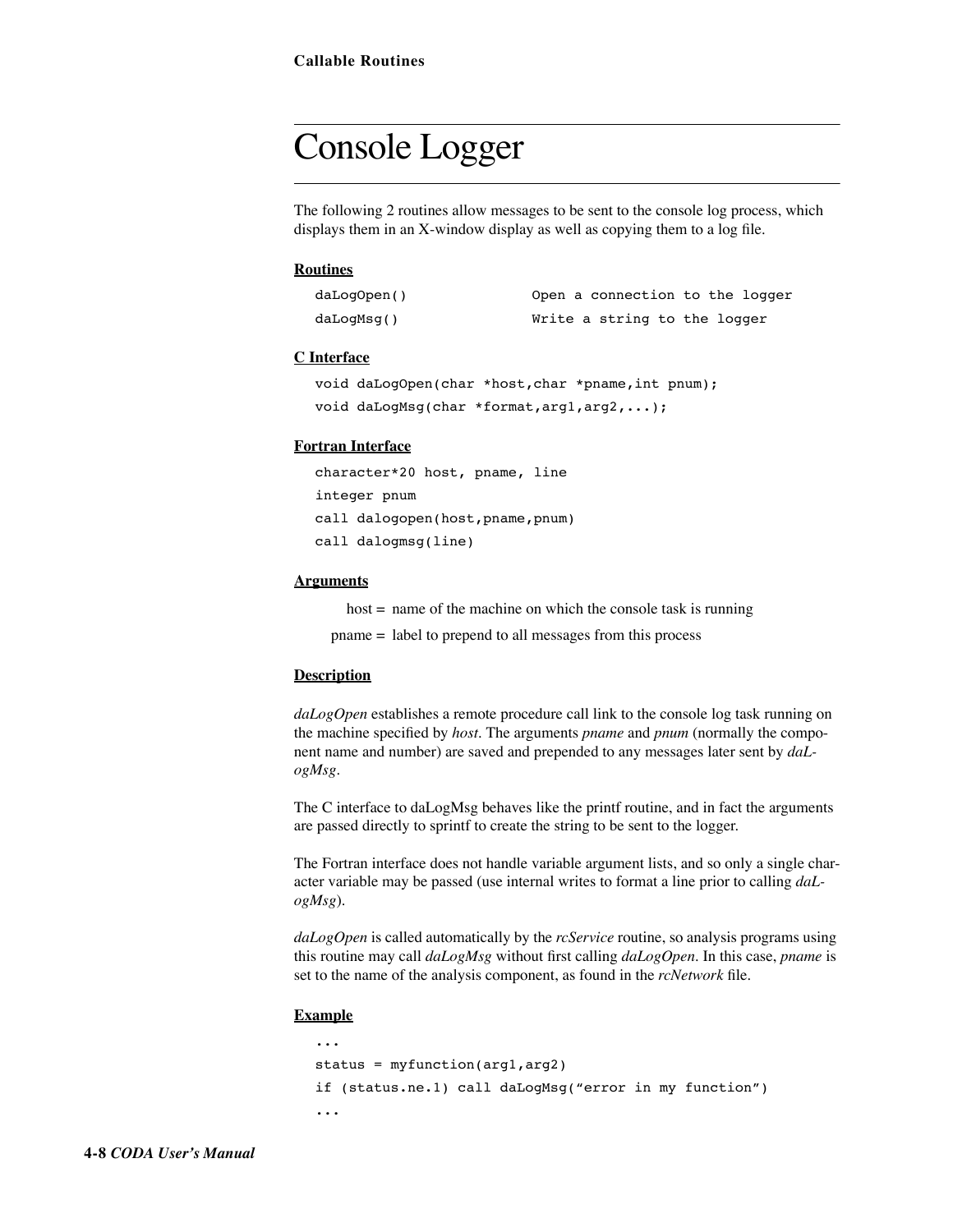# Console Logger

The following 2 routines allow messages to be sent to the console log process, which displays them in an X-window display as well as copying them to a log file.

**Routines**

```
daLogOpen()              Open a connection to the logger
daLogMsg()               Write a string to the logger
```

**C Interface**

```
void daLogOpen(char *host,char *pname,int pnum);
void daLogMsg(char *format,arg1,arg2,...);
```

**Fortran Interface**

```
character*20 host, pname, line
integer pnum
call dalogopen(host,pname,pnum)
call dalogmsg(line)
```

**Arguments**

host = name of the machine on which the console task is running

pname = label to prepend to all messages from this process

**Description**

*daLogOpen* establishes a remote procedure call link to the console log task running on the machine specified by *host*. The arguments *pname* and *pnum* (normally the component name and number) are saved and prepended to any messages later sent by *daLogMsg*.

The C interface to daLogMsg behaves like the printf routine, and in fact the arguments are passed directly to sprintf to create the string to be sent to the logger.

The Fortran interface does not handle variable argument lists, and so only a single character variable may be passed (use internal writes to format a line prior to calling *daLogMsg*).

*daLogOpen* is called automatically by the *rcService* routine, so analysis programs using this routine may call *daLogMsg* without first calling *daLogOpen*. In this case, *pname* is set to the name of the analysis component, as found in the *rcNetwork* file.

**Example**

```
...
status = myfunction(arg1,arg2)
if (status.ne.1) call daLogMsg(“error in my function”)
...
```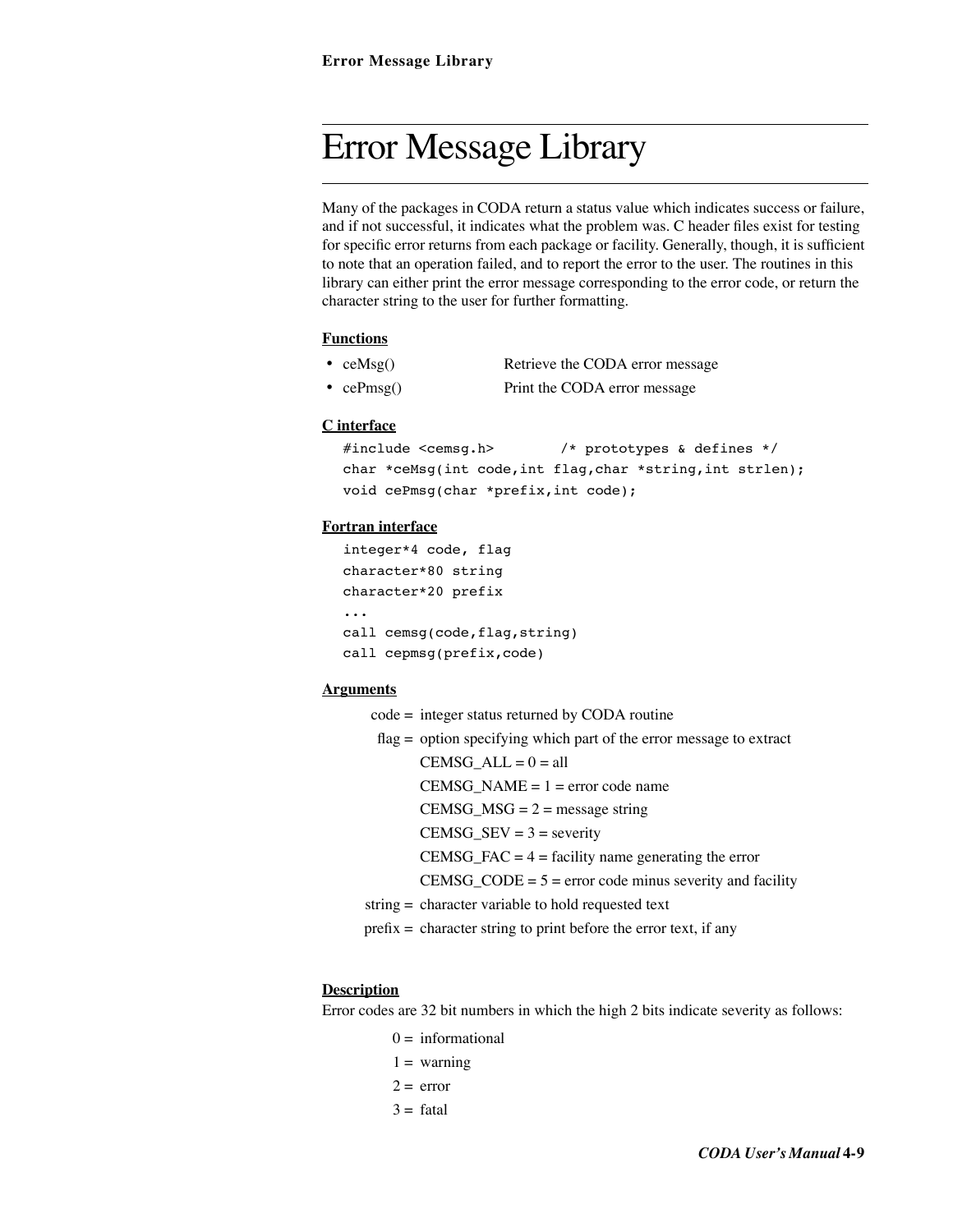# Error Message Library

Many of the packages in CODA return a status value which indicates success or failure, and if not successful, it indicates what the problem was. C header files exist for testing for specific error returns from each package or facility. Generally, though, it is sufficient to note that an operation failed, and to report the error to the user. The routines in this library can either print the error message corresponding to the error code, or return the character string to the user for further formatting.

**Functions**

- ceMsg() Retrieve the CODA error message
- cePmsg() Print the CODA error message

**C interface**

```
#include <cemsg.h>        /* prototypes & defines */
char *ceMsg(int code,int flag,char *string,int strlen);
void cePmsg(char *prefix,int code);
```

**Fortran interface**

```
integer*4 code, flag
character*80 string
character*20 prefix
...
call cemsg(code,flag,string)
call cepmsg(prefix,code)
```

**Arguments**

code = integer status returned by CODA routine

flag = option specifying which part of the error message to extract

- CEMSG_ALL = 0 = all
- CEMSG_NAME = 1 = error code name
- CEMSG_MSG = 2 = message string
- CEMSG_SEV = 3 = severity
- CEMSG_FAC = 4 = facility name generating the error
- CEMSG_CODE = 5 = error code minus severity and facility

string = character variable to hold requested text

prefix = character string to print before the error text, if any

**Description**

Error codes are 32 bit numbers in which the high 2 bits indicate severity as follows:

- 0 = informational
- 1 = warning
- 2 = error
- 3 = fatal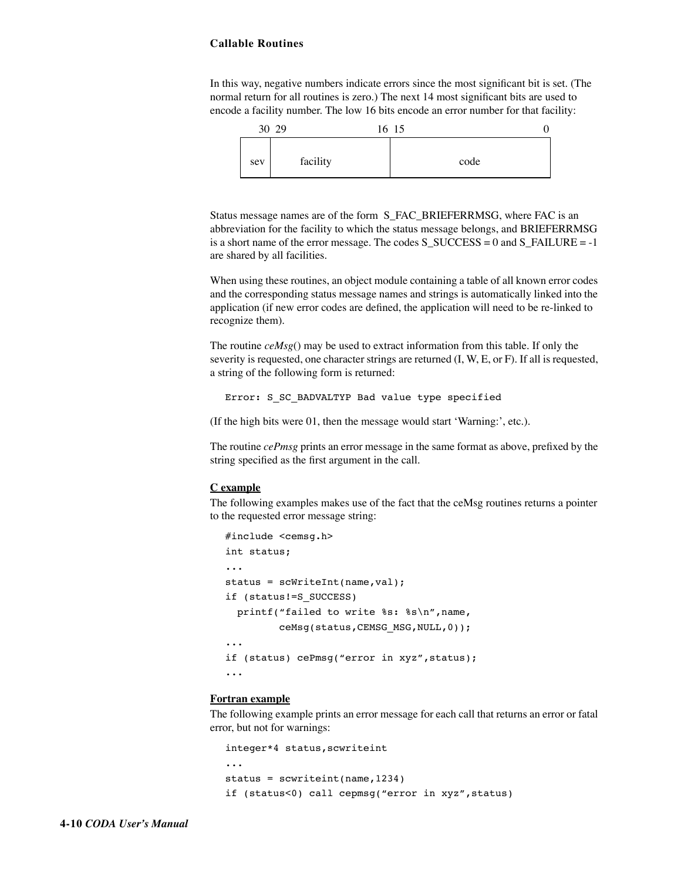In this way, negative numbers indicate errors since the most significant bit is set. (The normal return for all routines is zero.) The next 14 most significant bits are used to encode a facility number. The low 16 bits encode an error number for that facility:

| 30 | 29 — 16 | 15 — 0 |
| --- | --- | --- |
| sev | facility | code |

Status message names are of the form S_FAC_BRIEFERRMSG, where FAC is an abbreviation for the facility to which the status message belongs, and BRIEFERRMSG is a short name of the error message. The codes S_SUCCESS = 0 and S_FAILURE = -1 are shared by all facilities.

When using these routines, an object module containing a table of all known error codes and the corresponding status message names and strings is automatically linked into the application (if new error codes are defined, the application will need to be re-linked to recognize them).

The routine *ceMsg*() may be used to extract information from this table. If only the severity is requested, one character strings are returned (I, W, E, or F). If all is requested, a string of the following form is returned:

```
Error: S_SC_BADVALTYP Bad value type specified
```

(If the high bits were 01, then the message would start 'Warning:', etc.).

The routine *cePmsg* prints an error message in the same format as above, prefixed by the string specified as the first argument in the call.

**C example**

The following examples makes use of the fact that the ceMsg routines returns a pointer to the requested error message string:

```
#include <cemsg.h>
int status;
...
status = scWriteInt(name,val);
if (status!=S_SUCCESS)
  printf("failed to write %s: %s\n",name,
         ceMsg(status,CEMSG_MSG,NULL,0));
...
if (status) cePmsg("error in xyz",status);
...
```

**Fortran example**

The following example prints an error message for each call that returns an error or fatal error, but not for warnings:

```
integer*4 status,scwriteint
...
status = scwriteint(name,1234)
if (status<0) call cepmsg("error in xyz",status)
```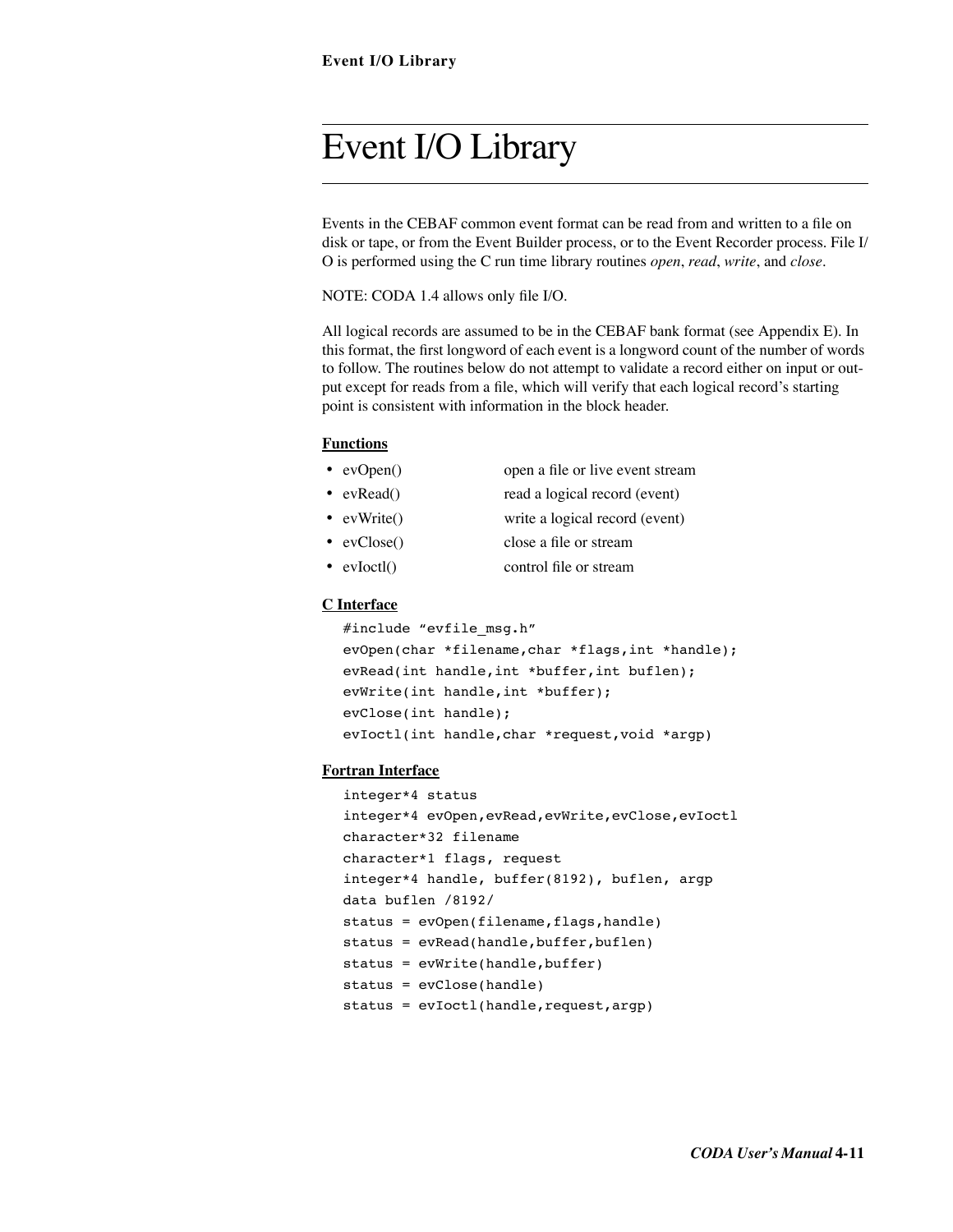# Event I/O Library

Events in the CEBAF common event format can be read from and written to a file on disk or tape, or from the Event Builder process, or to the Event Recorder process. File I/O is performed using the C run time library routines *open*, *read*, *write*, and *close*.

NOTE: CODA 1.4 allows only file I/O.

All logical records are assumed to be in the CEBAF bank format (see Appendix E). In this format, the first longword of each event is a longword count of the number of words to follow. The routines below do not attempt to validate a record either on input or output except for reads from a file, which will verify that each logical record's starting point is consistent with information in the block header.

**Functions**

- evOpen() open a file or live event stream
- evRead() read a logical record (event)
- evWrite() write a logical record (event)
- evClose() close a file or stream
- evIoctl() control file or stream

**C Interface**

```
#include "evfile_msg.h"
evOpen(char *filename,char *flags,int *handle);
evRead(int handle,int *buffer,int buflen);
evWrite(int handle,int *buffer);
evClose(int handle);
evIoctl(int handle,char *request,void *argp)
```

**Fortran Interface**

```
integer*4 status
integer*4 evOpen,evRead,evWrite,evClose,evIoctl
character*32 filename
character*1 flags, request
integer*4 handle, buffer(8192), buflen, argp
data buflen /8192/
status = evOpen(filename,flags,handle)
status = evRead(handle,buffer,buflen)
status = evWrite(handle,buffer)
status = evClose(handle)
status = evIoctl(handle,request,argp)
```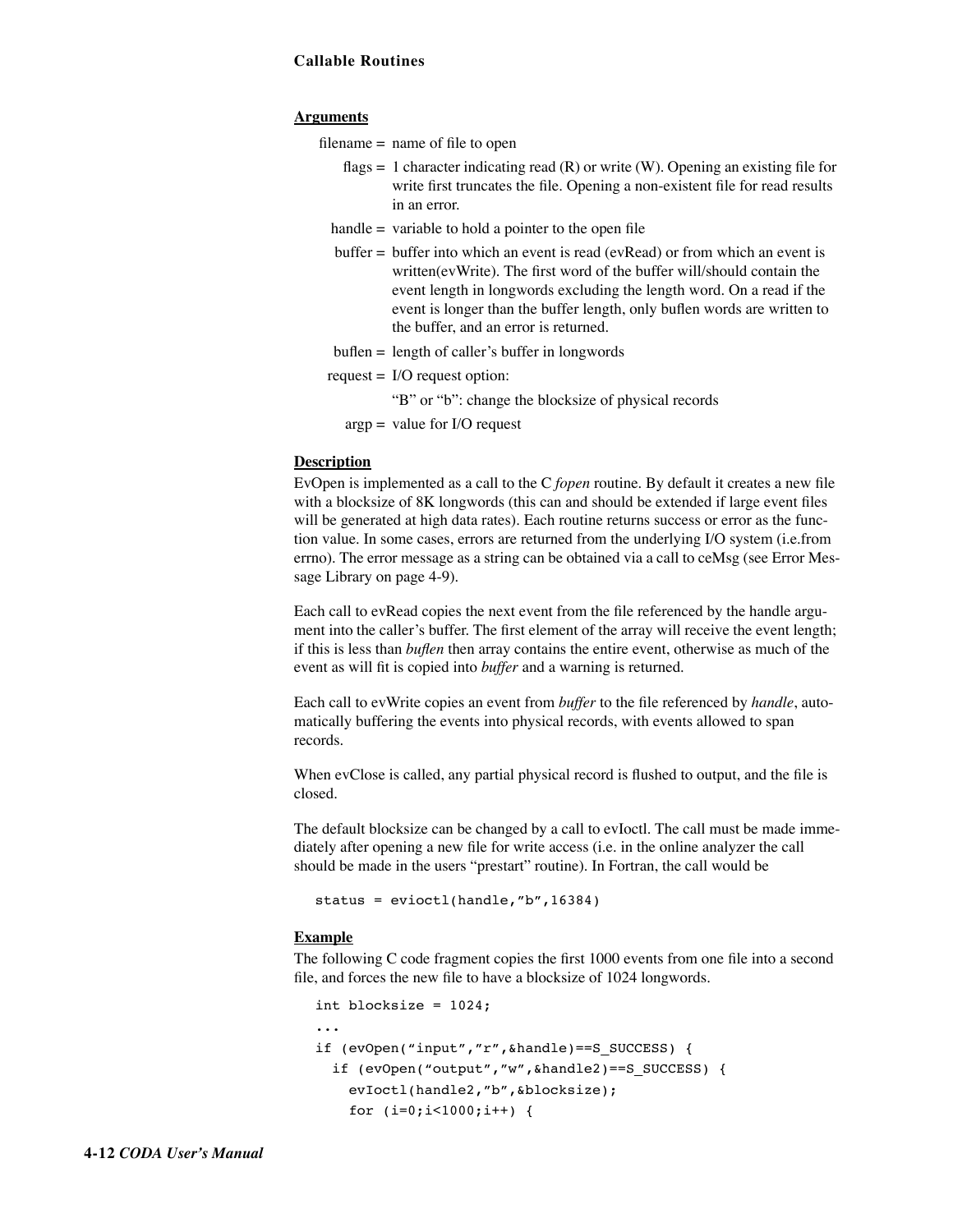**Callable Routines**

**Arguments**

filename = name of file to open

flags = 1 character indicating read (R) or write (W). Opening an existing file for write first truncates the file. Opening a non-existent file for read results in an error.

handle = variable to hold a pointer to the open file

buffer = buffer into which an event is read (evRead) or from which an event is written(evWrite). The first word of the buffer will/should contain the event length in longwords excluding the length word. On a read if the event is longer than the buffer length, only buflen words are written to the buffer, and an error is returned.

buflen = length of caller's buffer in longwords

request = I/O request option:

"B" or "b": change the blocksize of physical records

argp = value for I/O request

**Description**

EvOpen is implemented as a call to the C *fopen* routine. By default it creates a new file with a blocksize of 8K longwords (this can and should be extended if large event files will be generated at high data rates). Each routine returns success or error as the function value. In some cases, errors are returned from the underlying I/O system (i.e.from errno). The error message as a string can be obtained via a call to ceMsg (see Error Message Library on page 4-9).

Each call to evRead copies the next event from the file referenced by the handle argument into the caller's buffer. The first element of the array will receive the event length; if this is less than *buflen* then array contains the entire event, otherwise as much of the event as will fit is copied into *buffer* and a warning is returned.

Each call to evWrite copies an event from *buffer* to the file referenced by *handle*, automatically buffering the events into physical records, with events allowed to span records.

When evClose is called, any partial physical record is flushed to output, and the file is closed.

The default blocksize can be changed by a call to evIoctl. The call must be made immediately after opening a new file for write access (i.e. in the online analyzer the call should be made in the users "prestart" routine). In Fortran, the call would be

```
status = evioctl(handle,"b",16384)
```

**Example**

The following C code fragment copies the first 1000 events from one file into a second file, and forces the new file to have a blocksize of 1024 longwords.

```
int blocksize = 1024;
...
if (evOpen("input","r",&handle)==S_SUCCESS) {
  if (evOpen("output","w",&handle2)==S_SUCCESS) {
    evIoctl(handle2,"b",&blocksize);
    for (i=0;i<1000;i++) {
```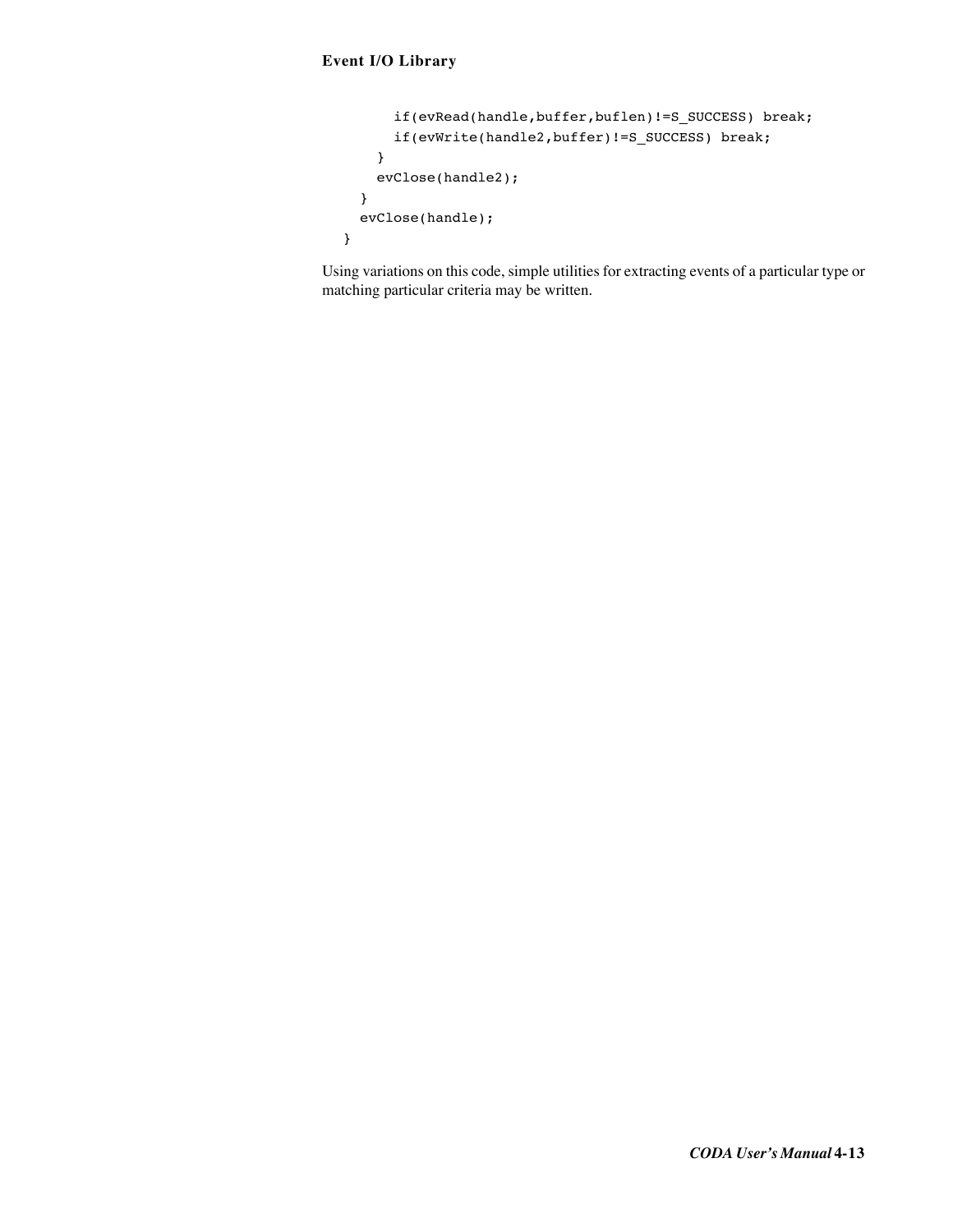```
      if(evRead(handle,buffer,buflen)!=S_SUCCESS) break;
      if(evWrite(handle2,buffer)!=S_SUCCESS) break;
    }
    evClose(handle2);
  }
  evClose(handle);
}
```

Using variations on this code, simple utilities for extracting events of a particular type or matching particular criteria may be written.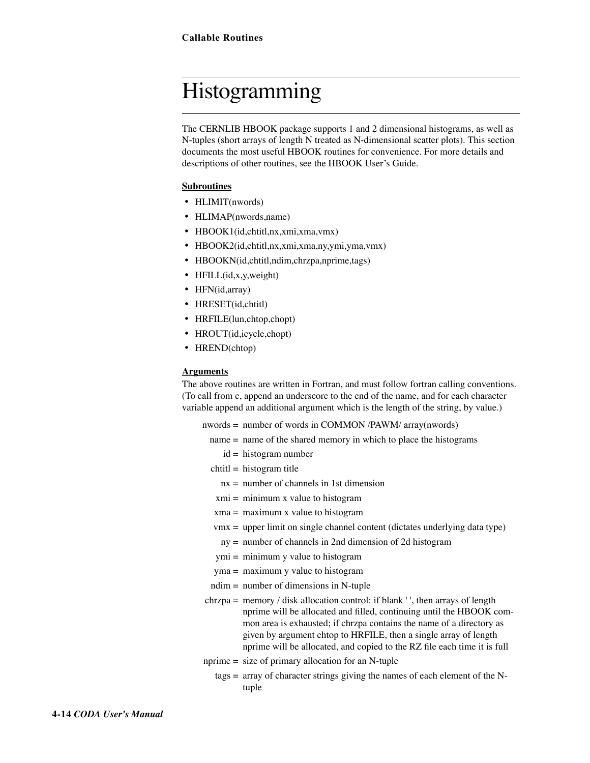# Histogramming

The CERNLIB HBOOK package supports 1 and 2 dimensional histograms, as well as N-tuples (short arrays of length N treated as N-dimensional scatter plots). This section documents the most useful HBOOK routines for convenience. For more details and descriptions of other routines, see the HBOOK User's Guide.

**Subroutines**

- HLIMIT(nwords)
- HLIMAP(nwords,name)
- HBOOK1(id,chtitl,nx,xmi,xma,vmx)
- HBOOK2(id,chtitl,nx,xmi,xma,ny,ymi,yma,vmx)
- HBOOKN(id,chtitl,ndim,chrzpa,nprime,tags)
- HFILL(id,x,y,weight)
- HFN(id,array)
- HRESET(id,chtitl)
- HRFILE(lun,chtop,chopt)
- HROUT(id,icycle,chopt)
- HREND(chtop)

**Arguments**

The above routines are written in Fortran, and must follow fortran calling conventions. (To call from c, append an underscore to the end of the name, and for each character variable append an additional argument which is the length of the string, by value.)

nwords = number of words in COMMON /PAWM/ array(nwords)

name = name of the shared memory in which to place the histograms

id = histogram number

chtitl = histogram title

nx = number of channels in 1st dimension

xmi = minimum x value to histogram

xma = maximum x value to histogram

vmx = upper limit on single channel content (dictates underlying data type)

ny = number of channels in 2nd dimension of 2d histogram

ymi = minimum y value to histogram

yma = maximum y value to histogram

ndim = number of dimensions in N-tuple

chrzpa = memory / disk allocation control: if blank ' ', then arrays of length nprime will be allocated and filled, continuing until the HBOOK common area is exhausted; if chrzpa contains the name of a directory as given by argument chtop to HRFILE, then a single array of length nprime will be allocated, and copied to the RZ file each time it is full

nprime = size of primary allocation for an N-tuple

tags = array of character strings giving the names of each element of the N-tuple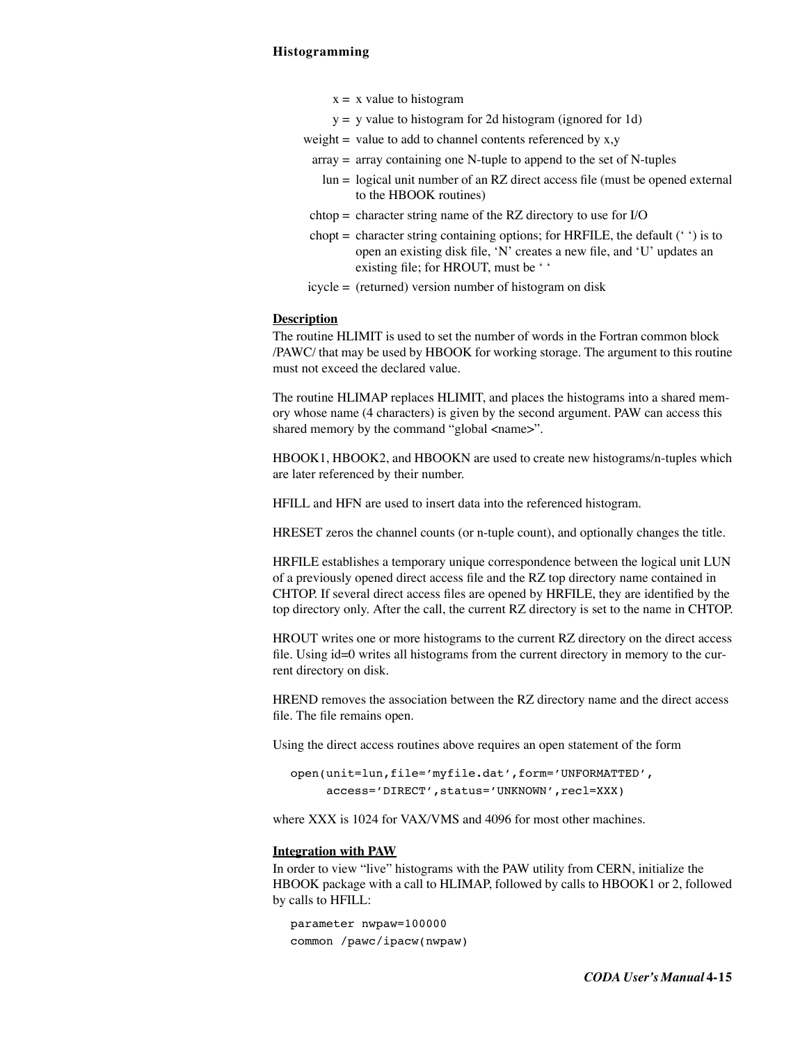x = x value to histogram

y = y value to histogram for 2d histogram (ignored for 1d)

weight = value to add to channel contents referenced by x,y

array = array containing one N-tuple to append to the set of N-tuples

lun = logical unit number of an RZ direct access file (must be opened external to the HBOOK routines)

chtop = character string name of the RZ directory to use for I/O

chopt = character string containing options; for HRFILE, the default (' ') is to open an existing disk file, 'N' creates a new file, and 'U' updates an existing file; for HROUT, must be ' '

icycle = (returned) version number of histogram on disk

**Description**

The routine HLIMIT is used to set the number of words in the Fortran common block /PAWC/ that may be used by HBOOK for working storage. The argument to this routine must not exceed the declared value.

The routine HLIMAP replaces HLIMIT, and places the histograms into a shared memory whose name (4 characters) is given by the second argument. PAW can access this shared memory by the command "global <name>".

HBOOK1, HBOOK2, and HBOOKN are used to create new histograms/n-tuples which are later referenced by their number.

HFILL and HFN are used to insert data into the referenced histogram.

HRESET zeros the channel counts (or n-tuple count), and optionally changes the title.

HRFILE establishes a temporary unique correspondence between the logical unit LUN of a previously opened direct access file and the RZ top directory name contained in CHTOP. If several direct access files are opened by HRFILE, they are identified by the top directory only. After the call, the current RZ directory is set to the name in CHTOP.

HROUT writes one or more histograms to the current RZ directory on the direct access file. Using id=0 writes all histograms from the current directory in memory to the current directory on disk.

HREND removes the association between the RZ directory name and the direct access file. The file remains open.

Using the direct access routines above requires an open statement of the form

```
open(unit=lun,file='myfile.dat',form='UNFORMATTED',
      access='DIRECT',status='UNKNOWN',recl=XXX)
```

where XXX is 1024 for VAX/VMS and 4096 for most other machines.

**Integration with PAW**

In order to view "live" histograms with the PAW utility from CERN, initialize the HBOOK package with a call to HLIMAP, followed by calls to HBOOK1 or 2, followed by calls to HFILL:

```
parameter nwpaw=100000
common /pawc/ipacw(nwpaw)
```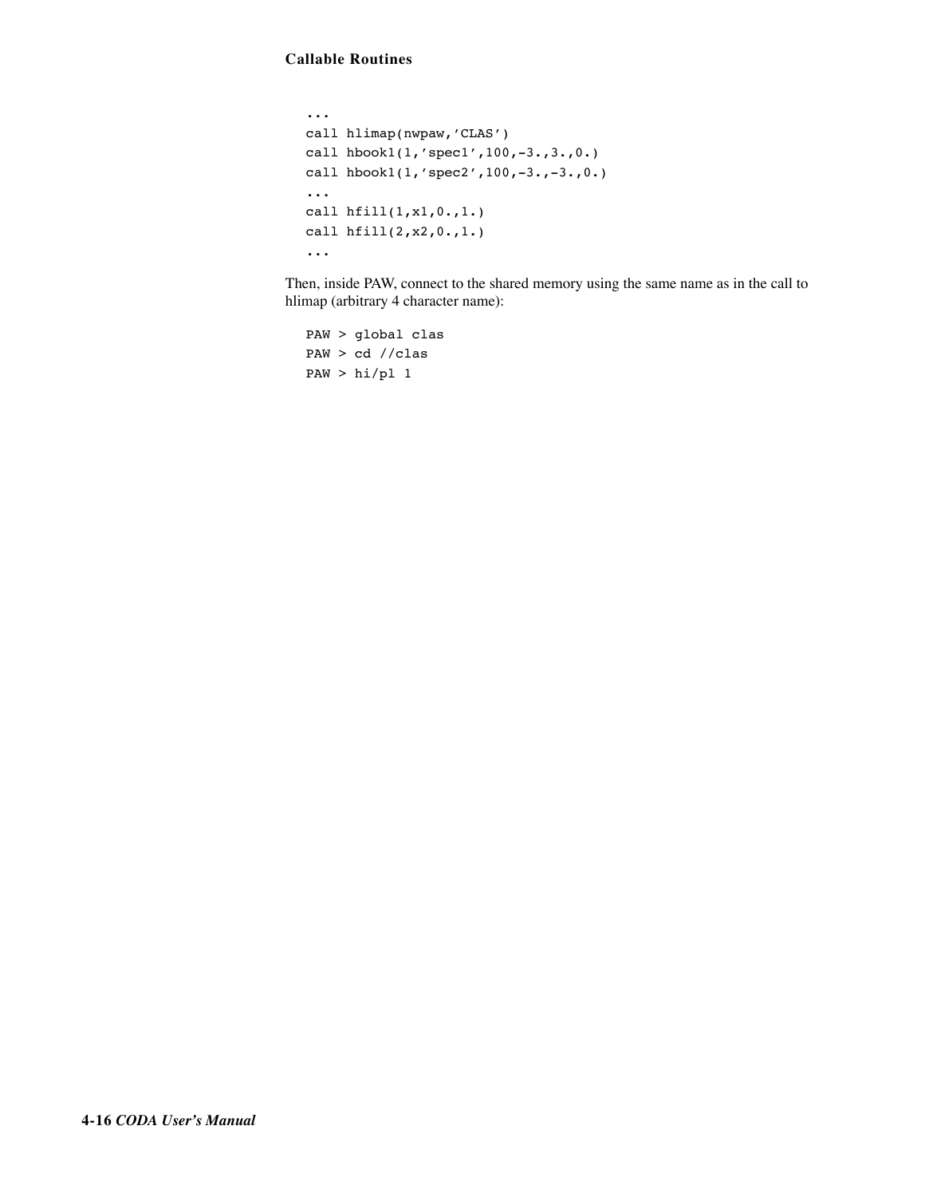```
...
call hlimap(nwpaw,'CLAS')
call hbook1(1,'spec1',100,-3.,3.,0.)
call hbook1(1,'spec2',100,-3.,-3.,0.)
...
call hfill(1,x1,0.,1.)
call hfill(2,x2,0.,1.)
...
```

Then, inside PAW, connect to the shared memory using the same name as in the call to hlimap (arbitrary 4 character name):

```
PAW > global clas
PAW > cd //clas
PAW > hi/pl 1
```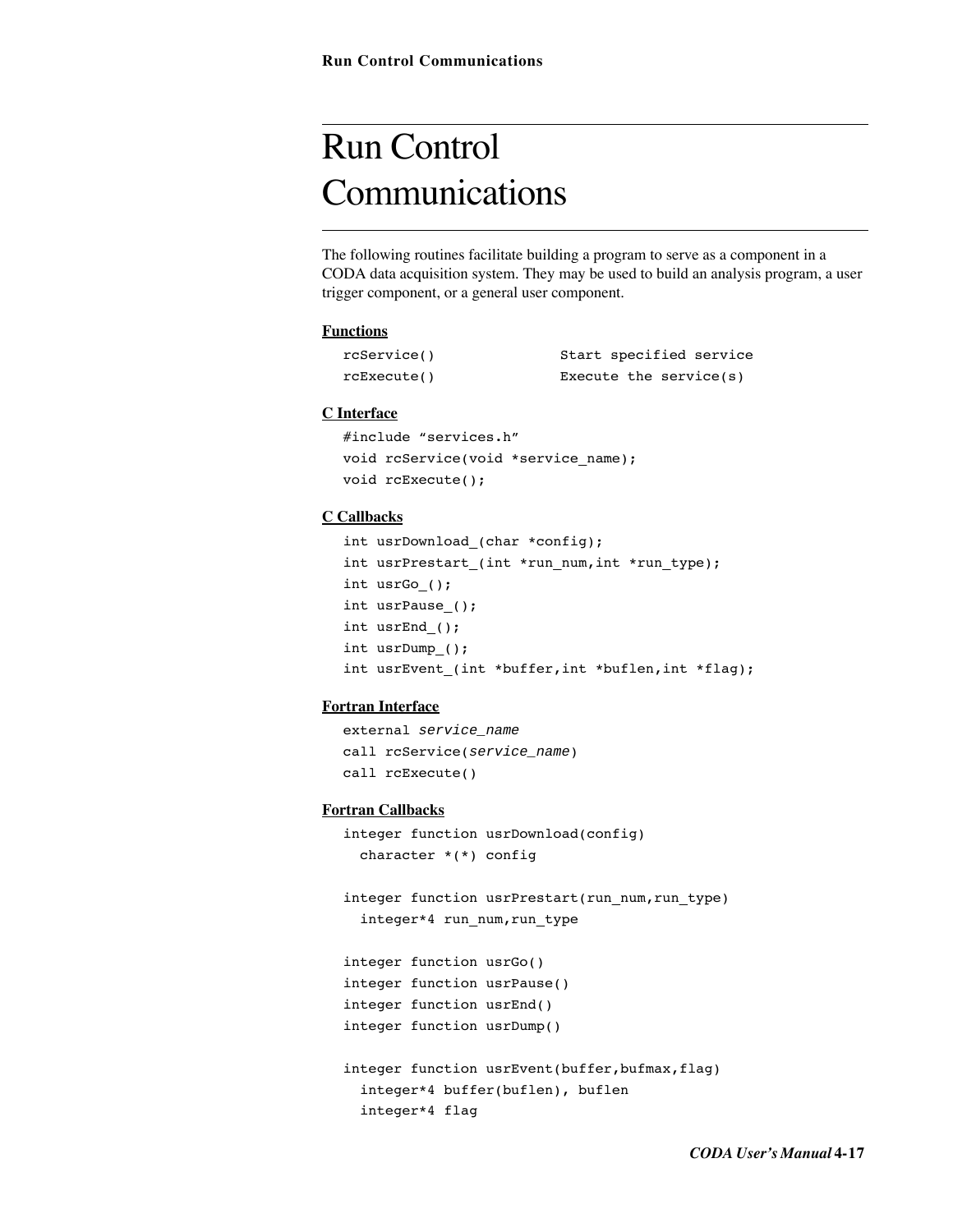# Run Control Communications

The following routines facilitate building a program to serve as a component in a CODA data acquisition system. They may be used to build an analysis program, a user trigger component, or a general user component.

**Functions**

```
rcService()              Start specified service
rcExecute()              Execute the service(s)
```

**C Interface**

```
#include “services.h”
void rcService(void *service_name);
void rcExecute();
```

**C Callbacks**

```
int usrDownload_(char *config);
int usrPrestart_(int *run_num,int *run_type);
int usrGo_();
int usrPause_();
int usrEnd_();
int usrDump_();
int usrEvent_(int *buffer,int *buflen,int *flag);
```

**Fortran Interface**

```
external service_name
call rcService(service_name)
call rcExecute()
```

**Fortran Callbacks**

```
integer function usrDownload(config)
  character *(*) config

integer function usrPrestart(run_num,run_type)
  integer*4 run_num,run_type

integer function usrGo()
integer function usrPause()
integer function usrEnd()
integer function usrDump()

integer function usrEvent(buffer,bufmax,flag)
  integer*4 buffer(buflen), buflen
  integer*4 flag
```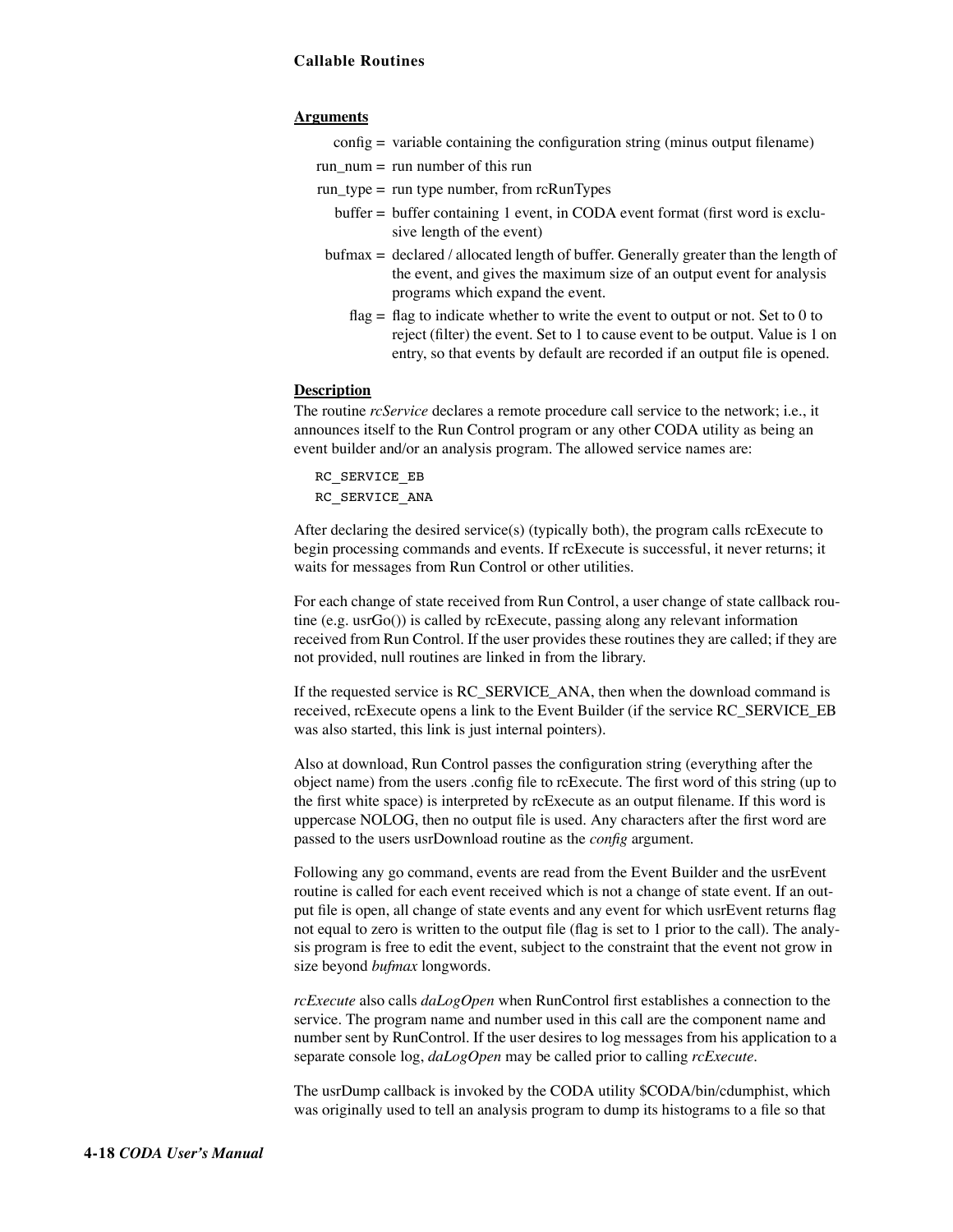**Arguments**

- config = variable containing the configuration string (minus output filename)
- run_num = run number of this run
- run_type = run type number, from rcRunTypes
- buffer = buffer containing 1 event, in CODA event format (first word is exclusive length of the event)
- bufmax = declared / allocated length of buffer. Generally greater than the length of the event, and gives the maximum size of an output event for analysis programs which expand the event.
- flag = flag to indicate whether to write the event to output or not. Set to 0 to reject (filter) the event. Set to 1 to cause event to be output. Value is 1 on entry, so that events by default are recorded if an output file is opened.

**Description**

The routine *rcService* declares a remote procedure call service to the network; i.e., it announces itself to the Run Control program or any other CODA utility as being an event builder and/or an analysis program. The allowed service names are:

```
RC_SERVICE_EB
RC_SERVICE_ANA
```

After declaring the desired service(s) (typically both), the program calls rcExecute to begin processing commands and events. If rcExecute is successful, it never returns; it waits for messages from Run Control or other utilities.

For each change of state received from Run Control, a user change of state callback routine (e.g. usrGo()) is called by rcExecute, passing along any relevant information received from Run Control. If the user provides these routines they are called; if they are not provided, null routines are linked in from the library.

If the requested service is RC_SERVICE_ANA, then when the download command is received, rcExecute opens a link to the Event Builder (if the service RC_SERVICE_EB was also started, this link is just internal pointers).

Also at download, Run Control passes the configuration string (everything after the object name) from the users .config file to rcExecute. The first word of this string (up to the first white space) is interpreted by rcExecute as an output filename. If this word is uppercase NOLOG, then no output file is used. Any characters after the first word are passed to the users usrDownload routine as the *config* argument.

Following any go command, events are read from the Event Builder and the usrEvent routine is called for each event received which is not a change of state event. If an output file is open, all change of state events and any event for which usrEvent returns flag not equal to zero is written to the output file (flag is set to 1 prior to the call). The analysis program is free to edit the event, subject to the constraint that the event not grow in size beyond *bufmax* longwords.

*rcExecute* also calls *daLogOpen* when RunControl first establishes a connection to the service. The program name and number used in this call are the component name and number sent by RunControl. If the user desires to log messages from his application to a separate console log, *daLogOpen* may be called prior to calling *rcExecute*.

The usrDump callback is invoked by the CODA utility $CODA/bin/cdumphist, which was originally used to tell an analysis program to dump its histograms to a file so that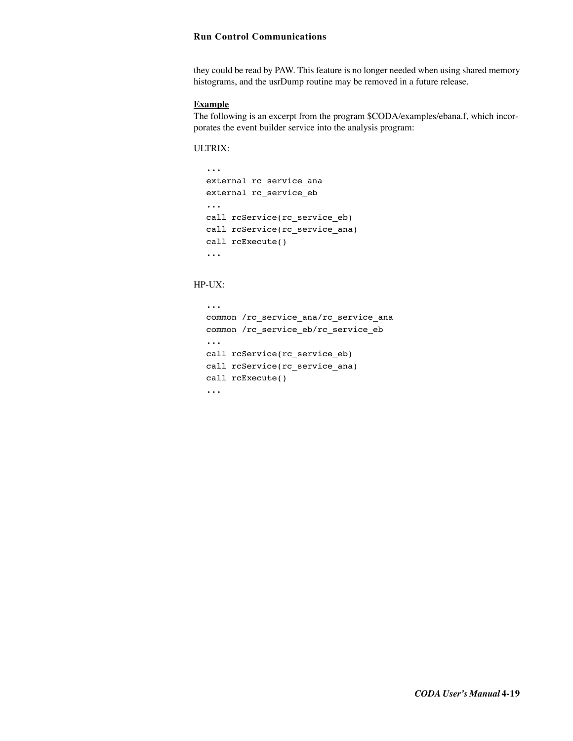they could be read by PAW. This feature is no longer needed when using shared memory histograms, and the usrDump routine may be removed in a future release.

**Example**

The following is an excerpt from the program $CODA/examples/ebana.f, which incorporates the event builder service into the analysis program:

ULTRIX:

```
...
external rc_service_ana
external rc_service_eb
...
call rcService(rc_service_eb)
call rcService(rc_service_ana)
call rcExecute()
...
```

HP-UX:

```
...
common /rc_service_ana/rc_service_ana
common /rc_service_eb/rc_service_eb
...
call rcService(rc_service_eb)
call rcService(rc_service_ana)
call rcExecute()
...
```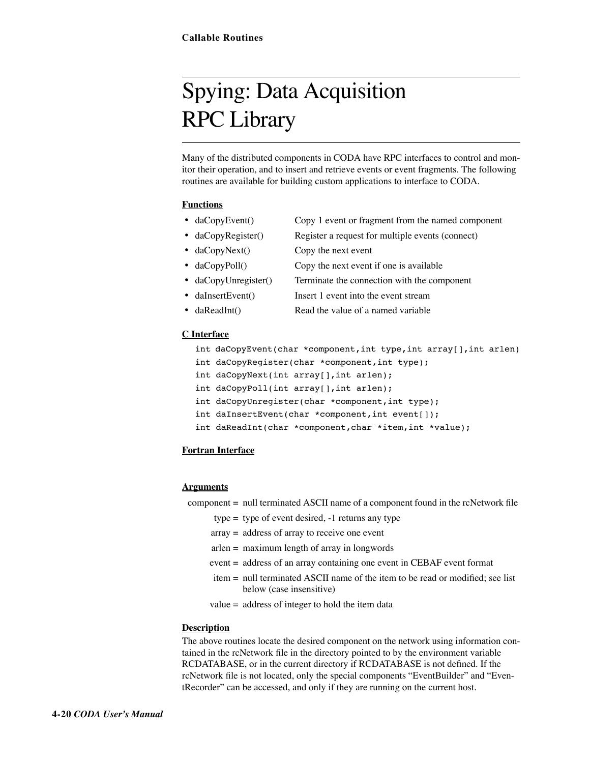# Spying: Data Acquisition RPC Library

Many of the distributed components in CODA have RPC interfaces to control and monitor their operation, and to insert and retrieve events or event fragments. The following routines are available for building custom applications to interface to CODA.

**Functions**

- daCopyEvent() — Copy 1 event or fragment from the named component
- daCopyRegister() — Register a request for multiple events (connect)
- daCopyNext() — Copy the next event
- daCopyPoll() — Copy the next event if one is available
- daCopyUnregister() — Terminate the connection with the component
- daInsertEvent() — Insert 1 event into the event stream
- daReadInt() — Read the value of a named variable

**C Interface**

```
int daCopyEvent(char *component,int type,int array[],int arlen)
int daCopyRegister(char *component,int type);
int daCopyNext(int array[],int arlen);
int daCopyPoll(int array[],int arlen);
int daCopyUnregister(char *component,int type);
int daInsertEvent(char *component,int event[]);
int daReadInt(char *component,char *item,int *value);
```

**Fortran Interface**

**Arguments**

component = null terminated ASCII name of a component found in the rcNetwork file

type = type of event desired, -1 returns any type

array = address of array to receive one event

arlen = maximum length of array in longwords

event = address of an array containing one event in CEBAF event format

item = null terminated ASCII name of the item to be read or modified; see list below (case insensitive)

value = address of integer to hold the item data

**Description**

The above routines locate the desired component on the network using information contained in the rcNetwork file in the directory pointed to by the environment variable RCDATABASE, or in the current directory if RCDATABASE is not defined. If the rcNetwork file is not located, only the special components "EventBuilder" and "EventRecorder" can be accessed, and only if they are running on the current host.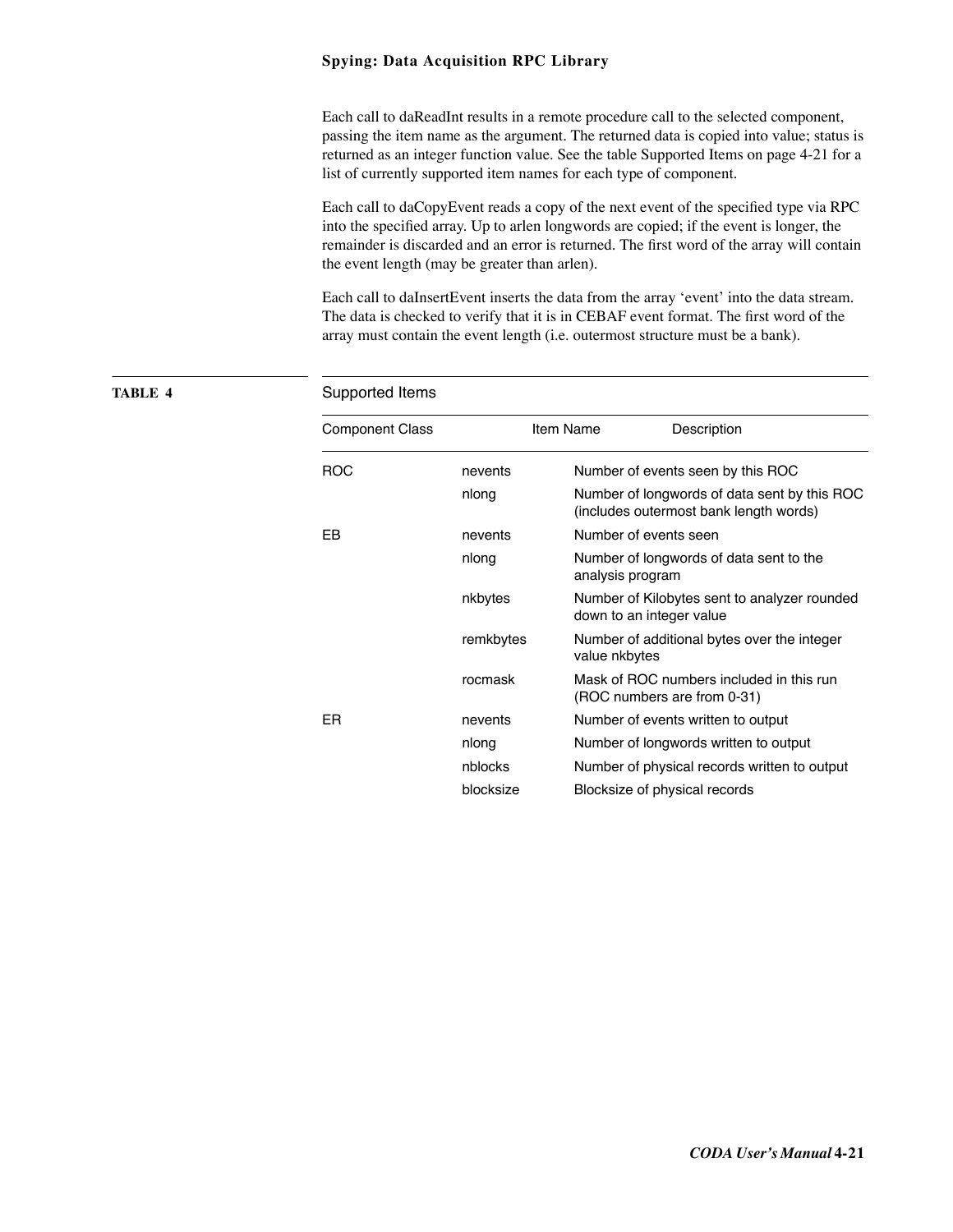Each call to daReadInt results in a remote procedure call to the selected component, passing the item name as the argument. The returned data is copied into value; status is returned as an integer function value. See the table Supported Items on page 4-21 for a list of currently supported item names for each type of component.

Each call to daCopyEvent reads a copy of the next event of the specified type via RPC into the specified array. Up to arlen longwords are copied; if the event is longer, the remainder is discarded and an error is returned. The first word of the array will contain the event length (may be greater than arlen).

Each call to daInsertEvent inserts the data from the array 'event' into the data stream. The data is checked to verify that it is in CEBAF event format. The first word of the array must contain the event length (i.e. outermost structure must be a bank).

**TABLE 4** Supported Items

| Component Class | Item Name | Description |
|---|---|---|
| ROC | nevents | Number of events seen by this ROC |
| | nlong | Number of longwords of data sent by this ROC (includes outermost bank length words) |
| EB | nevents | Number of events seen |
| | nlong | Number of longwords of data sent to the analysis program |
| | nkbytes | Number of Kilobytes sent to analyzer rounded down to an integer value |
| | remkbytes | Number of additional bytes over the integer value nkbytes |
| | rocmask | Mask of ROC numbers included in this run (ROC numbers are from 0-31) |
| ER | nevents | Number of events written to output |
| | nlong | Number of longwords written to output |
| | nblocks | Number of physical records written to output |
| | blocksize | Blocksize of physical records |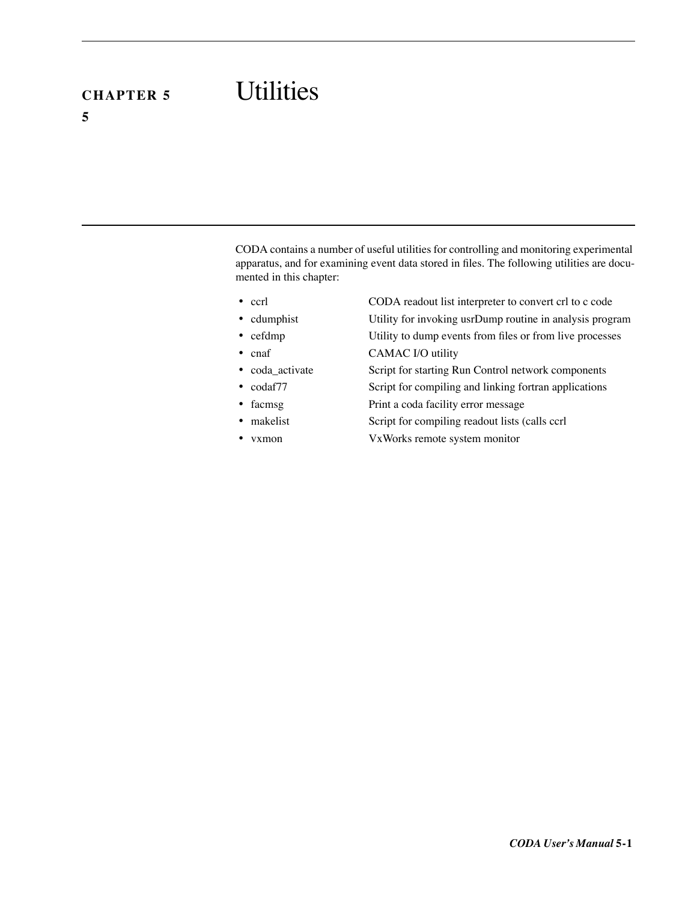# CHAPTER 5 Utilities

CODA contains a number of useful utilities for controlling and monitoring experimental apparatus, and for examining event data stored in files. The following utilities are documented in this chapter:

- ccrl — CODA readout list interpreter to convert crl to c code
- cdumphist — Utility for invoking usrDump routine in analysis program
- cefdmp — Utility to dump events from files or from live processes
- cnaf — CAMAC I/O utility
- coda_activate — Script for starting Run Control network components
- codaf77 — Script for compiling and linking fortran applications
- facmsg — Print a coda facility error message
- makelist — Script for compiling readout lists (calls ccrl
- vxmon — VxWorks remote system monitor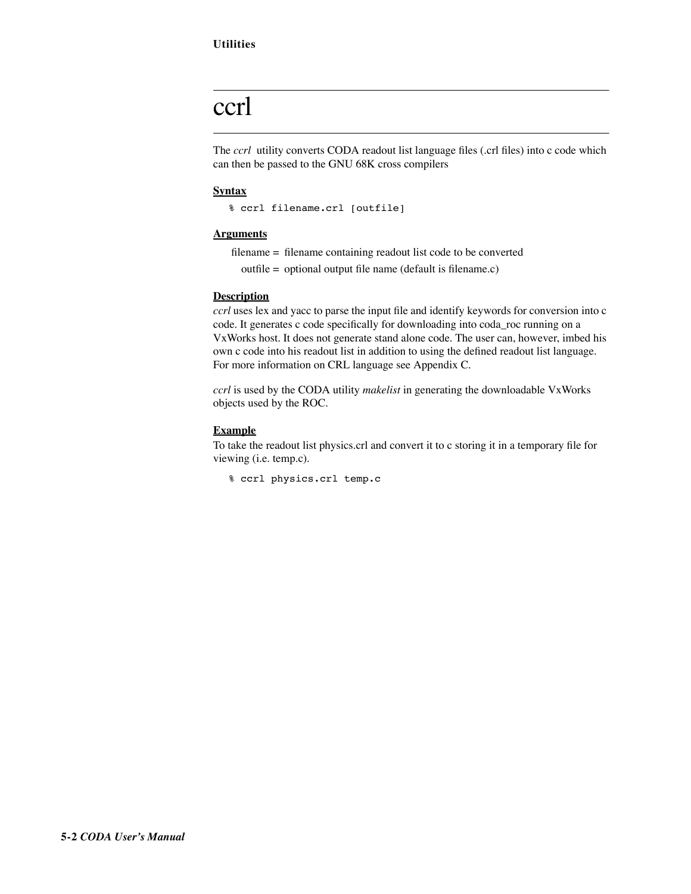# ccrl

The *ccrl* utility converts CODA readout list language files (.crl files) into c code which can then be passed to the GNU 68K cross compilers

**Syntax**

```
% ccrl filename.crl [outfile]
```

**Arguments**

filename = filename containing readout list code to be converted

outfile = optional output file name (default is filename.c)

**Description**

*ccrl* uses lex and yacc to parse the input file and identify keywords for conversion into c code. It generates c code specifically for downloading into coda_roc running on a VxWorks host. It does not generate stand alone code. The user can, however, imbed his own c code into his readout list in addition to using the defined readout list language. For more information on CRL language see Appendix C.

*ccrl* is used by the CODA utility *makelist* in generating the downloadable VxWorks objects used by the ROC.

**Example**

To take the readout list physics.crl and convert it to c storing it in a temporary file for viewing (i.e. temp.c).

```
% ccrl physics.crl temp.c
```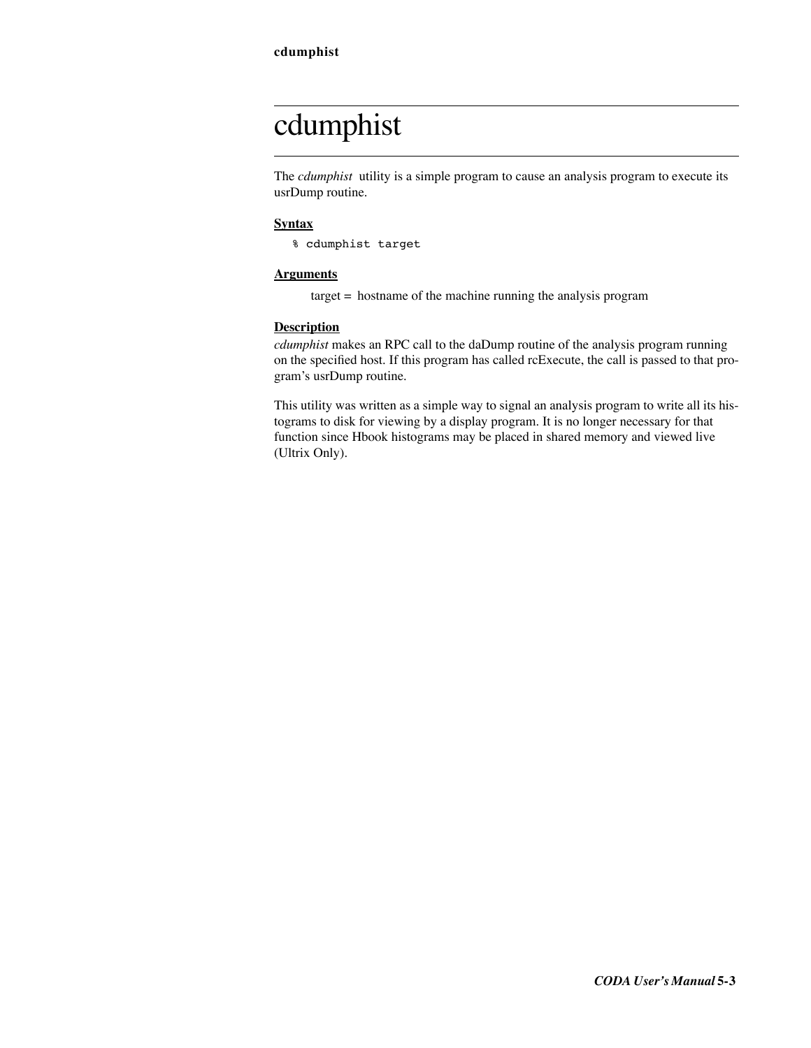# cdumphist

The *cdumphist* utility is a simple program to cause an analysis program to execute its usrDump routine.

**Syntax**

```
% cdumphist target
```

**Arguments**

target = hostname of the machine running the analysis program

**Description**

*cdumphist* makes an RPC call to the daDump routine of the analysis program running on the specified host. If this program has called rcExecute, the call is passed to that program's usrDump routine.

This utility was written as a simple way to signal an analysis program to write all its histograms to disk for viewing by a display program. It is no longer necessary for that function since Hbook histograms may be placed in shared memory and viewed live (Ultrix Only).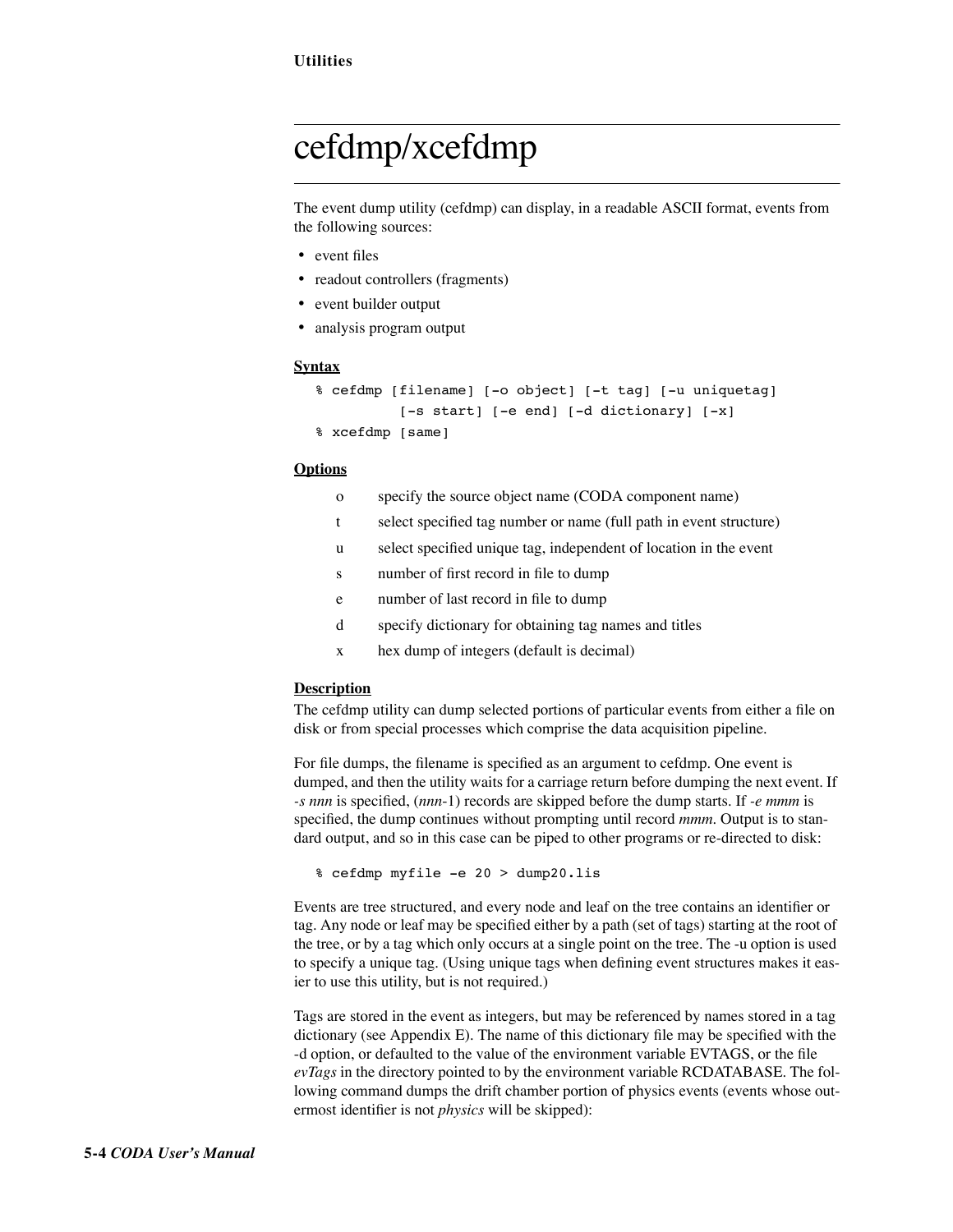# cefdmp/xcefdmp

The event dump utility (cefdmp) can display, in a readable ASCII format, events from the following sources:

- event files
- readout controllers (fragments)
- event builder output
- analysis program output

**Syntax**

```
% cefdmp [filename] [-o object] [-t tag] [-u uniquetag]
         [-s start] [-e end] [-d dictionary] [-x]
% xcefdmp [same]
```

**Options**

| | |
|---|---|
| o | specify the source object name (CODA component name) |
| t | select specified tag number or name (full path in event structure) |
| u | select specified unique tag, independent of location in the event |
| s | number of first record in file to dump |
| e | number of last record in file to dump |
| d | specify dictionary for obtaining tag names and titles |
| x | hex dump of integers (default is decimal) |

**Description**

The cefdmp utility can dump selected portions of particular events from either a file on disk or from special processes which comprise the data acquisition pipeline.

For file dumps, the filename is specified as an argument to cefdmp. One event is dumped, and then the utility waits for a carriage return before dumping the next event. If *-s nnn* is specified, (*nnn*-1) records are skipped before the dump starts. If *-e mmm* is specified, the dump continues without prompting until record *mmm*. Output is to standard output, and so in this case can be piped to other programs or re-directed to disk:

```
% cefdmp myfile -e 20 > dump20.lis
```

Events are tree structured, and every node and leaf on the tree contains an identifier or tag. Any node or leaf may be specified either by a path (set of tags) starting at the root of the tree, or by a tag which only occurs at a single point on the tree. The -u option is used to specify a unique tag. (Using unique tags when defining event structures makes it easier to use this utility, but is not required.)

Tags are stored in the event as integers, but may be referenced by names stored in a tag dictionary (see Appendix E). The name of this dictionary file may be specified with the -d option, or defaulted to the value of the environment variable EVTAGS, or the file *evTags* in the directory pointed to by the environment variable RCDATABASE. The following command dumps the drift chamber portion of physics events (events whose outermost identifier is not *physics* will be skipped):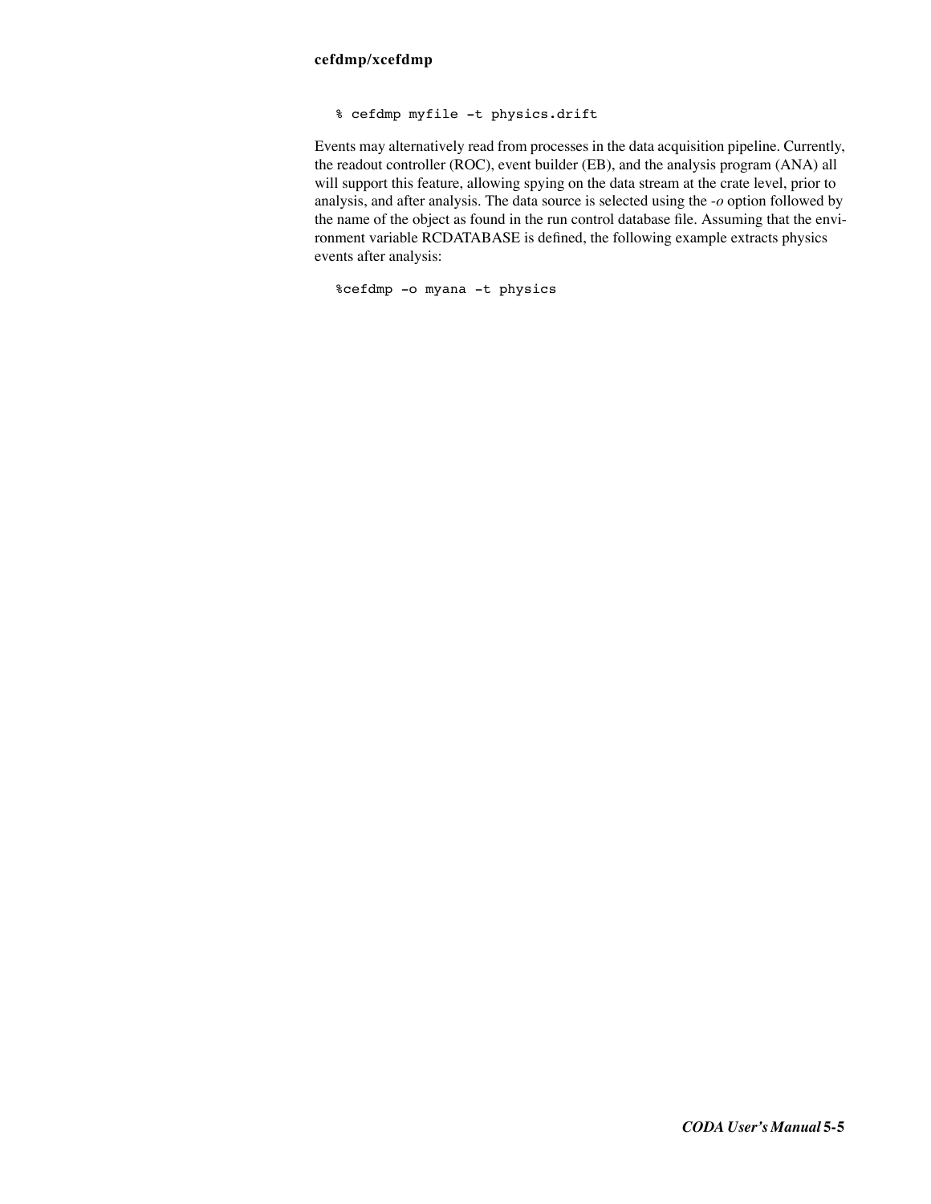**cefdmp/xcefdmp**

```
% cefdmp myfile -t physics.drift
```

Events may alternatively read from processes in the data acquisition pipeline. Currently, the readout controller (ROC), event builder (EB), and the analysis program (ANA) all will support this feature, allowing spying on the data stream at the crate level, prior to analysis, and after analysis. The data source is selected using the *-o* option followed by the name of the object as found in the run control database file. Assuming that the environment variable RCDATABASE is defined, the following example extracts physics events after analysis:

```
%cefdmp -o myana -t physics
```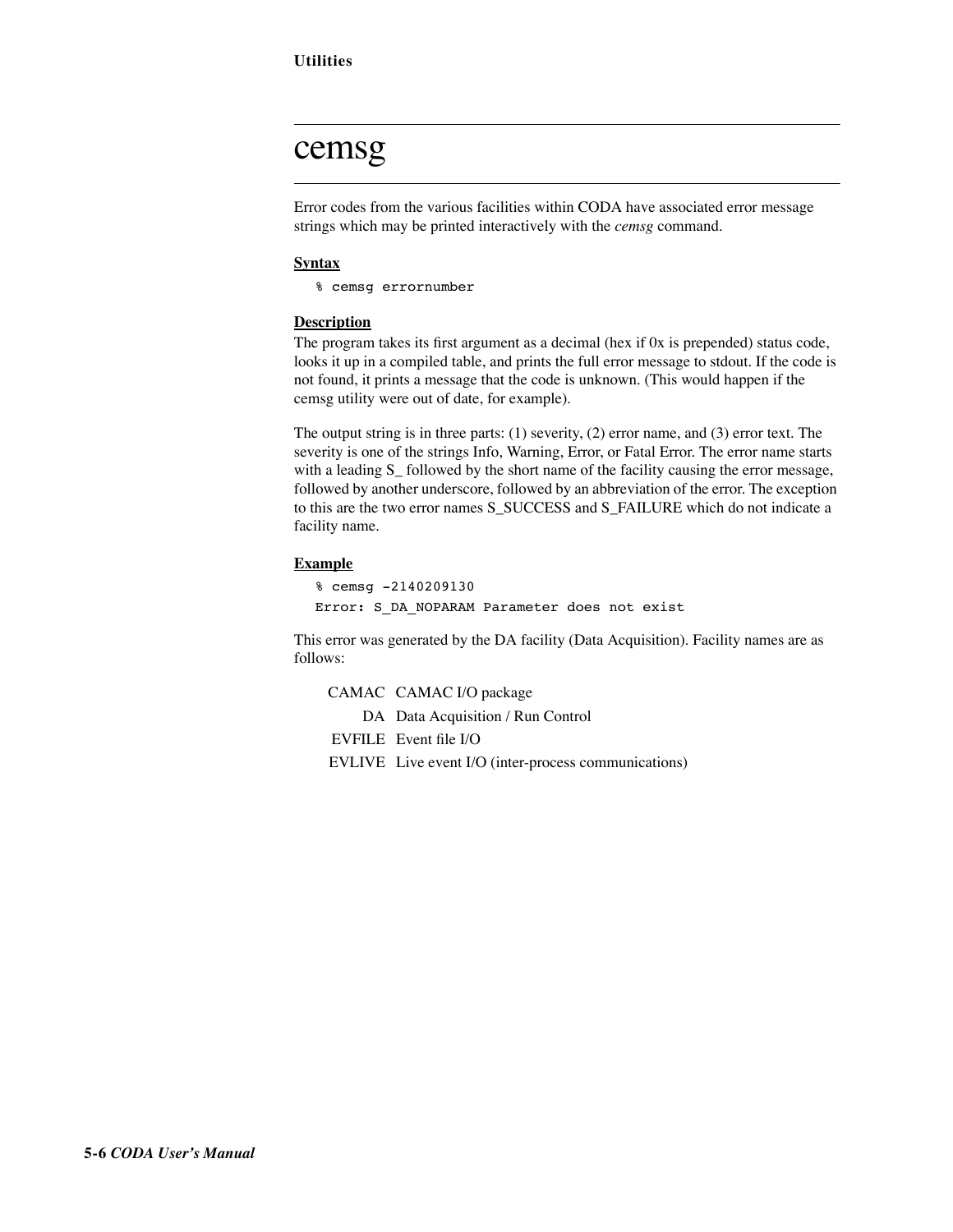# cemsg

Error codes from the various facilities within CODA have associated error message strings which may be printed interactively with the *cemsg* command.

**Syntax**

```
% cemsg errornumber
```

**Description**

The program takes its first argument as a decimal (hex if 0x is prepended) status code, looks it up in a compiled table, and prints the full error message to stdout. If the code is not found, it prints a message that the code is unknown. (This would happen if the cemsg utility were out of date, for example).

The output string is in three parts: (1) severity, (2) error name, and (3) error text. The severity is one of the strings Info, Warning, Error, or Fatal Error. The error name starts with a leading S_ followed by the short name of the facility causing the error message, followed by another underscore, followed by an abbreviation of the error. The exception to this are the two error names S_SUCCESS and S_FAILURE which do not indicate a facility name.

**Example**

```
% cemsg -2140209130
Error: S_DA_NOPARAM Parameter does not exist
```

This error was generated by the DA facility (Data Acquisition). Facility names are as follows:

| | |
|---|---|
| CAMAC | CAMAC I/O package |
| DA | Data Acquisition / Run Control |
| EVFILE | Event file I/O |
| EVLIVE | Live event I/O (inter-process communications) |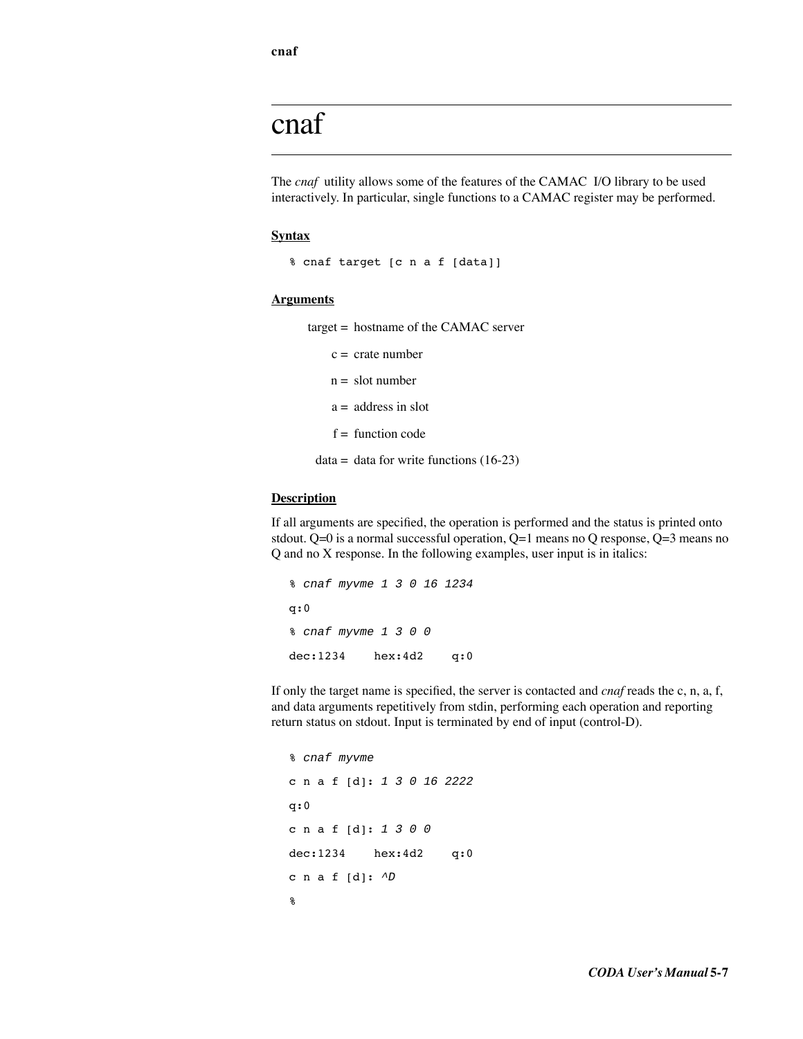# cnaf

The *cnaf* utility allows some of the features of the CAMAC I/O library to be used interactively. In particular, single functions to a CAMAC register may be performed.

**Syntax**

```
% cnaf target [c n a f [data]]
```

**Arguments**

target = hostname of the CAMAC server

c = crate number

n = slot number

a = address in slot

f = function code

data = data for write functions (16-23)

**Description**

If all arguments are specified, the operation is performed and the status is printed onto stdout. Q=0 is a normal successful operation, Q=1 means no Q response, Q=3 means no Q and no X response. In the following examples, user input is in italics:

```
% cnaf myvme 1 3 0 16 1234
q:0
% cnaf myvme 1 3 0 0
dec:1234    hex:4d2    q:0
```

If only the target name is specified, the server is contacted and *cnaf* reads the c, n, a, f, and data arguments repetitively from stdin, performing each operation and reporting return status on stdout. Input is terminated by end of input (control-D).

```
% cnaf myvme
c n a f [d]: 1 3 0 16 2222
q:0
c n a f [d]: 1 3 0 0
dec:1234    hex:4d2    q:0
c n a f [d]: ^D
%
```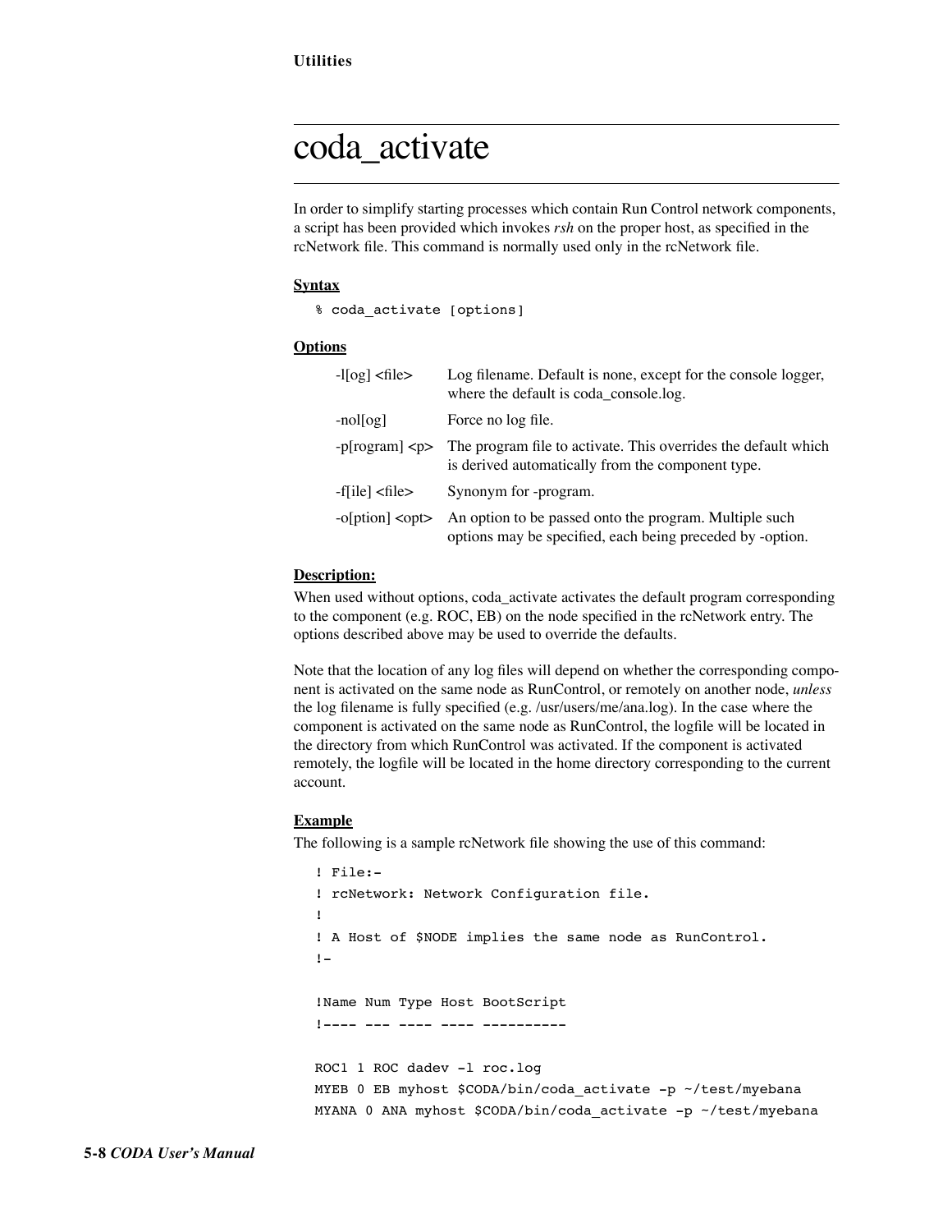# coda_activate

In order to simplify starting processes which contain Run Control network components, a script has been provided which invokes *rsh* on the proper host, as specified in the rcNetwork file. This command is normally used only in the rcNetwork file.

**Syntax**

```
% coda_activate [options]
```

**Options**

| | |
|---|---|
| -l[og] <file> | Log filename. Default is none, except for the console logger, where the default is coda_console.log. |
| -nol[og] | Force no log file. |
| -p[rogram] <p> | The program file to activate. This overrides the default which is derived automatically from the component type. |
| -f[ile] <file> | Synonym for -program. |
| -o[ption] <opt> | An option to be passed onto the program. Multiple such options may be specified, each being preceded by -option. |

**Description:**

When used without options, coda_activate activates the default program corresponding to the component (e.g. ROC, EB) on the node specified in the rcNetwork entry. The options described above may be used to override the defaults.

Note that the location of any log files will depend on whether the corresponding component is activated on the same node as RunControl, or remotely on another node, *unless* the log filename is fully specified (e.g. /usr/users/me/ana.log). In the case where the component is activated on the same node as RunControl, the logfile will be located in the directory from which RunControl was activated. If the component is activated remotely, the logfile will be located in the home directory corresponding to the current account.

**Example**

The following is a sample rcNetwork file showing the use of this command:

```
! File:-
! rcNetwork: Network Configuration file.
!
! A Host of $NODE implies the same node as RunControl.
!-

!Name Num Type Host BootScript
!---- --- ---- ---- ----------

ROC1 1 ROC dadev -l roc.log
MYEB 0 EB myhost $CODA/bin/coda_activate -p ~/test/myebana
MYANA 0 ANA myhost $CODA/bin/coda_activate -p ~/test/myebana
```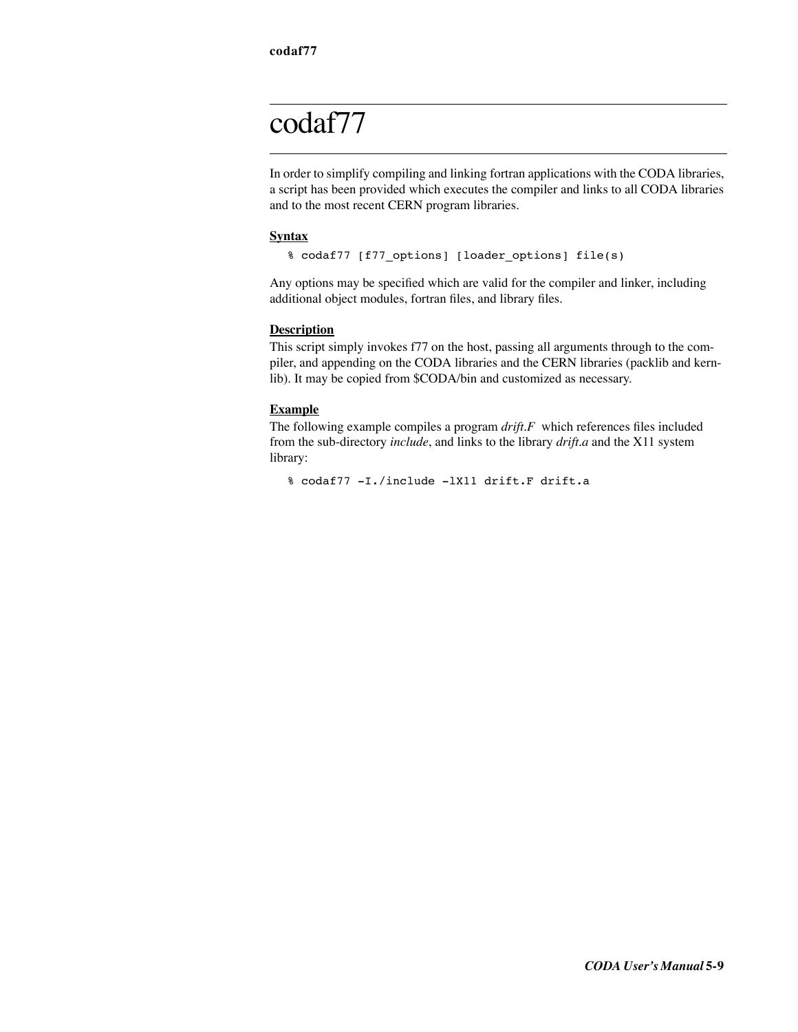# codaf77

In order to simplify compiling and linking fortran applications with the CODA libraries, a script has been provided which executes the compiler and links to all CODA libraries and to the most recent CERN program libraries.

**Syntax**

```
% codaf77 [f77_options] [loader_options] file(s)
```

Any options may be specified which are valid for the compiler and linker, including additional object modules, fortran files, and library files.

**Description**

This script simply invokes f77 on the host, passing all arguments through to the compiler, and appending on the CODA libraries and the CERN libraries (packlib and kernlib). It may be copied from $CODA/bin and customized as necessary.

**Example**

The following example compiles a program *drift.F* which references files included from the sub-directory *include*, and links to the library *drift.a* and the X11 system library:

```
% codaf77 -I./include -lX11 drift.F drift.a
```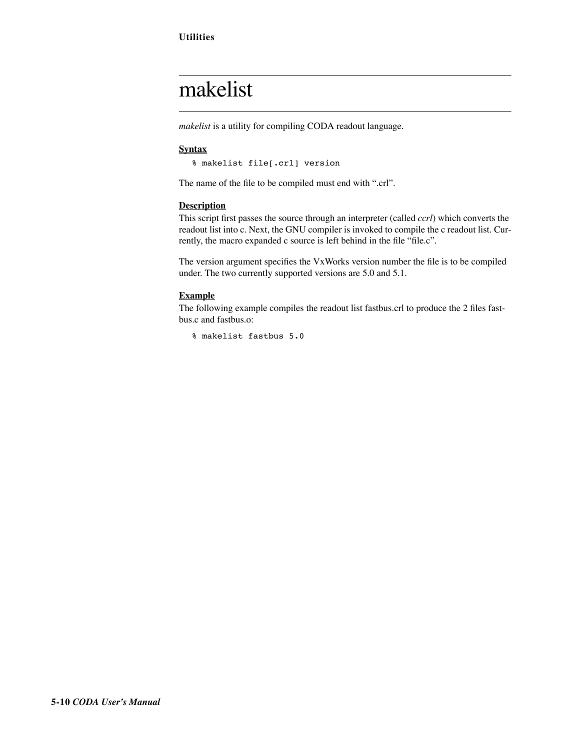# makelist

*makelist* is a utility for compiling CODA readout language.

**Syntax**

```
% makelist file[.crl] version
```

The name of the file to be compiled must end with ".crl".

**Description**

This script first passes the source through an interpreter (called *ccrl*) which converts the readout list into c. Next, the GNU compiler is invoked to compile the c readout list. Currently, the macro expanded c source is left behind in the file "file.c".

The version argument specifies the VxWorks version number the file is to be compiled under. The two currently supported versions are 5.0 and 5.1.

**Example**

The following example compiles the readout list fastbus.crl to produce the 2 files fastbus.c and fastbus.o:

```
% makelist fastbus 5.0
```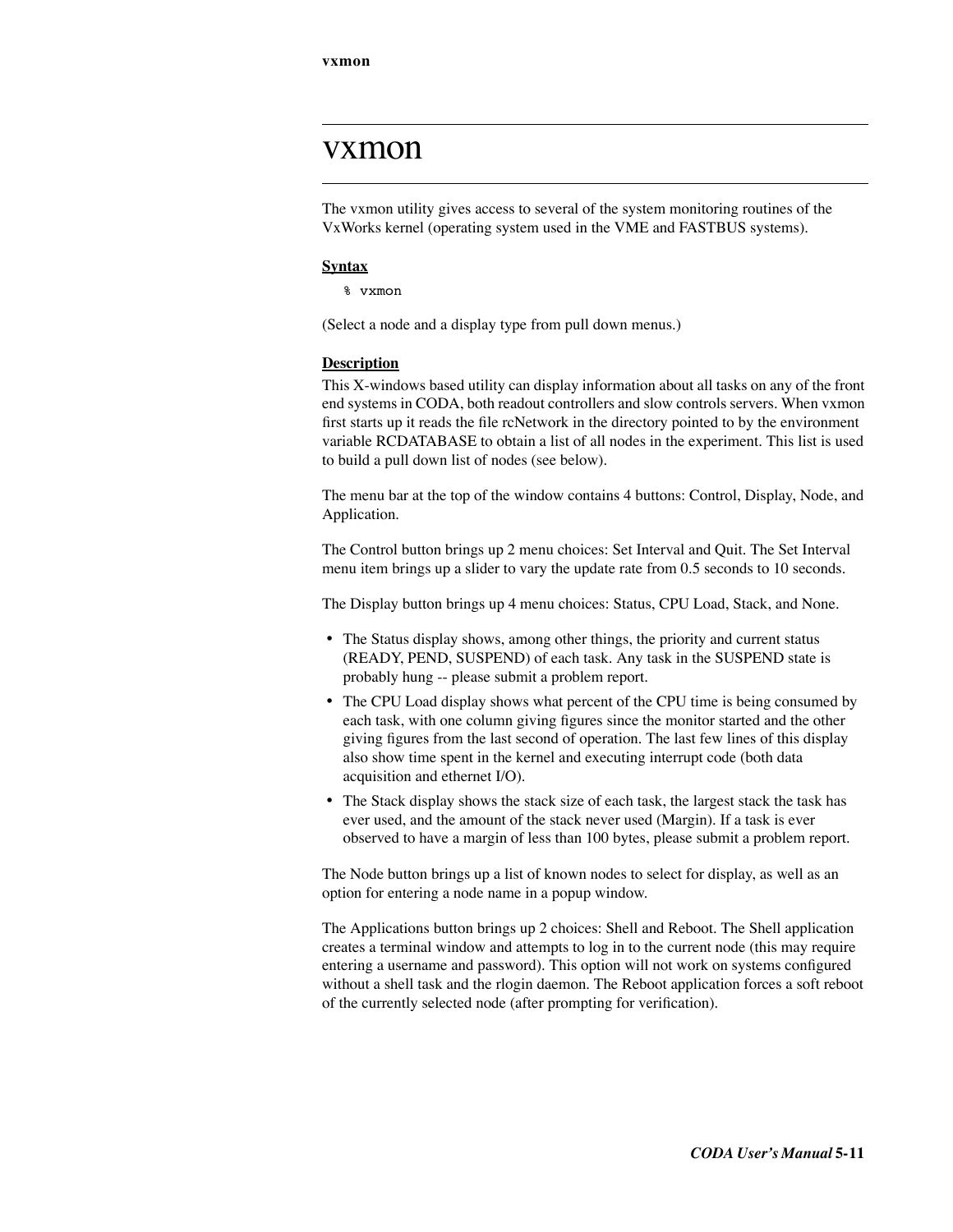# vxmon

The vxmon utility gives access to several of the system monitoring routines of the VxWorks kernel (operating system used in the VME and FASTBUS systems).

**Syntax**

```
% vxmon
```

(Select a node and a display type from pull down menus.)

**Description**

This X-windows based utility can display information about all tasks on any of the front end systems in CODA, both readout controllers and slow controls servers. When vxmon first starts up it reads the file rcNetwork in the directory pointed to by the environment variable RCDATABASE to obtain a list of all nodes in the experiment. This list is used to build a pull down list of nodes (see below).

The menu bar at the top of the window contains 4 buttons: Control, Display, Node, and Application.

The Control button brings up 2 menu choices: Set Interval and Quit. The Set Interval menu item brings up a slider to vary the update rate from 0.5 seconds to 10 seconds.

The Display button brings up 4 menu choices: Status, CPU Load, Stack, and None.

- The Status display shows, among other things, the priority and current status (READY, PEND, SUSPEND) of each task. Any task in the SUSPEND state is probably hung -- please submit a problem report.
- The CPU Load display shows what percent of the CPU time is being consumed by each task, with one column giving figures since the monitor started and the other giving figures from the last second of operation. The last few lines of this display also show time spent in the kernel and executing interrupt code (both data acquisition and ethernet I/O).
- The Stack display shows the stack size of each task, the largest stack the task has ever used, and the amount of the stack never used (Margin). If a task is ever observed to have a margin of less than 100 bytes, please submit a problem report.

The Node button brings up a list of known nodes to select for display, as well as an option for entering a node name in a popup window.

The Applications button brings up 2 choices: Shell and Reboot. The Shell application creates a terminal window and attempts to log in to the current node (this may require entering a username and password). This option will not work on systems configured without a shell task and the rlogin daemon. The Reboot application forces a soft reboot of the currently selected node (after prompting for verification).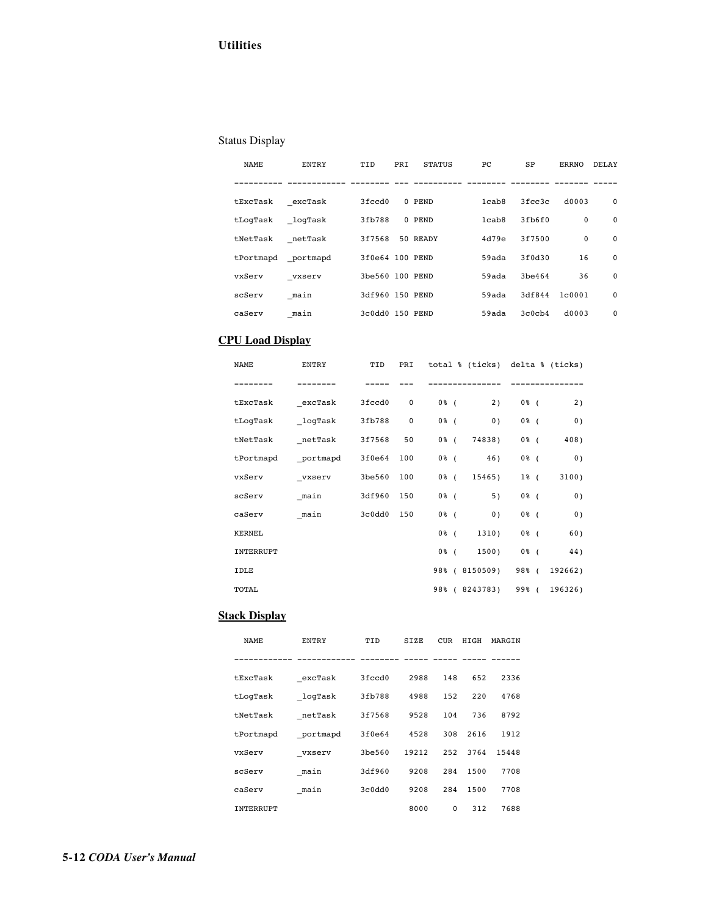Status Display

| NAME | ENTRY | TID | PRI | STATUS | PC | SP | ERRNO | DELAY |
|---|---|---|---|---|---|---|---|---|
| tExcTask | _excTask | 3fccd0 | 0 | PEND | 1cab8 | 3fcc3c | d0003 | 0 |
| tLogTask | _logTask | 3fb788 | 0 | PEND | 1cab8 | 3fb6f0 | 0 | 0 |
| tNetTask | _netTask | 3f7568 | 50 | READY | 4d79e | 3f7500 | 0 | 0 |
| tPortmapd | _portmapd | 3f0e64 | 100 | PEND | 59ada | 3f0d30 | 16 | 0 |
| vxServ | _vxserv | 3be560 | 100 | PEND | 59ada | 3be464 | 36 | 0 |
| scServ | _main | 3df960 | 150 | PEND | 59ada | 3df844 | 1c0001 | 0 |
| caServ | _main | 3c0dd0 | 150 | PEND | 59ada | 3c0cb4 | d0003 | 0 |

## CPU Load Display

| NAME | ENTRY | TID | PRI | total % (ticks) | delta % (ticks) |
|---|---|---|---|---|---|
| tExcTask | _excTask | 3fccd0 | 0 | 0% ( 2) | 0% ( 2) |
| tLogTask | _logTask | 3fb788 | 0 | 0% ( 0) | 0% ( 0) |
| tNetTask | _netTask | 3f7568 | 50 | 0% ( 74838) | 0% ( 408) |
| tPortmapd | _portmapd | 3f0e64 | 100 | 0% ( 46) | 0% ( 0) |
| vxServ | _vxserv | 3be560 | 100 | 0% ( 15465) | 1% ( 3100) |
| scServ | _main | 3df960 | 150 | 0% ( 5) | 0% ( 0) |
| caServ | _main | 3c0dd0 | 150 | 0% ( 0) | 0% ( 0) |
| KERNEL | | | | 0% ( 1310) | 0% ( 60) |
| INTERRUPT | | | | 0% ( 1500) | 0% ( 44) |
| IDLE | | | | 98% ( 8150509) | 98% ( 192662) |
| TOTAL | | | | 98% ( 8243783) | 99% ( 196326) |

## Stack Display

| NAME | ENTRY | TID | SIZE | CUR | HIGH | MARGIN |
|---|---|---|---|---|---|---|
| tExcTask | _excTask | 3fccd0 | 2988 | 148 | 652 | 2336 |
| tLogTask | _logTask | 3fb788 | 4988 | 152 | 220 | 4768 |
| tNetTask | _netTask | 3f7568 | 9528 | 104 | 736 | 8792 |
| tPortmapd | _portmapd | 3f0e64 | 4528 | 308 | 2616 | 1912 |
| vxServ | _vxserv | 3be560 | 19212 | 252 | 3764 | 15448 |
| scServ | _main | 3df960 | 9208 | 284 | 1500 | 7708 |
| caServ | _main | 3c0dd0 | 9208 | 284 | 1500 | 7708 |
| INTERRUPT | | | 8000 | 0 | 312 | 7688 |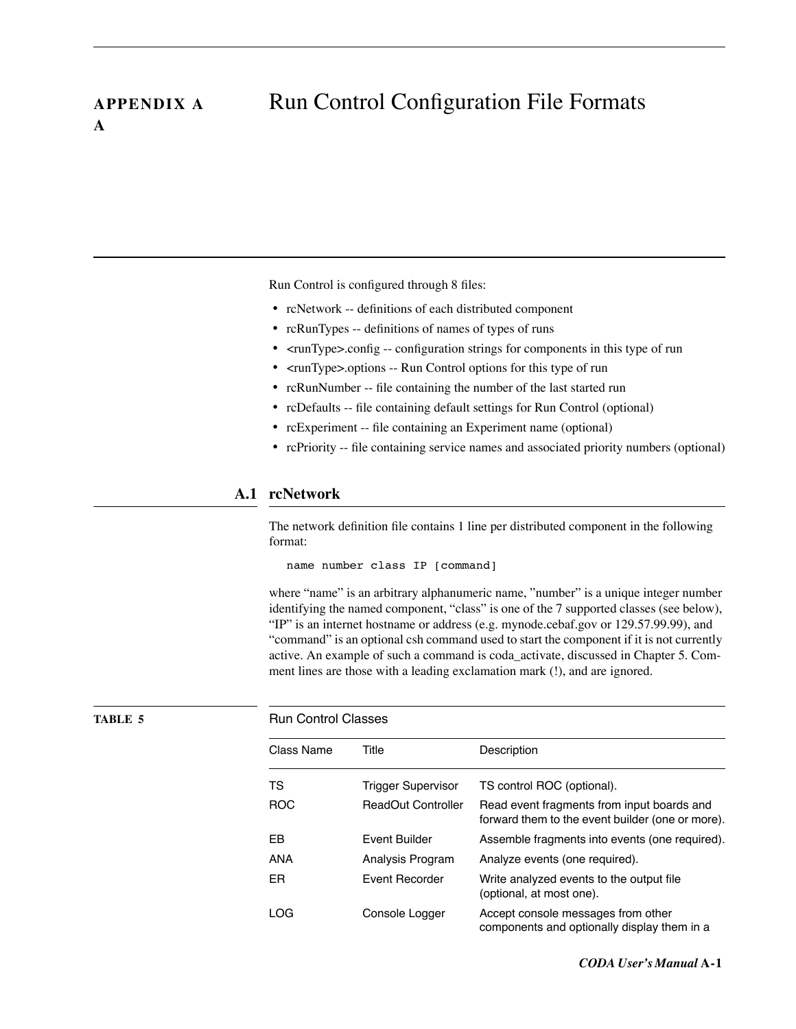# APPENDIX A Run Control Configuration File Formats

Run Control is configured through 8 files:

- rcNetwork -- definitions of each distributed component
- rcRunTypes -- definitions of names of types of runs
- <runType>.config -- configuration strings for components in this type of run
- <runType>.options -- Run Control options for this type of run
- rcRunNumber -- file containing the number of the last started run
- rcDefaults -- file containing default settings for Run Control (optional)
- rcExperiment -- file containing an Experiment name (optional)
- rcPriority -- file containing service names and associated priority numbers (optional)

## A.1 rcNetwork

The network definition file contains 1 line per distributed component in the following format:

```
name number class IP [command]
```

where "name" is an arbitrary alphanumeric name, "number" is a unique integer number identifying the named component, "class" is one of the 7 supported classes (see below), "IP" is an internet hostname or address (e.g. mynode.cebaf.gov or 129.57.99.99), and "command" is an optional csh command used to start the component if it is not currently active. An example of such a command is coda_activate, discussed in Chapter 5. Comment lines are those with a leading exclamation mark (!), and are ignored.

**TABLE 5** Run Control Classes

| Class Name | Title | Description |
|---|---|---|
| TS | Trigger Supervisor | TS control ROC (optional). |
| ROC | ReadOut Controller | Read event fragments from input boards and forward them to the event builder (one or more). |
| EB | Event Builder | Assemble fragments into events (one required). |
| ANA | Analysis Program | Analyze events (one required). |
| ER | Event Recorder | Write analyzed events to the output file (optional, at most one). |
| LOG | Console Logger | Accept console messages from other components and optionally display them in a |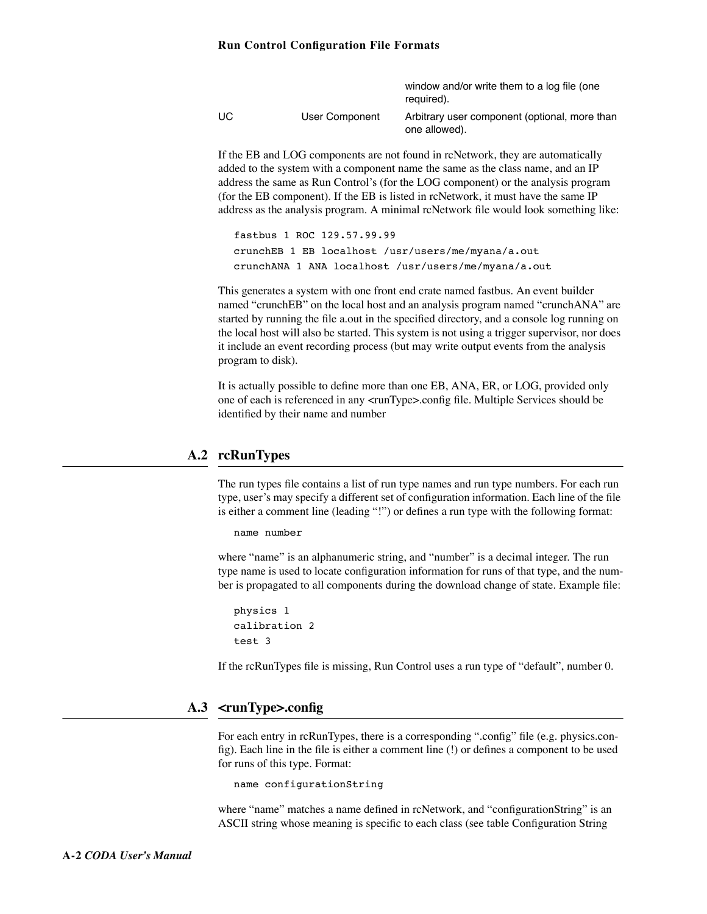| | | window and/or write them to a log file (one required). |
|---|---|---|
| UC | User Component | Arbitrary user component (optional, more than one allowed). |

If the EB and LOG components are not found in rcNetwork, they are automatically added to the system with a component name the same as the class name, and an IP address the same as Run Control's (for the LOG component) or the analysis program (for the EB component). If the EB is listed in rcNetwork, it must have the same IP address as the analysis program. A minimal rcNetwork file would look something like:

```
fastbus 1 ROC 129.57.99.99
crunchEB 1 EB localhost /usr/users/me/myana/a.out
crunchANA 1 ANA localhost /usr/users/me/myana/a.out
```

This generates a system with one front end crate named fastbus. An event builder named "crunchEB" on the local host and an analysis program named "crunchANA" are started by running the file a.out in the specified directory, and a console log running on the local host will also be started. This system is not using a trigger supervisor, nor does it include an event recording process (but may write output events from the analysis program to disk).

It is actually possible to define more than one EB, ANA, ER, or LOG, provided only one of each is referenced in any <runType>.config file. Multiple Services should be identified by their name and number

## A.2 rcRunTypes

The run types file contains a list of run type names and run type numbers. For each run type, user's may specify a different set of configuration information. Each line of the file is either a comment line (leading "!") or defines a run type with the following format:

```
name number
```

where "name" is an alphanumeric string, and "number" is a decimal integer. The run type name is used to locate configuration information for runs of that type, and the number is propagated to all components during the download change of state. Example file:

```
physics 1
calibration 2
test 3
```

If the rcRunTypes file is missing, Run Control uses a run type of "default", number 0.

## A.3 <runType>.config

For each entry in rcRunTypes, there is a corresponding ".config" file (e.g. physics.config). Each line in the file is either a comment line (!) or defines a component to be used for runs of this type. Format:

```
name configurationString
```

where "name" matches a name defined in rcNetwork, and "configurationString" is an ASCII string whose meaning is specific to each class (see table Configuration String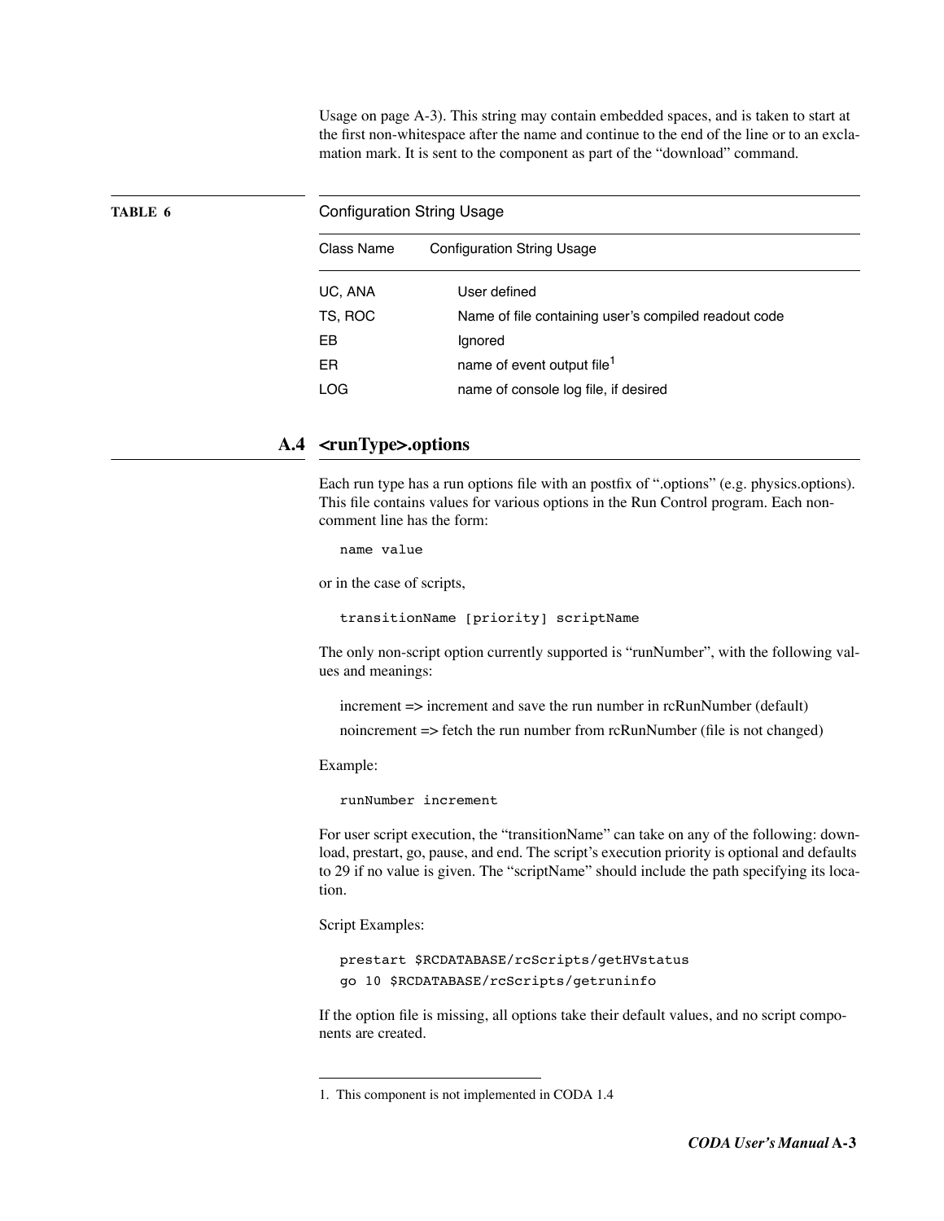Usage on page A-3). This string may contain embedded spaces, and is taken to start at the first non-whitespace after the name and continue to the end of the line or to an exclamation mark. It is sent to the component as part of the "download" command.

**TABLE 6** Configuration String Usage

| Class Name | Configuration String Usage |
|---|---|
| UC, ANA | User defined |
| TS, ROC | Name of file containing user's compiled readout code |
| EB | Ignored |
| ER | name of event output file[1] |
| LOG | name of console log file, if desired |

## A.4 <runType>.options

Each run type has a run options file with an postfix of ".options" (e.g. physics.options). This file contains values for various options in the Run Control program. Each non-comment line has the form:

```
name value
```

or in the case of scripts,

```
transitionName [priority] scriptName
```

The only non-script option currently supported is "runNumber", with the following values and meanings:

increment => increment and save the run number in rcRunNumber (default)

noincrement => fetch the run number from rcRunNumber (file is not changed)

Example:

```
runNumber increment
```

For user script execution, the "transitionName" can take on any of the following: download, prestart, go, pause, and end. The script's execution priority is optional and defaults to 29 if no value is given. The "scriptName" should include the path specifying its location.

Script Examples:

```
prestart $RCDATABASE/rcScripts/getHVstatus
go 10 $RCDATABASE/rcScripts/getruninfo
```

If the option file is missing, all options take their default values, and no script components are created.

---

1. This component is not implemented in CODA 1.4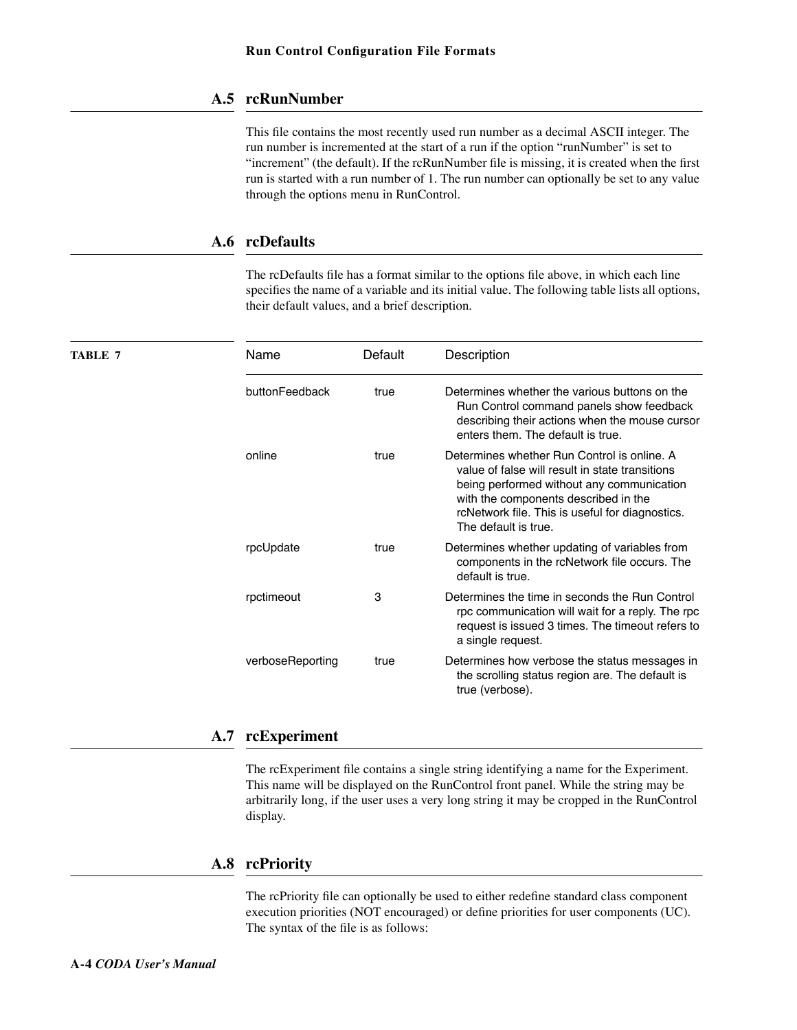## A.5 rcRunNumber

This file contains the most recently used run number as a decimal ASCII integer. The run number is incremented at the start of a run if the option "runNumber" is set to "increment" (the default). If the rcRunNumber file is missing, it is created when the first run is started with a run number of 1. The run number can optionally be set to any value through the options menu in RunControl.

## A.6 rcDefaults

The rcDefaults file has a format similar to the options file above, in which each line specifies the name of a variable and its initial value. The following table lists all options, their default values, and a brief description.

**TABLE 7**

| Name | Default | Description |
|---|---|---|
| buttonFeedback | true | Determines whether the various buttons on the Run Control command panels show feedback describing their actions when the mouse cursor enters them. The default is true. |
| online | true | Determines whether Run Control is online. A value of false will result in state transitions being performed without any communication with the components described in the rcNetwork file. This is useful for diagnostics. The default is true. |
| rpcUpdate | true | Determines whether updating of variables from components in the rcNetwork file occurs. The default is true. |
| rpctimeout | 3 | Determines the time in seconds the Run Control rpc communication will wait for a reply. The rpc request is issued 3 times. The timeout refers to a single request. |
| verboseReporting | true | Determines how verbose the status messages in the scrolling status region are. The default is true (verbose). |

## A.7 rcExperiment

The rcExperiment file contains a single string identifying a name for the Experiment. This name will be displayed on the RunControl front panel. While the string may be arbitrarily long, if the user uses a very long string it may be cropped in the RunControl display.

## A.8 rcPriority

The rcPriority file can optionally be used to either redefine standard class component execution priorities (NOT encouraged) or define priorities for user components (UC). The syntax of the file is as follows: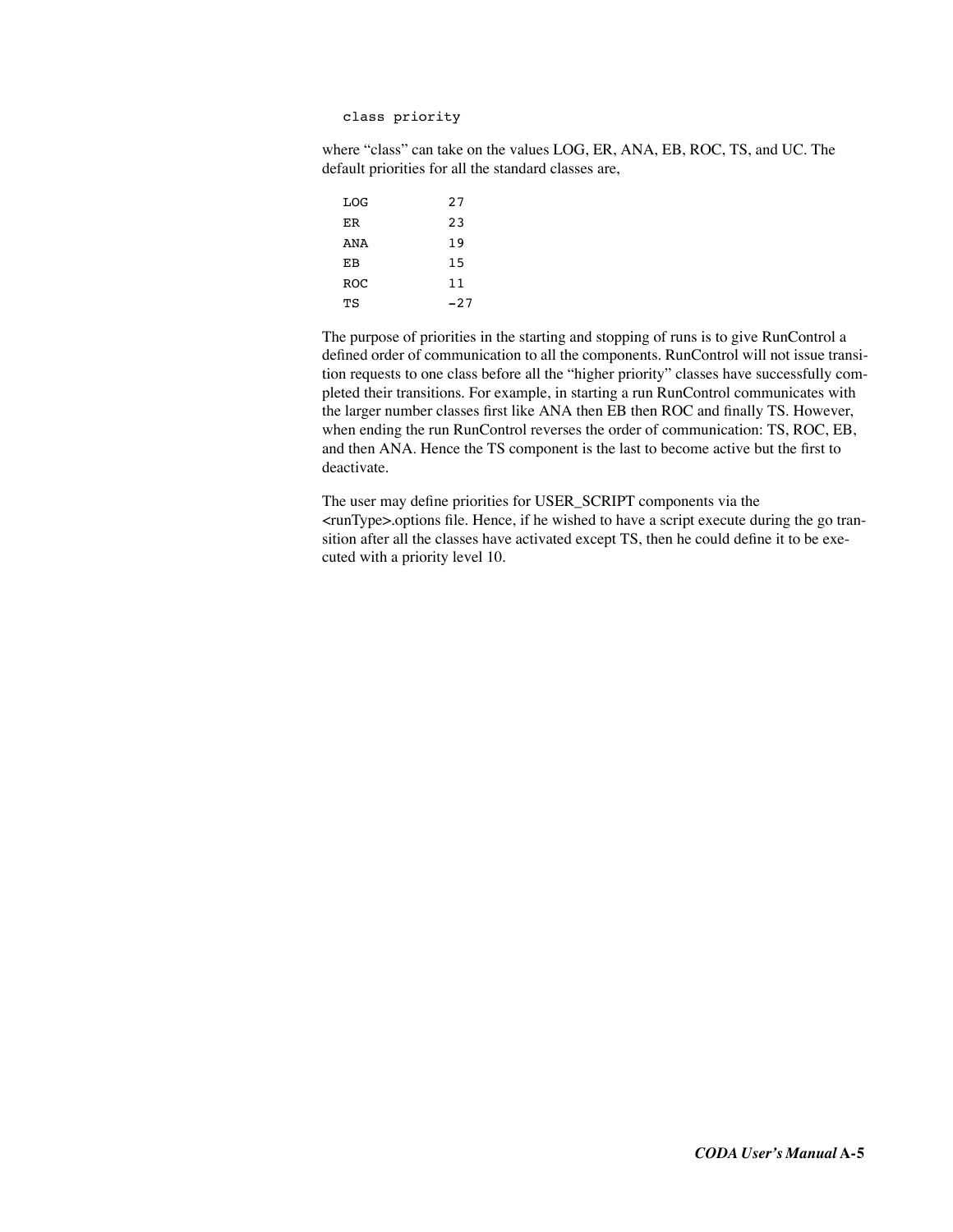```
class priority
```

where “class” can take on the values LOG, ER, ANA, EB, ROC, TS, and UC. The default priorities for all the standard classes are,

```
LOG         27
ER          23
ANA         19
EB          15
ROC         11
TS          -27
```

The purpose of priorities in the starting and stopping of runs is to give RunControl a defined order of communication to all the components. RunControl will not issue transition requests to one class before all the “higher priority” classes have successfully completed their transitions. For example, in starting a run RunControl communicates with the larger number classes first like ANA then EB then ROC and finally TS. However, when ending the run RunControl reverses the order of communication: TS, ROC, EB, and then ANA. Hence the TS component is the last to become active but the first to deactivate.

The user may define priorities for USER_SCRIPT components via the <runType>.options file. Hence, if he wished to have a script execute during the go transition after all the classes have activated except TS, then he could define it to be executed with a priority level 10.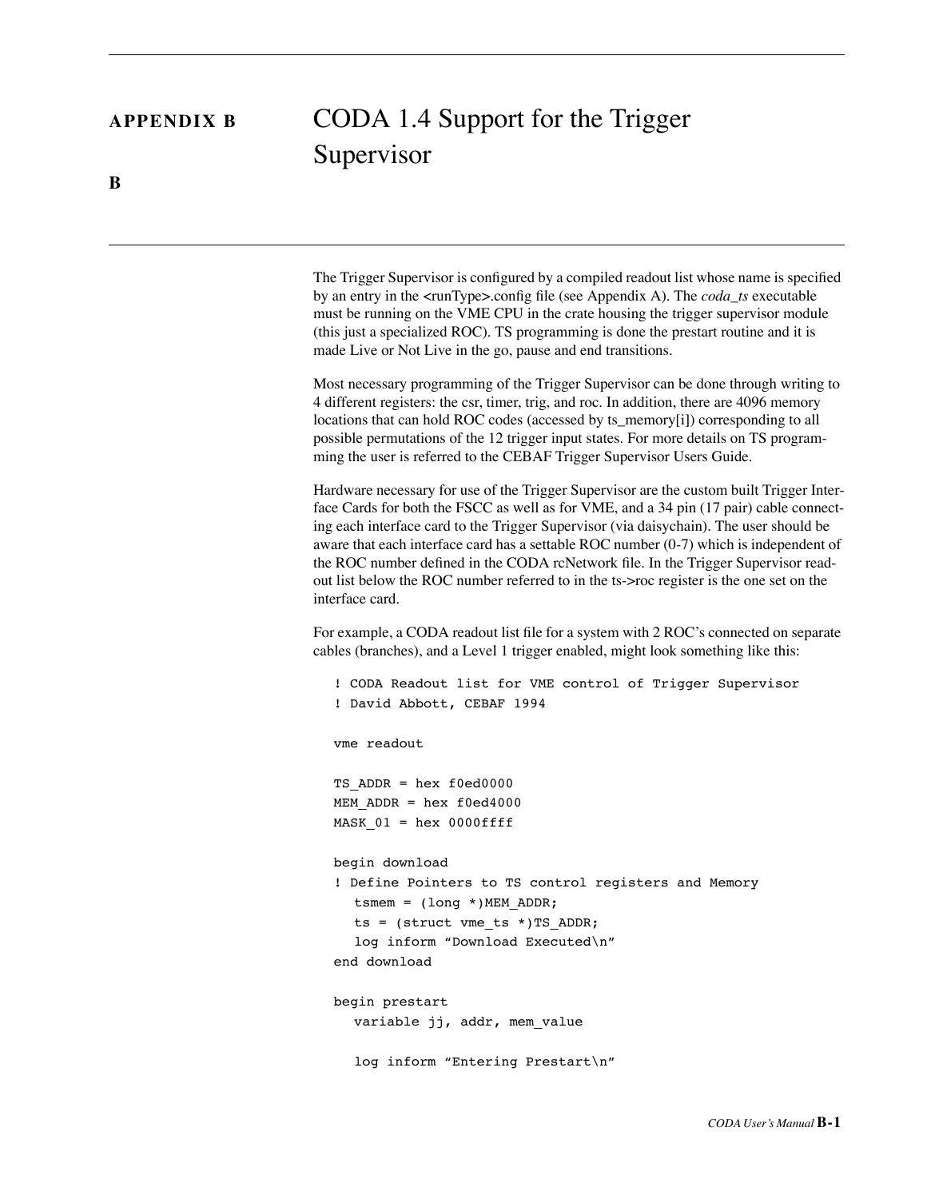# APPENDIX B — CODA 1.4 Support for the Trigger Supervisor

The Trigger Supervisor is configured by a compiled readout list whose name is specified by an entry in the <runType>.config file (see Appendix A). The *coda_ts* executable must be running on the VME CPU in the crate housing the trigger supervisor module (this just a specialized ROC). TS programming is done the prestart routine and it is made Live or Not Live in the go, pause and end transitions.

Most necessary programming of the Trigger Supervisor can be done through writing to 4 different registers: the csr, timer, trig, and roc. In addition, there are 4096 memory locations that can hold ROC codes (accessed by ts_memory[i]) corresponding to all possible permutations of the 12 trigger input states. For more details on TS programming the user is referred to the CEBAF Trigger Supervisor Users Guide.

Hardware necessary for use of the Trigger Supervisor are the custom built Trigger Interface Cards for both the FSCC as well as for VME, and a 34 pin (17 pair) cable connecting each interface card to the Trigger Supervisor (via daisychain). The user should be aware that each interface card has a settable ROC number (0-7) which is independent of the ROC number defined in the CODA rcNetwork file. In the Trigger Supervisor readout list below the ROC number referred to in the ts->roc register is the one set on the interface card.

For example, a CODA readout list file for a system with 2 ROC's connected on separate cables (branches), and a Level 1 trigger enabled, might look something like this:

```
! CODA Readout list for VME control of Trigger Supervisor
! David Abbott, CEBAF 1994

vme readout

TS_ADDR = hex f0ed0000
MEM_ADDR = hex f0ed4000
MASK_01 = hex 0000ffff

begin download
! Define Pointers to TS control registers and Memory
   tsmem = (long *)MEM_ADDR;
   ts = (struct vme_ts *)TS_ADDR;
   log inform “Download Executed\n”
end download

begin prestart
   variable jj, addr, mem_value

   log inform “Entering Prestart\n”
```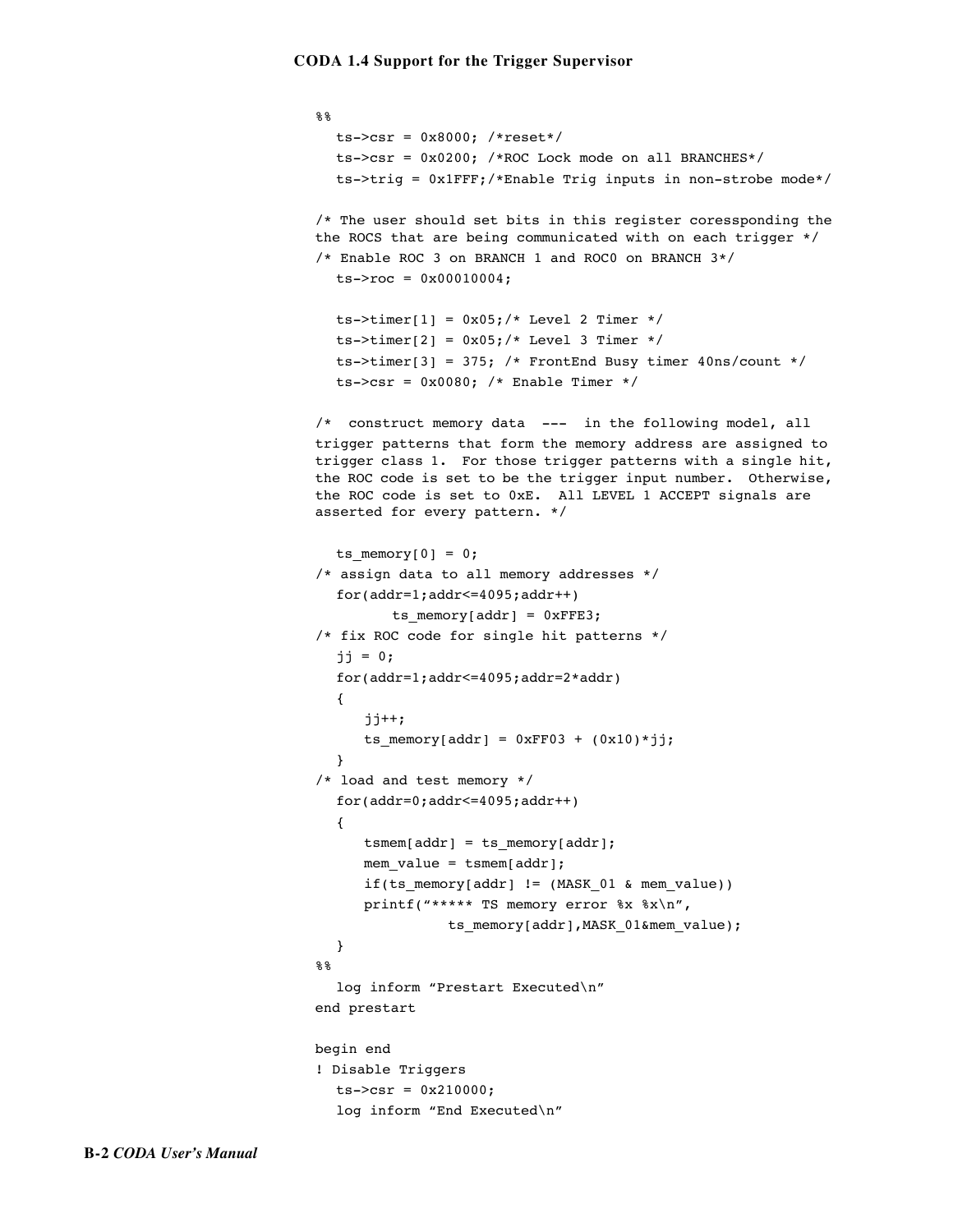```
%%
  ts->csr = 0x8000; /*reset*/
  ts->csr = 0x0200; /*ROC Lock mode on all BRANCHES*/
  ts->trig = 0x1FFF;/*Enable Trig inputs in non-strobe mode*/

/* The user should set bits in this register coressponding the
the ROCS that are being communicated with on each trigger */
/* Enable ROC 3 on BRANCH 1 and ROC0 on BRANCH 3*/
  ts->roc = 0x00010004;

  ts->timer[1] = 0x05;/* Level 2 Timer */
  ts->timer[2] = 0x05;/* Level 3 Timer */
  ts->timer[3] = 375; /* FrontEnd Busy timer 40ns/count */
  ts->csr = 0x0080; /* Enable Timer */

/*  construct memory data  ---  in the following model, all
trigger patterns that form the memory address are assigned to
trigger class 1.  For those trigger patterns with a single hit,
the ROC code is set to be the trigger input number.  Otherwise,
the ROC code is set to 0xE.  All LEVEL 1 ACCEPT signals are
asserted for every pattern. */

  ts_memory[0] = 0;
/* assign data to all memory addresses */
  for(addr=1;addr<=4095;addr++)
        ts_memory[addr] = 0xFFE3;
/* fix ROC code for single hit patterns */
  jj = 0;
  for(addr=1;addr<=4095;addr=2*addr)
  {
     jj++;
     ts_memory[addr] = 0xFF03 + (0x10)*jj;
  }
/* load and test memory */
  for(addr=0;addr<=4095;addr++)
  {
     tsmem[addr] = ts_memory[addr];
     mem_value = tsmem[addr];
     if(ts_memory[addr] != (MASK_01 & mem_value))
     printf("***** TS memory error %x %x\n",
                ts_memory[addr],MASK_01&mem_value);
  }
%%
  log inform "Prestart Executed\n"
end prestart

begin end
! Disable Triggers
  ts->csr = 0x210000;
  log inform "End Executed\n"
```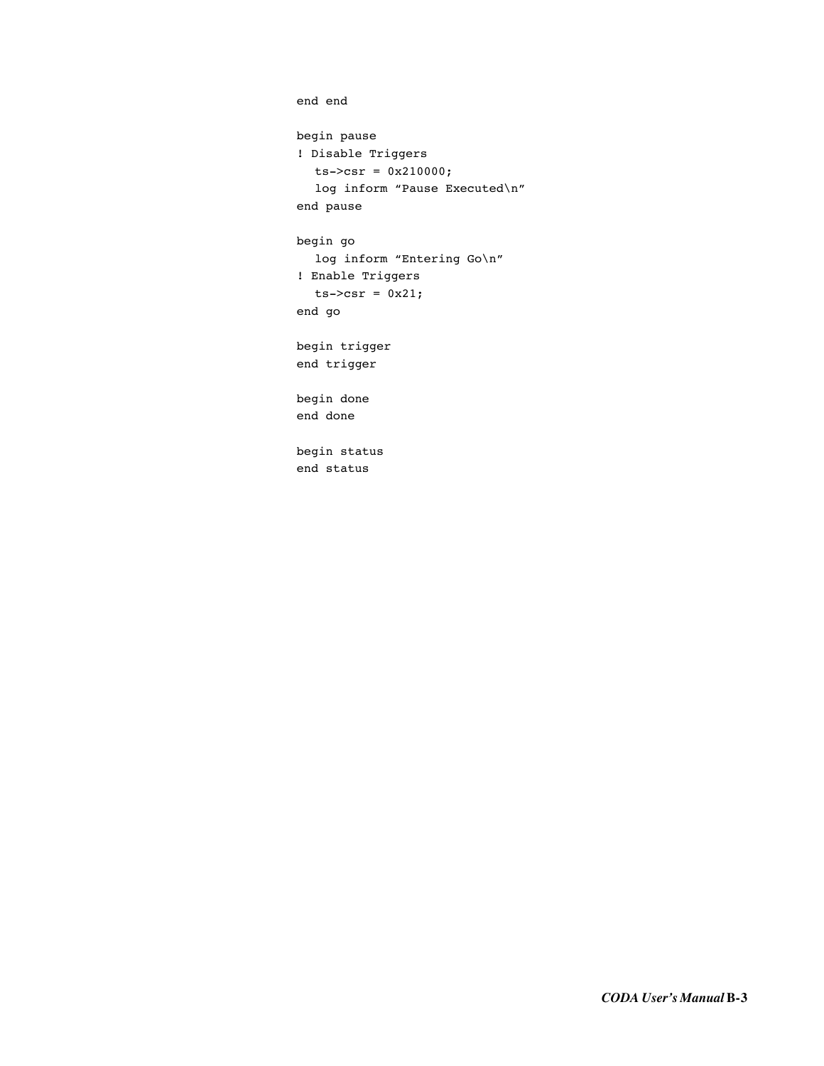```
end end

begin pause
! Disable Triggers
  ts->csr = 0x210000;
  log inform "Pause Executed\n"
end pause

begin go
  log inform "Entering Go\n"
! Enable Triggers
  ts->csr = 0x21;
end go

begin trigger
end trigger

begin done
end done

begin status
end status
```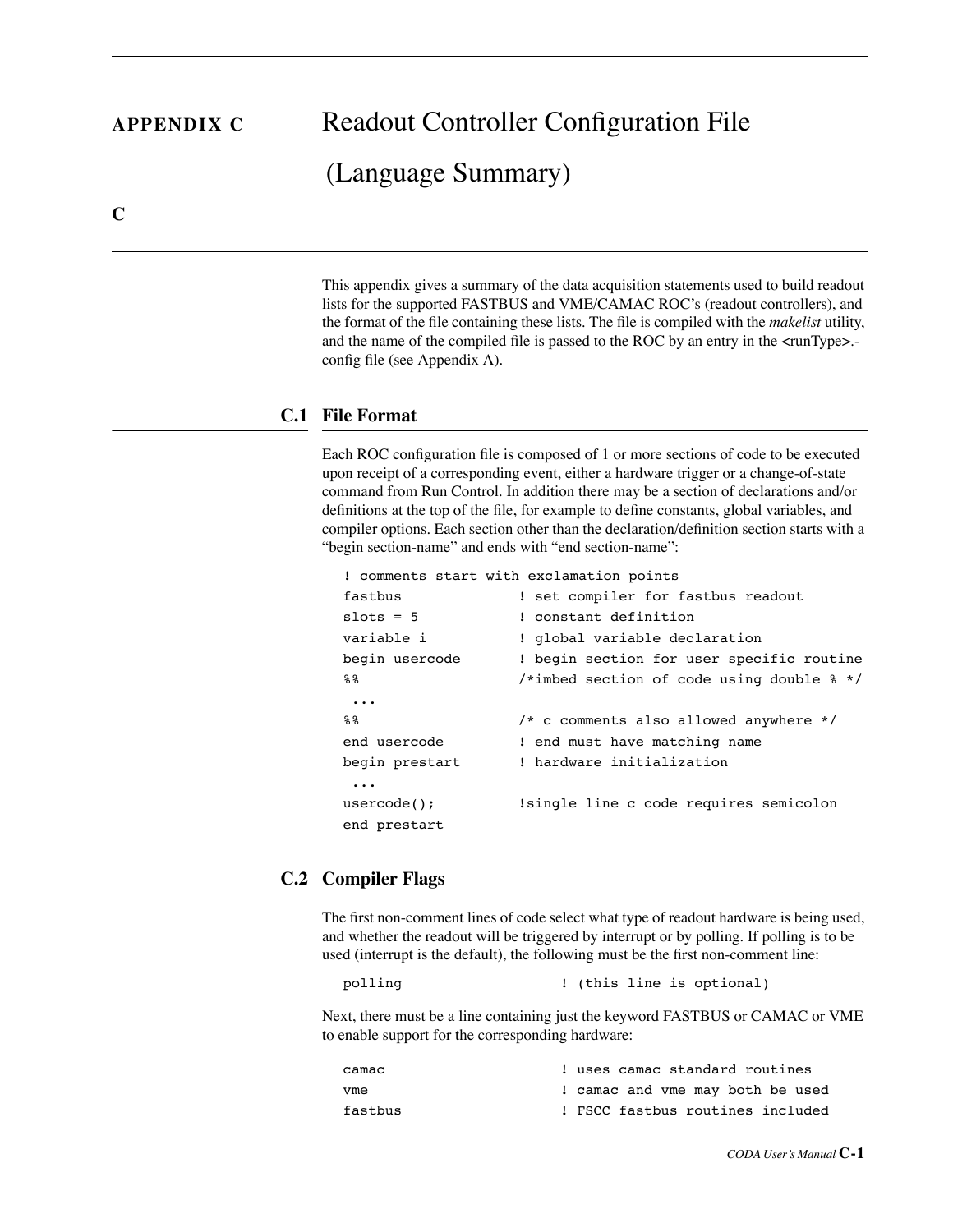# APPENDIX C Readout Controller Configuration File (Language Summary)

C

This appendix gives a summary of the data acquisition statements used to build readout lists for the supported FASTBUS and VME/CAMAC ROC's (readout controllers), and the format of the file containing these lists. The file is compiled with the *makelist* utility, and the name of the compiled file is passed to the ROC by an entry in the <runType>.-config file (see Appendix A).

## C.1 File Format

Each ROC configuration file is composed of 1 or more sections of code to be executed upon receipt of a corresponding event, either a hardware trigger or a change-of-state command from Run Control. In addition there may be a section of declarations and/or definitions at the top of the file, for example to define constants, global variables, and compiler options. Each section other than the declaration/definition section starts with a “begin section-name” and ends with “end section-name”:

```
! comments start with exclamation points
fastbus              ! set compiler for fastbus readout
slots = 5            ! constant definition
variable i           ! global variable declaration
begin usercode       ! begin section for user specific routine
%%                   /*imbed section of code using double % */
 ...
%%                   /* c comments also allowed anywhere */
end usercode         ! end must have matching name
begin prestart       ! hardware initialization
 ...
usercode();          !single line c code requires semicolon
end prestart
```

## C.2 Compiler Flags

The first non-comment lines of code select what type of readout hardware is being used, and whether the readout will be triggered by interrupt or by polling. If polling is to be used (interrupt is the default), the following must be the first non-comment line:

```
polling                   ! (this line is optional)
```

Next, there must be a line containing just the keyword FASTBUS or CAMAC or VME to enable support for the corresponding hardware:

```
camac                     ! uses camac standard routines
vme                       ! camac and vme may both be used
fastbus                   ! FSCC fastbus routines included
```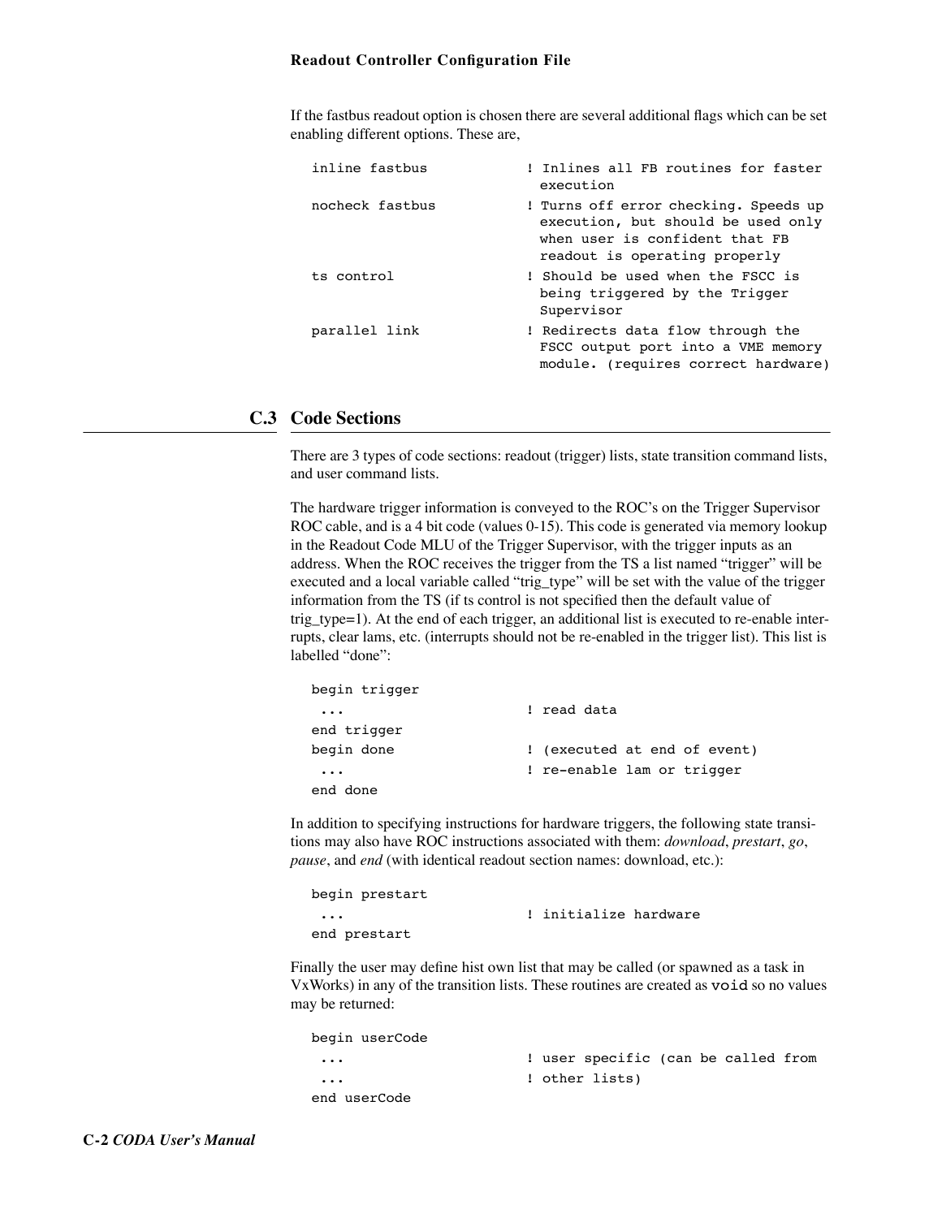If the fastbus readout option is chosen there are several additional flags which can be set enabling different options. These are,

```
inline fastbus           ! Inlines all FB routines for faster
                           execution
nocheck fastbus          ! Turns off error checking. Speeds up
                           execution, but should be used only
                           when user is confident that FB
                           readout is operating properly
ts control               ! Should be used when the FSCC is
                           being triggered by the Trigger
                           Supervisor
parallel link            ! Redirects data flow through the
                           FSCC output port into a VME memory
                           module. (requires correct hardware)
```

## C.3 Code Sections

There are 3 types of code sections: readout (trigger) lists, state transition command lists, and user command lists.

The hardware trigger information is conveyed to the ROC's on the Trigger Supervisor ROC cable, and is a 4 bit code (values 0-15). This code is generated via memory lookup in the Readout Code MLU of the Trigger Supervisor, with the trigger inputs as an address. When the ROC receives the trigger from the TS a list named "trigger" will be executed and a local variable called "trig_type" will be set with the value of the trigger information from the TS (if ts control is not specified then the default value of trig_type=1). At the end of each trigger, an additional list is executed to re-enable interrupts, clear lams, etc. (interrupts should not be re-enabled in the trigger list). This list is labelled "done":

```
begin trigger
 ...                     ! read data
end trigger
begin done               ! (executed at end of event)
 ...                     ! re-enable lam or trigger
end done
```

In addition to specifying instructions for hardware triggers, the following state transitions may also have ROC instructions associated with them: *download*, *prestart*, *go*, *pause*, and *end* (with identical readout section names: download, etc.):

```
begin prestart
 ...                     ! initialize hardware
end prestart
```

Finally the user may define hist own list that may be called (or spawned as a task in VxWorks) in any of the transition lists. These routines are created as `void` so no values may be returned:

```
begin userCode
 ...                     ! user specific (can be called from
 ...                     ! other lists)
end userCode
```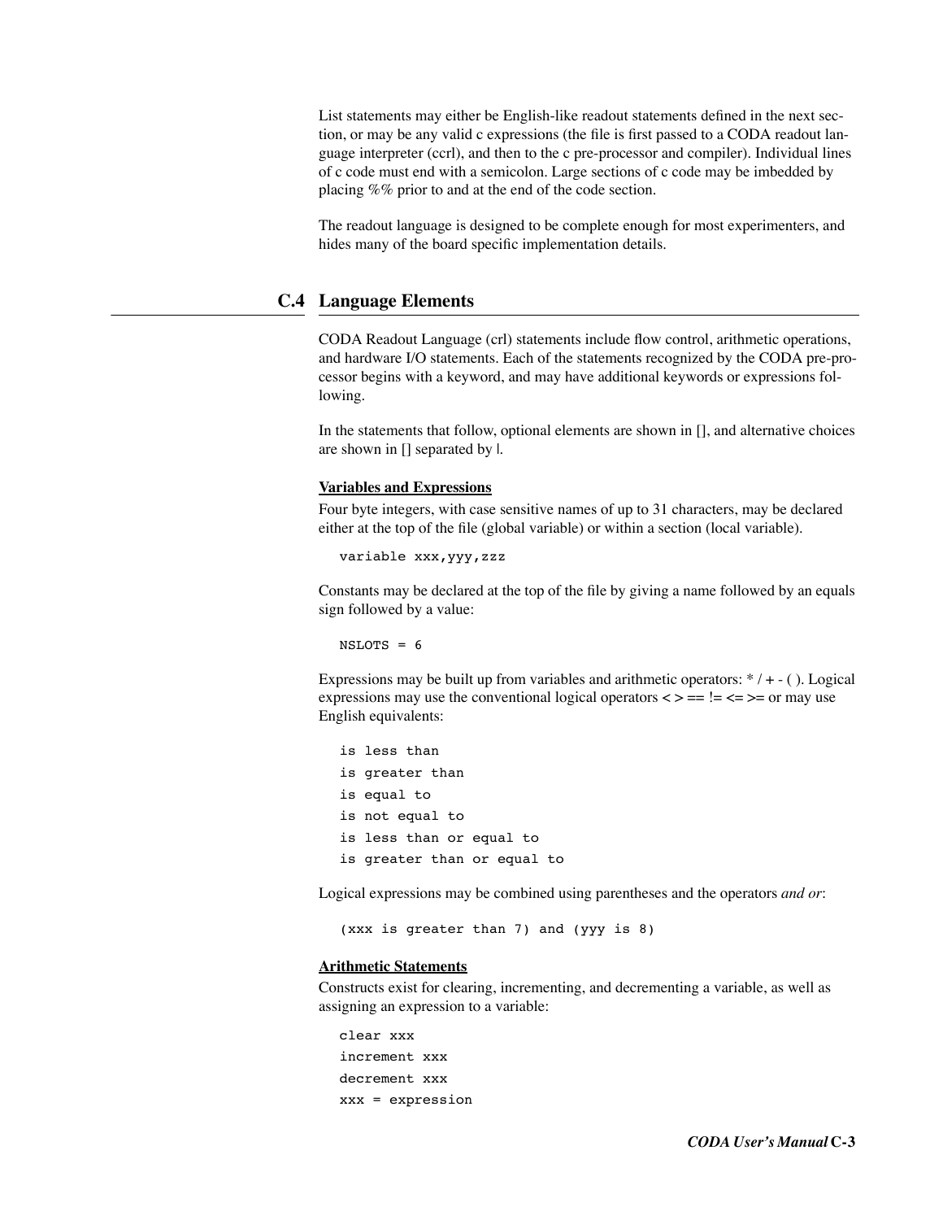List statements may either be English-like readout statements defined in the next section, or may be any valid c expressions (the file is first passed to a CODA readout language interpreter (ccrl), and then to the c pre-processor and compiler). Individual lines of c code must end with a semicolon. Large sections of c code may be imbedded by placing %% prior to and at the end of the code section.

The readout language is designed to be complete enough for most experimenters, and hides many of the board specific implementation details.

## C.4 Language Elements

CODA Readout Language (crl) statements include flow control, arithmetic operations, and hardware I/O statements. Each of the statements recognized by the CODA pre-processor begins with a keyword, and may have additional keywords or expressions following.

In the statements that follow, optional elements are shown in [], and alternative choices are shown in [] separated by |.

**Variables and Expressions**

Four byte integers, with case sensitive names of up to 31 characters, may be declared either at the top of the file (global variable) or within a section (local variable).

```
variable xxx,yyy,zzz
```

Constants may be declared at the top of the file by giving a name followed by an equals sign followed by a value:

```
NSLOTS = 6
```

Expressions may be built up from variables and arithmetic operators: * / + - ( ). Logical expressions may use the conventional logical operators < > == != <= >= or may use English equivalents:

```
is less than
is greater than
is equal to
is not equal to
is less than or equal to
is greater than or equal to
```

Logical expressions may be combined using parentheses and the operators *and or*:

```
(xxx is greater than 7) and (yyy is 8)
```

**Arithmetic Statements**

Constructs exist for clearing, incrementing, and decrementing a variable, as well as assigning an expression to a variable:

```
clear xxx
increment xxx
decrement xxx
xxx = expression
```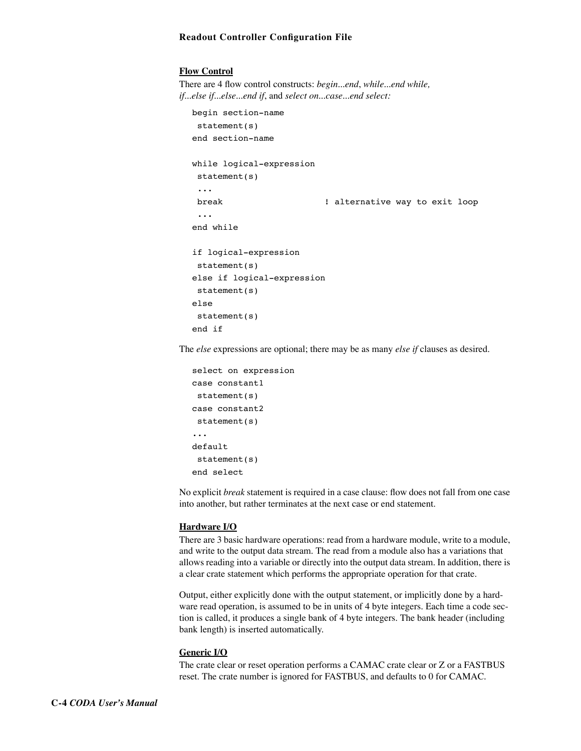### Flow Control

There are 4 flow control constructs: *begin...end*, *while...end while, if...else if...else...end if*, and *select on...case...end select:*

```
begin section-name
 statement(s)
end section-name

while logical-expression
 statement(s)
 ...
 break                    ! alternative way to exit loop
 ...
end while

if logical-expression
 statement(s)
else if logical-expression
 statement(s)
else
 statement(s)
end if
```

The *else* expressions are optional; there may be as many *else if* clauses as desired.

```
select on expression
case constant1
 statement(s)
case constant2
 statement(s)
...
default
 statement(s)
end select
```

No explicit *break* statement is required in a case clause: flow does not fall from one case into another, but rather terminates at the next case or end statement.

### Hardware I/O

There are 3 basic hardware operations: read from a hardware module, write to a module, and write to the output data stream. The read from a module also has a variations that allows reading into a variable or directly into the output data stream. In addition, there is a clear crate statement which performs the appropriate operation for that crate.

Output, either explicitly done with the output statement, or implicitly done by a hardware read operation, is assumed to be in units of 4 byte integers. Each time a code section is called, it produces a single bank of 4 byte integers. The bank header (including bank length) is inserted automatically.

### Generic I/O

The crate clear or reset operation performs a CAMAC crate clear or Z or a FASTBUS reset. The crate number is ignored for FASTBUS, and defaults to 0 for CAMAC.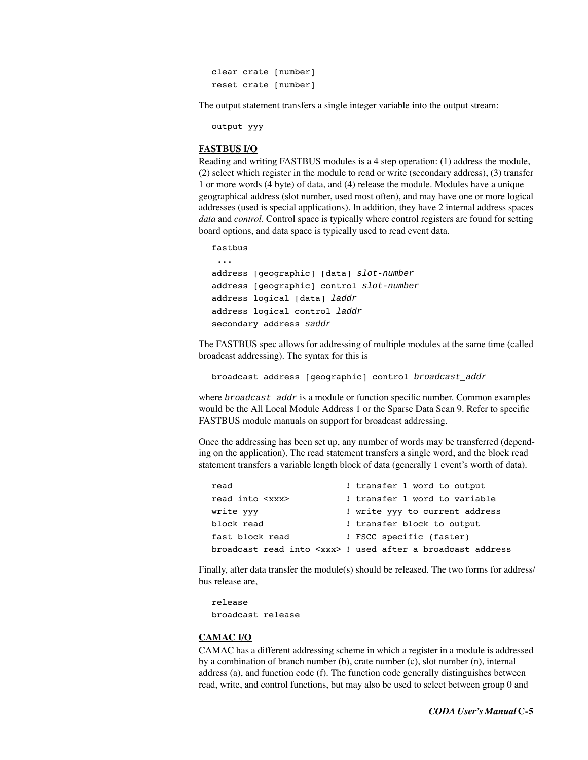```
clear crate [number]
reset crate [number]
```

The output statement transfers a single integer variable into the output stream:

```
output yyy
```

**FASTBUS I/O**

Reading and writing FASTBUS modules is a 4 step operation: (1) address the module, (2) select which register in the module to read or write (secondary address), (3) transfer 1 or more words (4 byte) of data, and (4) release the module. Modules have a unique geographical address (slot number, used most often), and may have one or more logical addresses (used is special applications). In addition, they have 2 internal address spaces *data* and *control*. Control space is typically where control registers are found for setting board options, and data space is typically used to read event data.

```
fastbus
 ...
address [geographic] [data] slot-number
address [geographic] control slot-number
address logical [data] laddr
address logical control laddr
secondary address saddr
```

The FASTBUS spec allows for addressing of multiple modules at the same time (called broadcast addressing). The syntax for this is

```
broadcast address [geographic] control broadcast_addr
```

where *broadcast_addr* is a module or function specific number. Common examples would be the All Local Module Address 1 or the Sparse Data Scan 9. Refer to specific FASTBUS module manuals on support for broadcast addressing.

Once the addressing has been set up, any number of words may be transferred (depending on the application). The read statement transfers a single word, and the block read statement transfers a variable length block of data (generally 1 event's worth of data).

```
read                      ! transfer 1 word to output
read into <xxx>           ! transfer 1 word to variable
write yyy                 ! write yyy to current address
block read                ! transfer block to output
fast block read           ! FSCC specific (faster)
broadcast read into <xxx> ! used after a broadcast address
```

Finally, after data transfer the module(s) should be released. The two forms for address/bus release are,

```
release
broadcast release
```

**CAMAC I/O**

CAMAC has a different addressing scheme in which a register in a module is addressed by a combination of branch number (b), crate number (c), slot number (n), internal address (a), and function code (f). The function code generally distinguishes between read, write, and control functions, but may also be used to select between group 0 and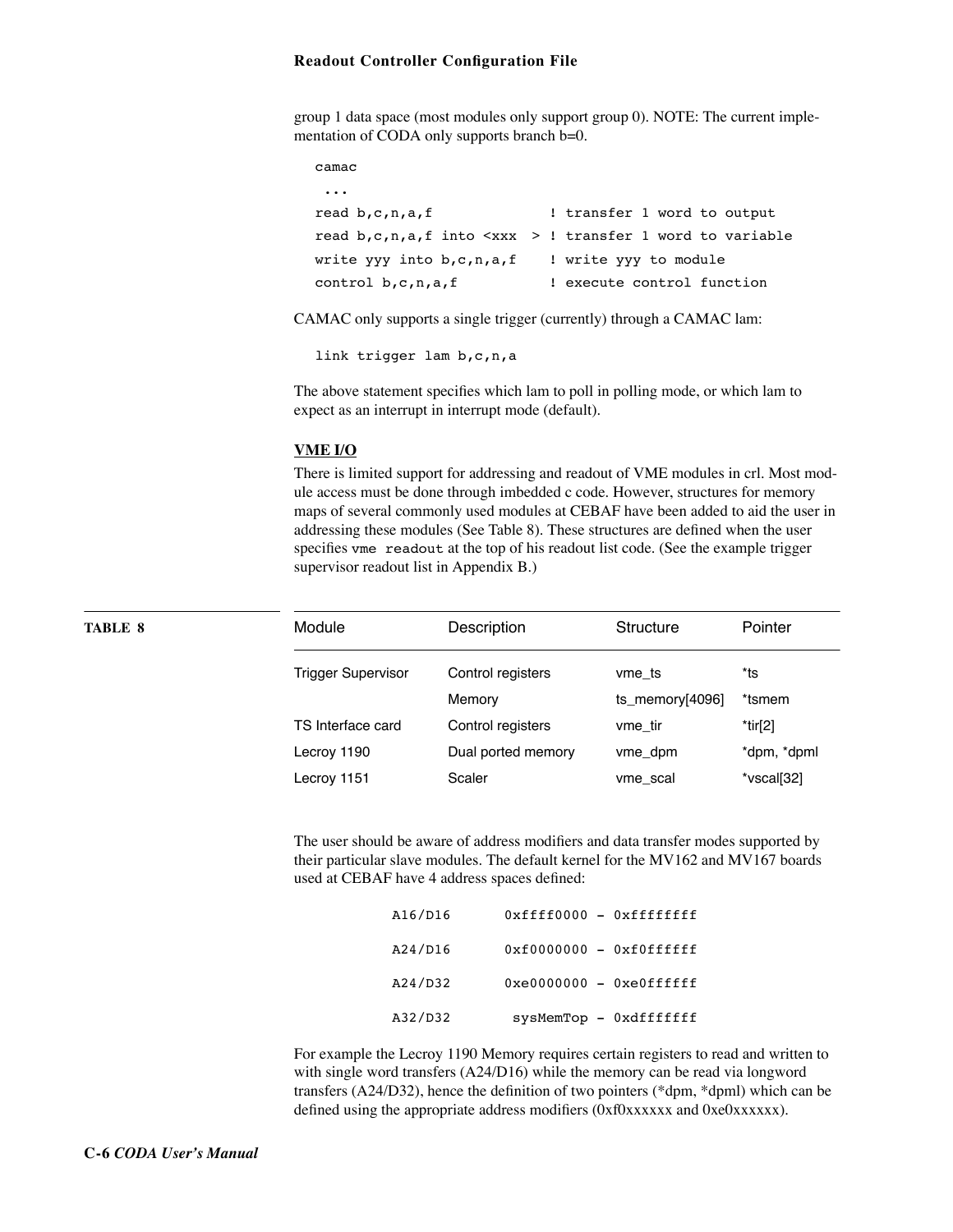group 1 data space (most modules only support group 0). NOTE: The current implementation of CODA only supports branch b=0.

```
camac
 ...
read b,c,n,a,f              ! transfer 1 word to output
read b,c,n,a,f into <xxx  > ! transfer 1 word to variable
write yyy into b,c,n,a,f    ! write yyy to module
control b,c,n,a,f           ! execute control function
```

CAMAC only supports a single trigger (currently) through a CAMAC lam:

```
link trigger lam b,c,n,a
```

The above statement specifies which lam to poll in polling mode, or which lam to expect as an interrupt in interrupt mode (default).

**VME I/O**

There is limited support for addressing and readout of VME modules in crl. Most module access must be done through imbedded c code. However, structures for memory maps of several commonly used modules at CEBAF have been added to aid the user in addressing these modules (See Table 8). These structures are defined when the user specifies `vme readout` at the top of his readout list code. (See the example trigger supervisor readout list in Appendix B.)

**TABLE 8**

| Module | Description | Structure | Pointer |
|---|---|---|---|
| Trigger Supervisor | Control registers | vme_ts | *ts |
| | Memory | ts_memory[4096] | *tsmem |
| TS Interface card | Control registers | vme_tir | *tir[2] |
| Lecroy 1190 | Dual ported memory | vme_dpm | *dpm, *dpml |
| Lecroy 1151 | Scaler | vme_scal | *vscal[32] |

The user should be aware of address modifiers and data transfer modes supported by their particular slave modules. The default kernel for the MV162 and MV167 boards used at CEBAF have 4 address spaces defined:

```
A16/D16      0xffff0000 - 0xffffffff
A24/D16      0xf0000000 - 0xf0ffffff
A24/D32      0xe0000000 - 0xe0ffffff
A32/D32       sysMemTop - 0xdfffffff
```

For example the Lecroy 1190 Memory requires certain registers to read and written to with single word transfers (A24/D16) while the memory can be read via longword transfers (A24/D32), hence the definition of two pointers (*dpm, *dpml) which can be defined using the appropriate address modifiers (0xf0xxxxxx and 0xe0xxxxxx).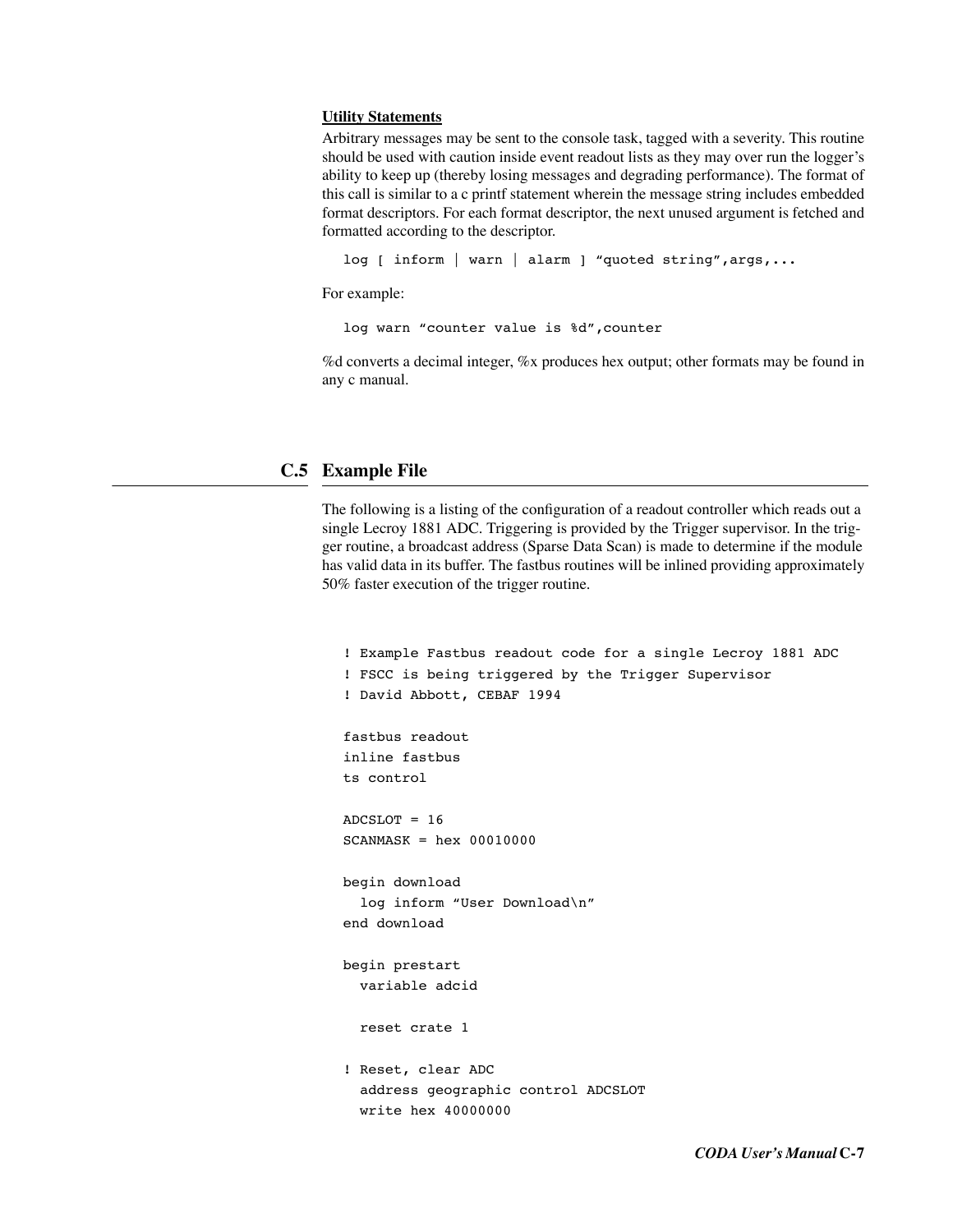**Utility Statements**

Arbitrary messages may be sent to the console task, tagged with a severity. This routine should be used with caution inside event readout lists as they may over run the logger's ability to keep up (thereby losing messages and degrading performance). The format of this call is similar to a c printf statement wherein the message string includes embedded format descriptors. For each format descriptor, the next unused argument is fetched and formatted according to the descriptor.

```
log [ inform | warn | alarm ] "quoted string",args,...
```

For example:

```
log warn "counter value is %d",counter
```

%d converts a decimal integer, %x produces hex output; other formats may be found in any c manual.

## C.5 Example File

The following is a listing of the configuration of a readout controller which reads out a single Lecroy 1881 ADC. Triggering is provided by the Trigger supervisor. In the trigger routine, a broadcast address (Sparse Data Scan) is made to determine if the module has valid data in its buffer. The fastbus routines will be inlined providing approximately 50% faster execution of the trigger routine.

```
! Example Fastbus readout code for a single Lecroy 1881 ADC
! FSCC is being triggered by the Trigger Supervisor
! David Abbott, CEBAF 1994

fastbus readout
inline fastbus
ts control

ADCSLOT = 16
SCANMASK = hex 00010000

begin download
  log inform "User Download\n"
end download

begin prestart
  variable adcid

  reset crate 1

! Reset, clear ADC
  address geographic control ADCSLOT
  write hex 40000000
```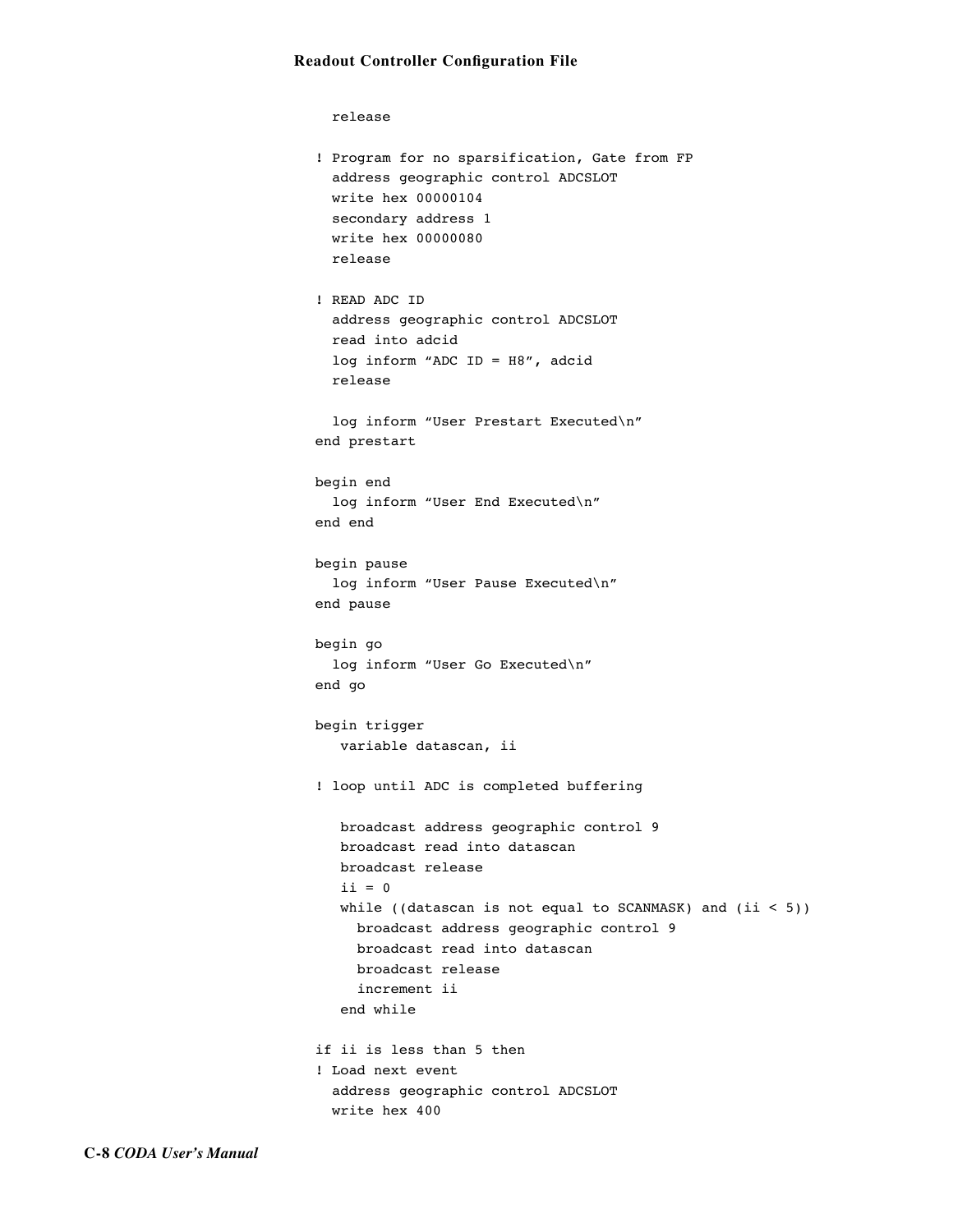```
  release

! Program for no sparsification, Gate from FP
  address geographic control ADCSLOT
  write hex 00000104
  secondary address 1
  write hex 00000080
  release

! READ ADC ID
  address geographic control ADCSLOT
  read into adcid
  log inform "ADC ID = H8", adcid
  release

  log inform "User Prestart Executed\n"
end prestart

begin end
  log inform "User End Executed\n"
end end

begin pause
  log inform "User Pause Executed\n"
end pause

begin go
  log inform "User Go Executed\n"
end go

begin trigger
   variable datascan, ii

! loop until ADC is completed buffering

   broadcast address geographic control 9
   broadcast read into datascan
   broadcast release
   ii = 0
   while ((datascan is not equal to SCANMASK) and (ii < 5))
     broadcast address geographic control 9
     broadcast read into datascan
     broadcast release
     increment ii
   end while

if ii is less than 5 then
! Load next event
  address geographic control ADCSLOT
  write hex 400
```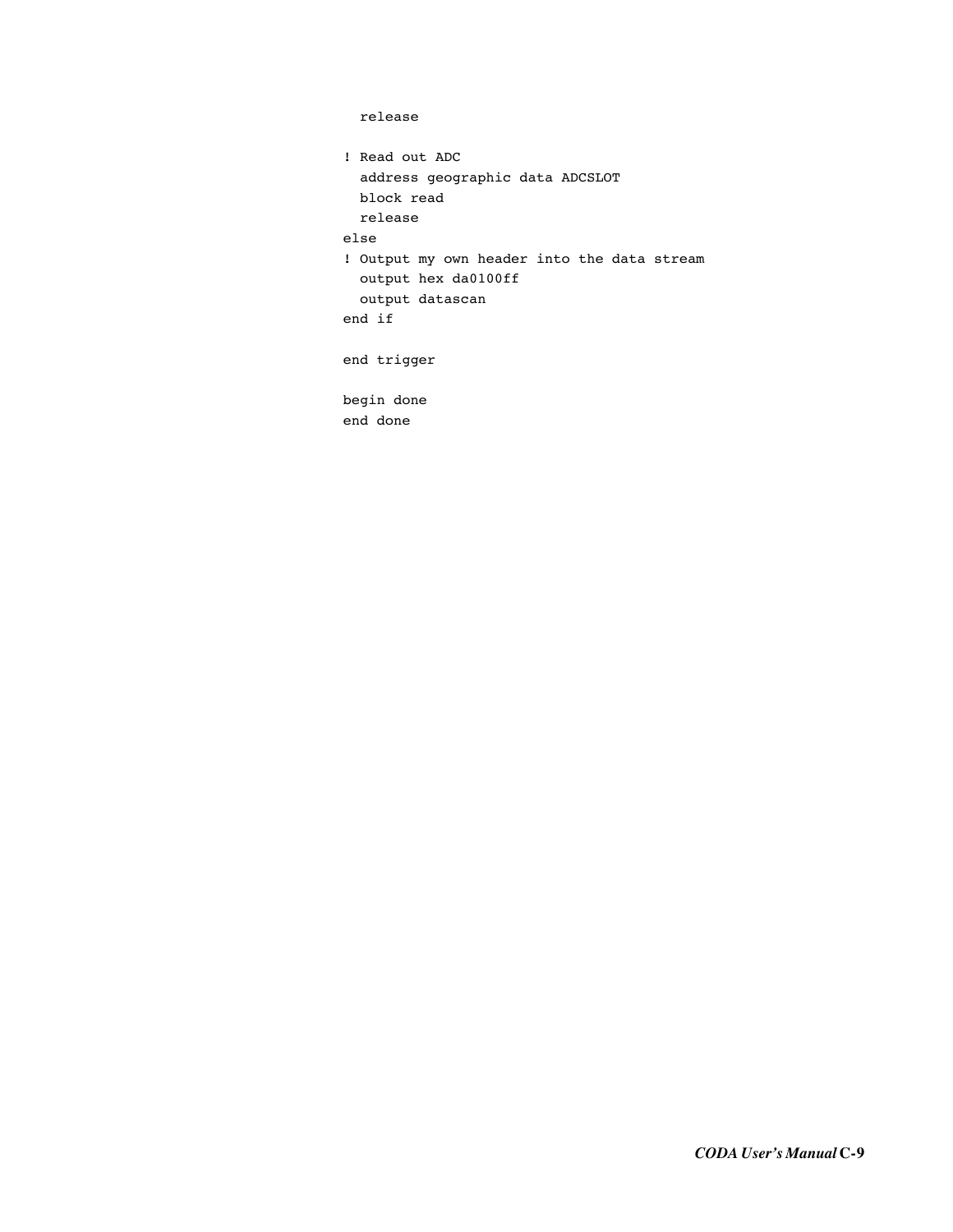```
  release

! Read out ADC
  address geographic data ADCSLOT
  block read
  release
else
! Output my own header into the data stream
  output hex da0100ff
  output datascan
end if

end trigger

begin done
end done
```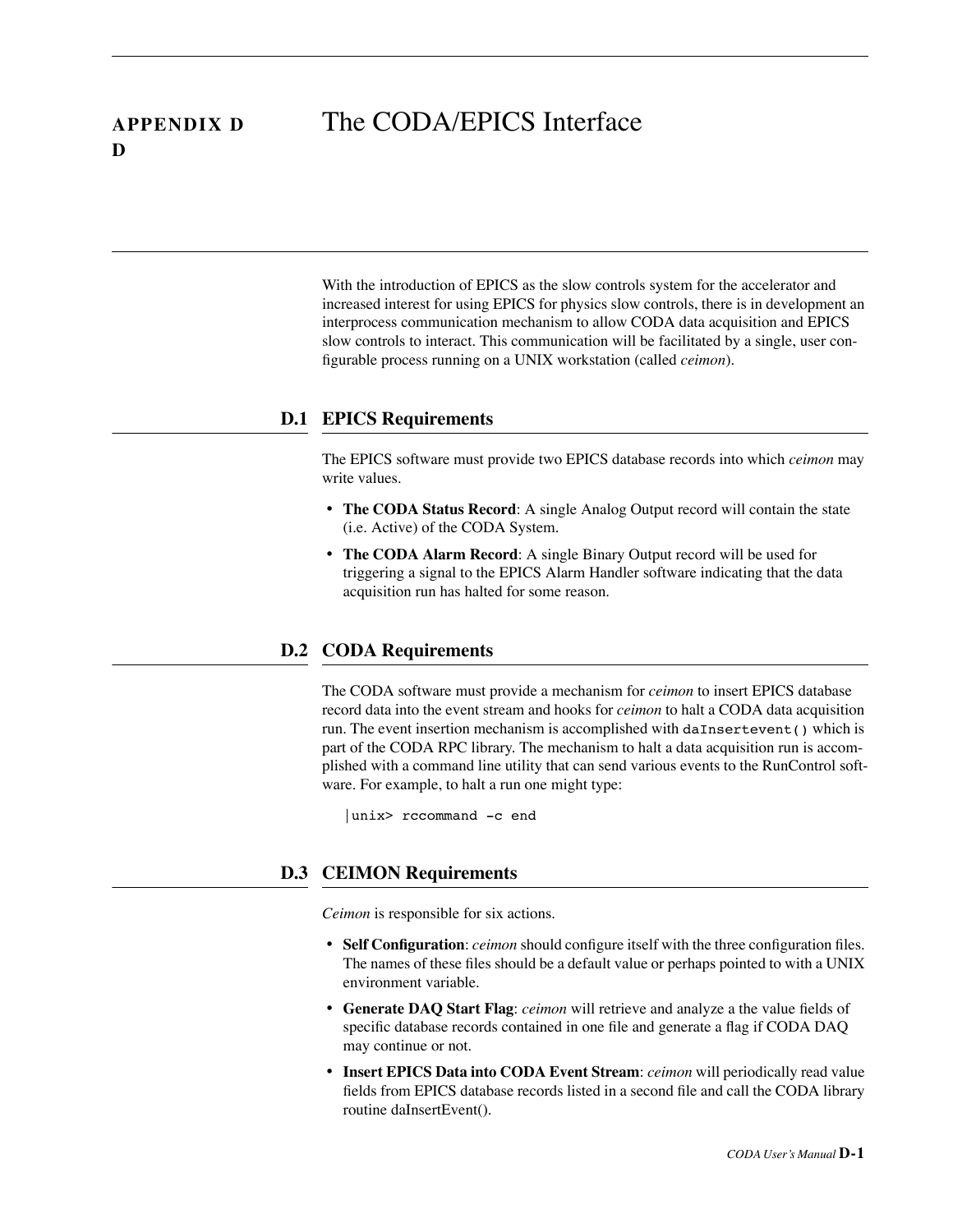# APPENDIX D The CODA/EPICS Interface

With the introduction of EPICS as the slow controls system for the accelerator and increased interest for using EPICS for physics slow controls, there is in development an interprocess communication mechanism to allow CODA data acquisition and EPICS slow controls to interact. This communication will be facilitated by a single, user configurable process running on a UNIX workstation (called *ceimon*).

## D.1 EPICS Requirements

The EPICS software must provide two EPICS database records into which *ceimon* may write values.

- **The CODA Status Record**: A single Analog Output record will contain the state (i.e. Active) of the CODA System.
- **The CODA Alarm Record**: A single Binary Output record will be used for triggering a signal to the EPICS Alarm Handler software indicating that the data acquisition run has halted for some reason.

## D.2 CODA Requirements

The CODA software must provide a mechanism for *ceimon* to insert EPICS database record data into the event stream and hooks for *ceimon* to halt a CODA data acquisition run. The event insertion mechanism is accomplished with `daInsertevent()` which is part of the CODA RPC library. The mechanism to halt a data acquisition run is accomplished with a command line utility that can send various events to the RunControl software. For example, to halt a run one might type:

```
|unix> rccommand -c end
```

## D.3 CEIMON Requirements

*Ceimon* is responsible for six actions.

- **Self Configuration**: *ceimon* should configure itself with the three configuration files. The names of these files should be a default value or perhaps pointed to with a UNIX environment variable.
- **Generate DAQ Start Flag**: *ceimon* will retrieve and analyze a the value fields of specific database records contained in one file and generate a flag if CODA DAQ may continue or not.
- **Insert EPICS Data into CODA Event Stream**: *ceimon* will periodically read value fields from EPICS database records listed in a second file and call the CODA library routine daInsertEvent().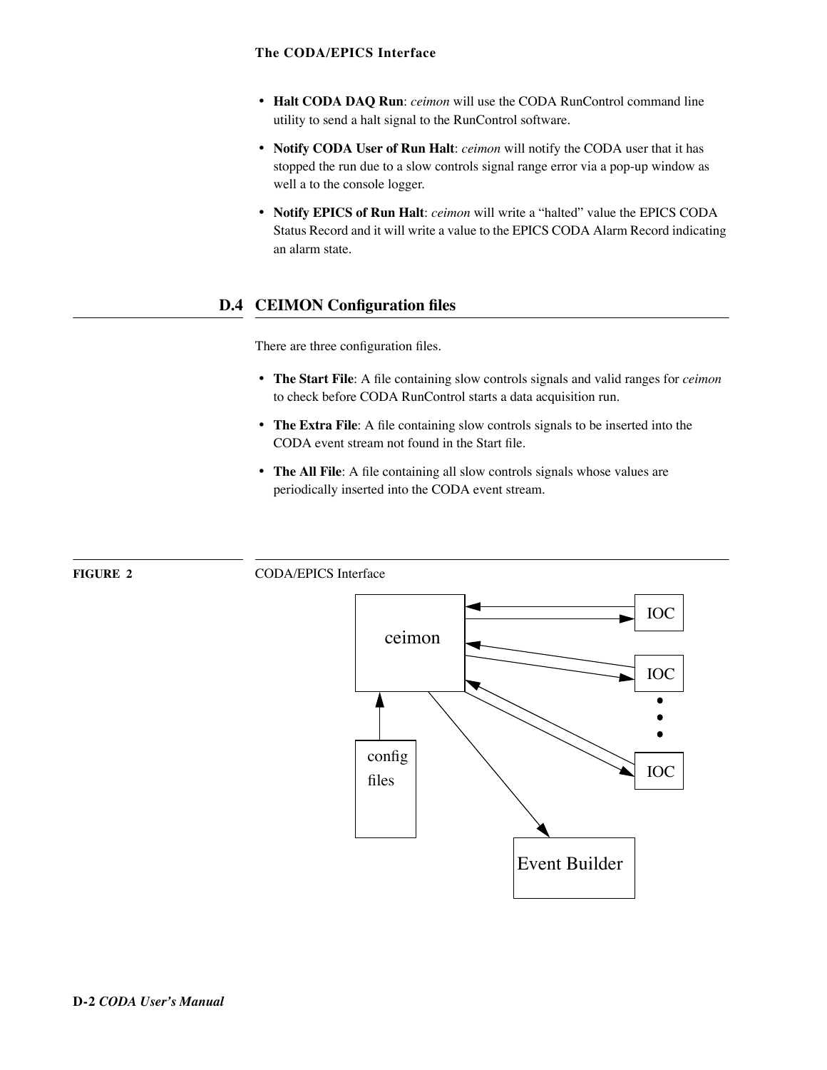- **Halt CODA DAQ Run**: *ceimon* will use the CODA RunControl command line utility to send a halt signal to the RunControl software.
- **Notify CODA User of Run Halt**: *ceimon* will notify the CODA user that it has stopped the run due to a slow controls signal range error via a pop-up window as well a to the console logger.
- **Notify EPICS of Run Halt**: *ceimon* will write a “halted” value the EPICS CODA Status Record and it will write a value to the EPICS CODA Alarm Record indicating an alarm state.

## D.4 CEIMON Configuration files

There are three configuration files.

- **The Start File**: A file containing slow controls signals and valid ranges for *ceimon* to check before CODA RunControl starts a data acquisition run.
- **The Extra File**: A file containing slow controls signals to be inserted into the CODA event stream not found in the Start file.
- **The All File**: A file containing all slow controls signals whose values are periodically inserted into the CODA event stream.

**FIGURE 2** CODA/EPICS Interface

ceimon

IOC

IOC

IOC

config files

Event Builder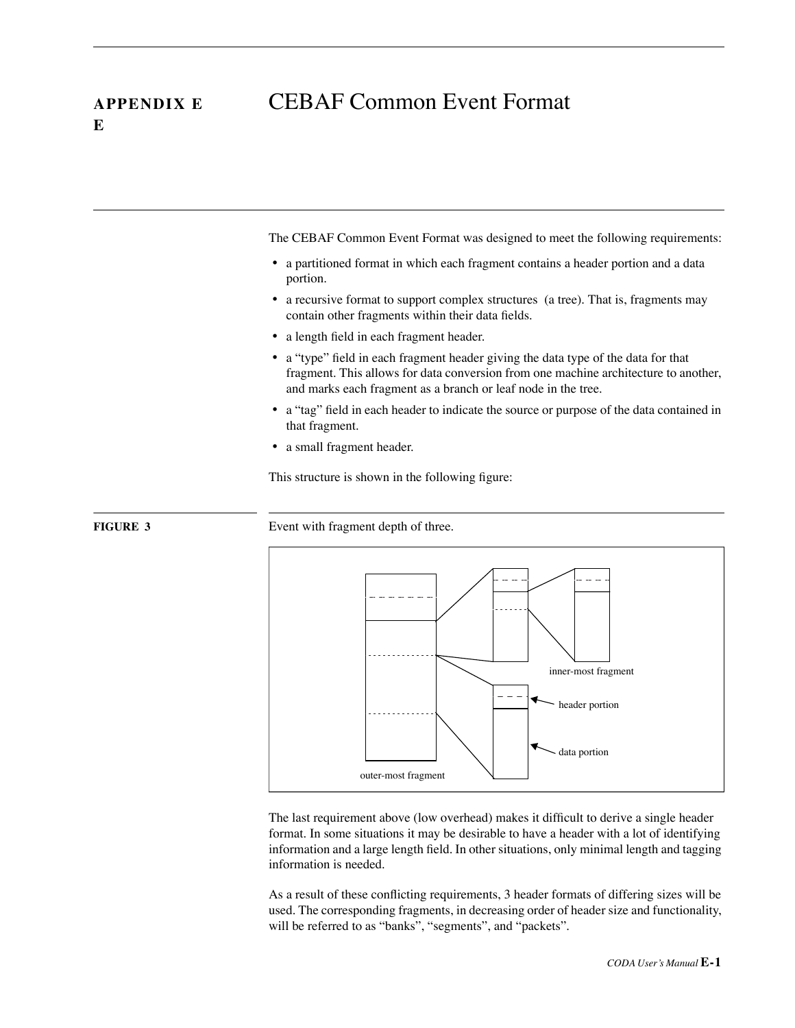# APPENDIX E — CEBAF Common Event Format

The CEBAF Common Event Format was designed to meet the following requirements:

- a partitioned format in which each fragment contains a header portion and a data portion.
- a recursive format to support complex structures (a tree). That is, fragments may contain other fragments within their data fields.
- a length field in each fragment header.
- a "type" field in each fragment header giving the data type of the data for that fragment. This allows for data conversion from one machine architecture to another, and marks each fragment as a branch or leaf node in the tree.
- a "tag" field in each header to indicate the source or purpose of the data contained in that fragment.
- a small fragment header.

This structure is shown in the following figure:

**FIGURE 3** Event with fragment depth of three.

The last requirement above (low overhead) makes it difficult to derive a single header format. In some situations it may be desirable to have a header with a lot of identifying information and a large length field. In other situations, only minimal length and tagging information is needed.

As a result of these conflicting requirements, 3 header formats of differing sizes will be used. The corresponding fragments, in decreasing order of header size and functionality, will be referred to as "banks", "segments", and "packets".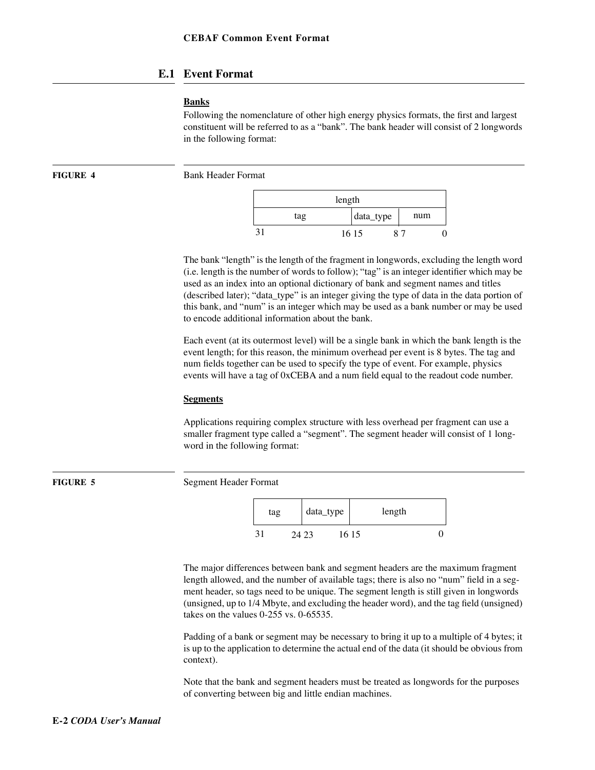## E.1 Event Format

### Banks

Following the nomenclature of other high energy physics formats, the first and largest constituent will be referred to as a "bank". The bank header will consist of 2 longwords in the following format:

**FIGURE 4** Bank Header Format

| length | | |
|---|---|---|
| tag | data_type | num |
| 31 — 16 | 15 — 8 | 7 — 0 |

The bank "length" is the length of the fragment in longwords, excluding the length word (i.e. length is the number of words to follow); "tag" is an integer identifier which may be used as an index into an optional dictionary of bank and segment names and titles (described later); "data_type" is an integer giving the type of data in the data portion of this bank, and "num" is an integer which may be used as a bank number or may be used to encode additional information about the bank.

Each event (at its outermost level) will be a single bank in which the bank length is the event length; for this reason, the minimum overhead per event is 8 bytes. The tag and num fields together can be used to specify the type of event. For example, physics events will have a tag of 0xCEBA and a num field equal to the readout code number.

### Segments

Applications requiring complex structure with less overhead per fragment can use a smaller fragment type called a "segment". The segment header will consist of 1 longword in the following format:

**FIGURE 5** Segment Header Format

| tag | data_type | length |
|---|---|---|
| 31 — 24 | 23 — 16 | 15 — 0 |

The major differences between bank and segment headers are the maximum fragment length allowed, and the number of available tags; there is also no "num" field in a segment header, so tags need to be unique. The segment length is still given in longwords (unsigned, up to 1/4 Mbyte, and excluding the header word), and the tag field (unsigned) takes on the values 0-255 vs. 0-65535.

Padding of a bank or segment may be necessary to bring it up to a multiple of 4 bytes; it is up to the application to determine the actual end of the data (it should be obvious from context).

Note that the bank and segment headers must be treated as longwords for the purposes of converting between big and little endian machines.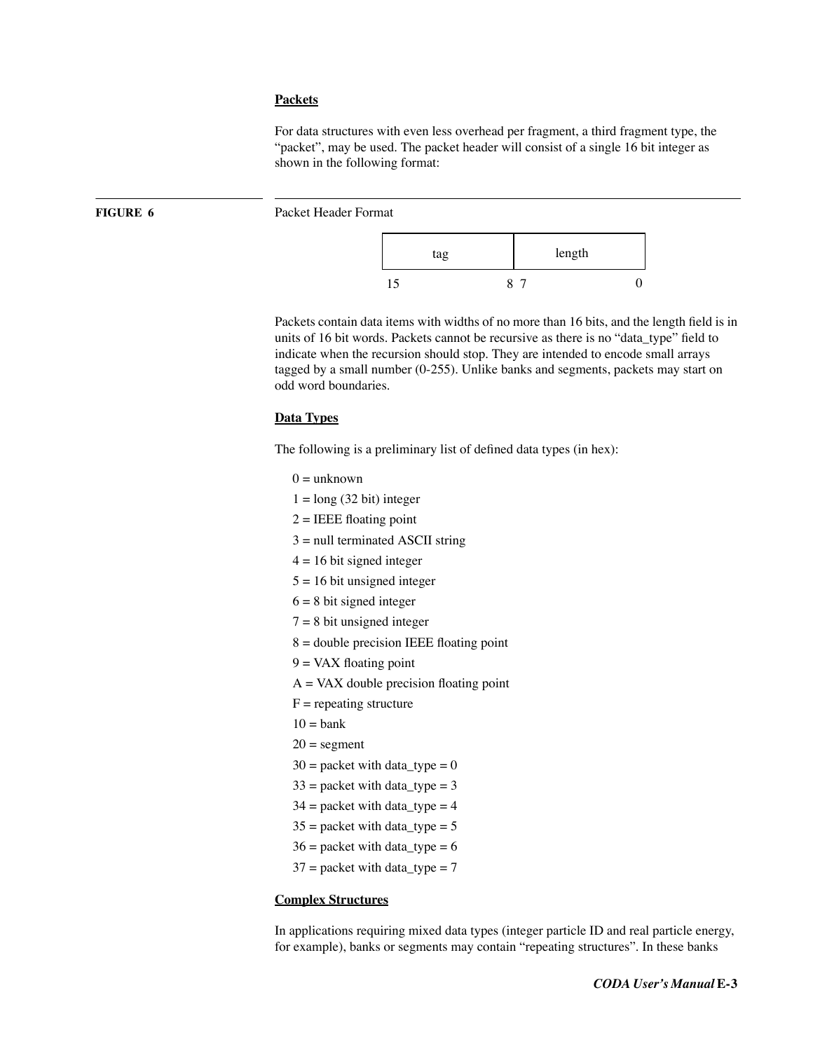### Packets

For data structures with even less overhead per fragment, a third fragment type, the “packet”, may be used. The packet header will consist of a single 16 bit integer as shown in the following format:

**FIGURE 6** Packet Header Format

| tag (bits 15–8) | length (bits 7–0) |
|---|---|

Packets contain data items with widths of no more than 16 bits, and the length field is in units of 16 bit words. Packets cannot be recursive as there is no “data_type” field to indicate when the recursion should stop. They are intended to encode small arrays tagged by a small number (0-255). Unlike banks and segments, packets may start on odd word boundaries.

### Data Types

The following is a preliminary list of defined data types (in hex):

- 0 = unknown
- 1 = long (32 bit) integer
- 2 = IEEE floating point
- 3 = null terminated ASCII string
- 4 = 16 bit signed integer
- 5 = 16 bit unsigned integer
- 6 = 8 bit signed integer
- 7 = 8 bit unsigned integer
- 8 = double precision IEEE floating point
- 9 = VAX floating point
- A = VAX double precision floating point
- F = repeating structure
- 10 = bank
- 20 = segment
- 30 = packet with data_type = 0
- 33 = packet with data_type = 3
- 34 = packet with data_type = 4
- 35 = packet with data_type = 5
- 36 = packet with data_type = 6
- 37 = packet with data_type = 7

### Complex Structures

In applications requiring mixed data types (integer particle ID and real particle energy, for example), banks or segments may contain “repeating structures”. In these banks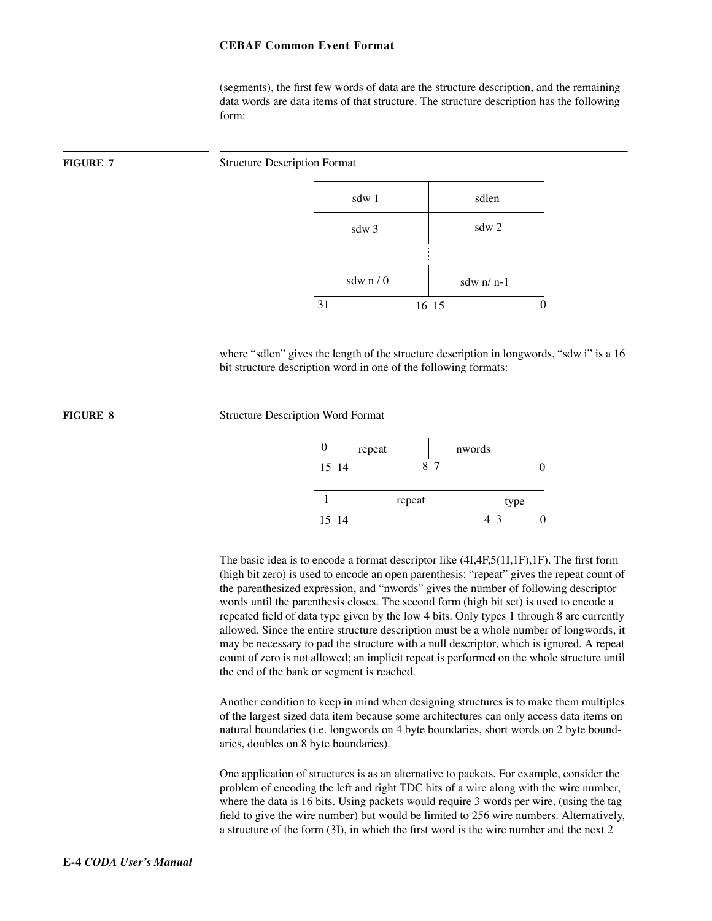(segments), the first few words of data are the structure description, and the remaining data words are data items of that structure. The structure description has the following form:

**FIGURE 7** Structure Description Format

| 31 — 16 | 15 — 0 |
|---|---|
| sdw 1 | sdlen |
| sdw 3 | sdw 2 |
| ⋮ | ⋮ |
| sdw n / 0 | sdw n/ n-1 |

where "sdlen" gives the length of the structure description in longwords, "sdw i" is a 16 bit structure description word in one of the following formats:

**FIGURE 8** Structure Description Word Format

| 15 | 14 — 8 | 7 — 0 |
|---|---|---|
| 0 | repeat | nwords |

| 15 | 14 — 4 | 3 — 0 |
|---|---|---|
| 1 | repeat | type |

The basic idea is to encode a format descriptor like (4I,4F,5(1I,1F),1F). The first form (high bit zero) is used to encode an open parenthesis: "repeat" gives the repeat count of the parenthesized expression, and "nwords" gives the number of following descriptor words until the parenthesis closes. The second form (high bit set) is used to encode a repeated field of data type given by the low 4 bits. Only types 1 through 8 are currently allowed. Since the entire structure description must be a whole number of longwords, it may be necessary to pad the structure with a null descriptor, which is ignored. A repeat count of zero is not allowed; an implicit repeat is performed on the whole structure until the end of the bank or segment is reached.

Another condition to keep in mind when designing structures is to make them multiples of the largest sized data item because some architectures can only access data items on natural boundaries (i.e. longwords on 4 byte boundaries, short words on 2 byte boundaries, doubles on 8 byte boundaries).

One application of structures is as an alternative to packets. For example, consider the problem of encoding the left and right TDC hits of a wire along with the wire number, where the data is 16 bits. Using packets would require 3 words per wire, (using the tag field to give the wire number) but would be limited to 256 wire numbers. Alternatively, a structure of the form (3I), in which the first word is the wire number and the next 2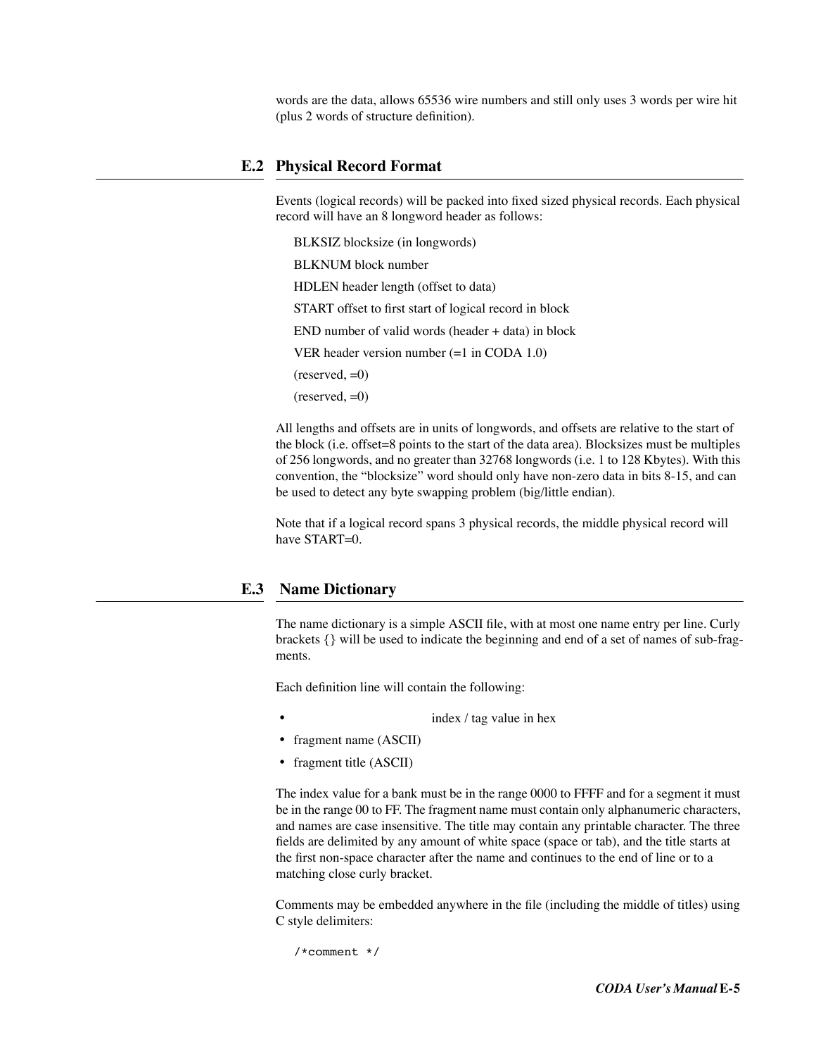words are the data, allows 65536 wire numbers and still only uses 3 words per wire hit (plus 2 words of structure definition).

## E.2 Physical Record Format

Events (logical records) will be packed into fixed sized physical records. Each physical record will have an 8 longword header as follows:

BLKSIZ blocksize (in longwords)

BLKNUM block number

HDLEN header length (offset to data)

START offset to first start of logical record in block

END number of valid words (header + data) in block

VER header version number (=1 in CODA 1.0)

(reserved, =0)

(reserved, =0)

All lengths and offsets are in units of longwords, and offsets are relative to the start of the block (i.e. offset=8 points to the start of the data area). Blocksizes must be multiples of 256 longwords, and no greater than 32768 longwords (i.e. 1 to 128 Kbytes). With this convention, the "blocksize" word should only have non-zero data in bits 8-15, and can be used to detect any byte swapping problem (big/little endian).

Note that if a logical record spans 3 physical records, the middle physical record will have START=0.

## E.3 Name Dictionary

The name dictionary is a simple ASCII file, with at most one name entry per line. Curly brackets {} will be used to indicate the beginning and end of a set of names of sub-fragments.

Each definition line will contain the following:

- index / tag value in hex
- fragment name (ASCII)
- fragment title (ASCII)

The index value for a bank must be in the range 0000 to FFFF and for a segment it must be in the range 00 to FF. The fragment name must contain only alphanumeric characters, and names are case insensitive. The title may contain any printable character. The three fields are delimited by any amount of white space (space or tab), and the title starts at the first non-space character after the name and continues to the end of line or to a matching close curly bracket.

Comments may be embedded anywhere in the file (including the middle of titles) using C style delimiters:

```
/*comment */
```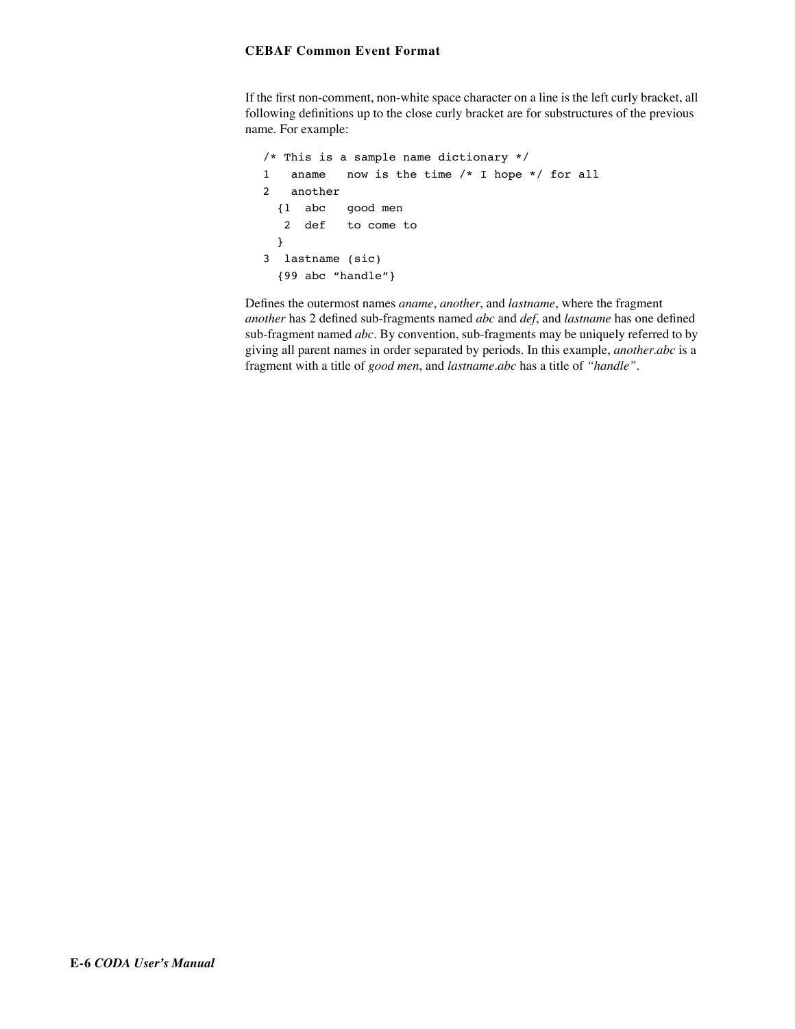If the first non-comment, non-white space character on a line is the left curly bracket, all following definitions up to the close curly bracket are for substructures of the previous name. For example:

```
/* This is a sample name dictionary */
1   aname   now is the time /* I hope */ for all
2   another
  {1  abc   good men
   2  def   to come to
  }
3  lastname (sic)
  {99 abc "handle"}
```

Defines the outermost names *aname*, *another*, and *lastname*, where the fragment *another* has 2 defined sub-fragments named *abc* and *def*, and *lastname* has one defined sub-fragment named *abc*. By convention, sub-fragments may be uniquely referred to by giving all parent names in order separated by periods. In this example, *another.abc* is a fragment with a title of *good men*, and *lastname.abc* has a title of *"handle"*.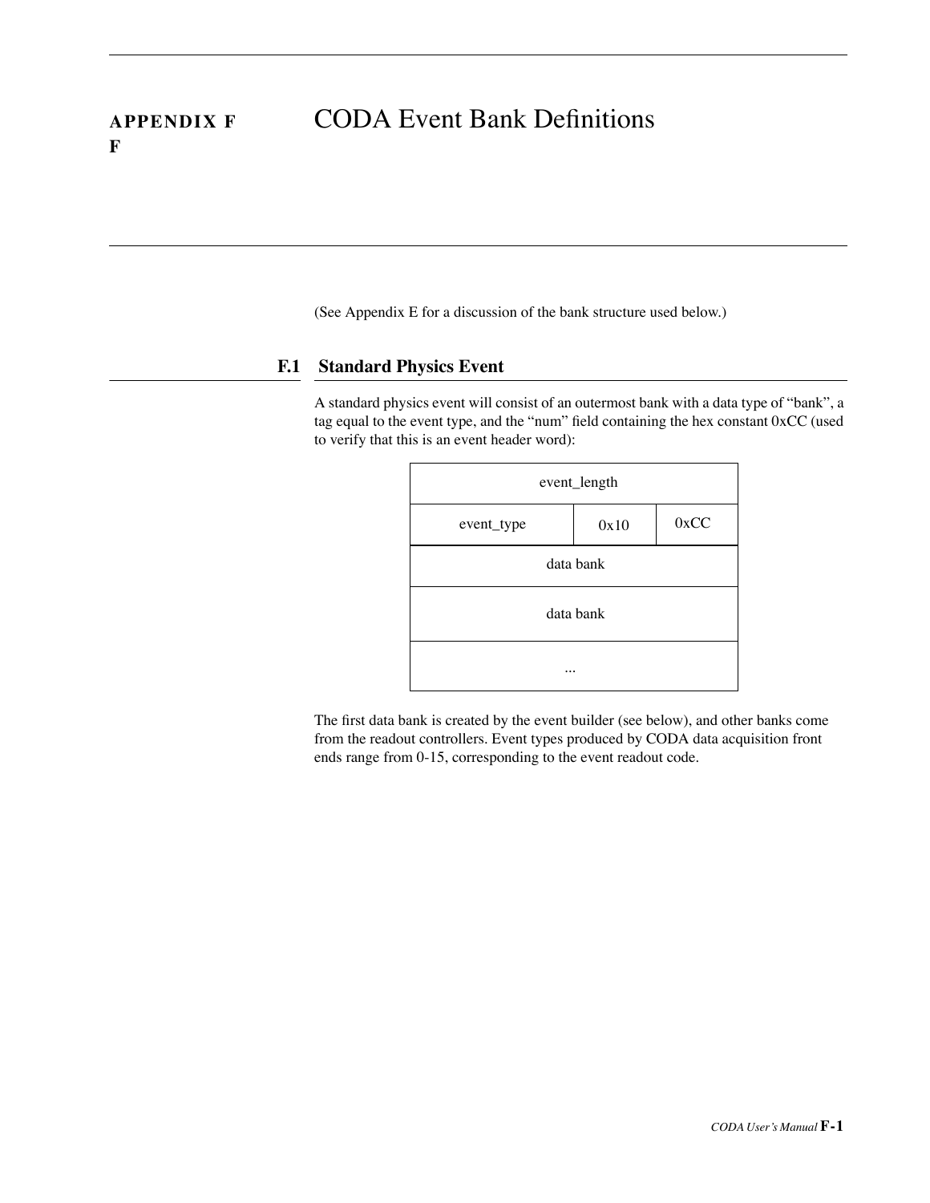# APPENDIX F CODA Event Bank Definitions

(See Appendix E for a discussion of the bank structure used below.)

## F.1 Standard Physics Event

A standard physics event will consist of an outermost bank with a data type of “bank”, a tag equal to the event type, and the “num” field containing the hex constant 0xCC (used to verify that this is an event header word):

| event_length | | |
|---|---|---|
| event_type | 0x10 | 0xCC |
| data bank | | |
| data bank | | |
| ... | | |

The first data bank is created by the event builder (see below), and other banks come from the readout controllers. Event types produced by CODA data acquisition front ends range from 0-15, corresponding to the event readout code.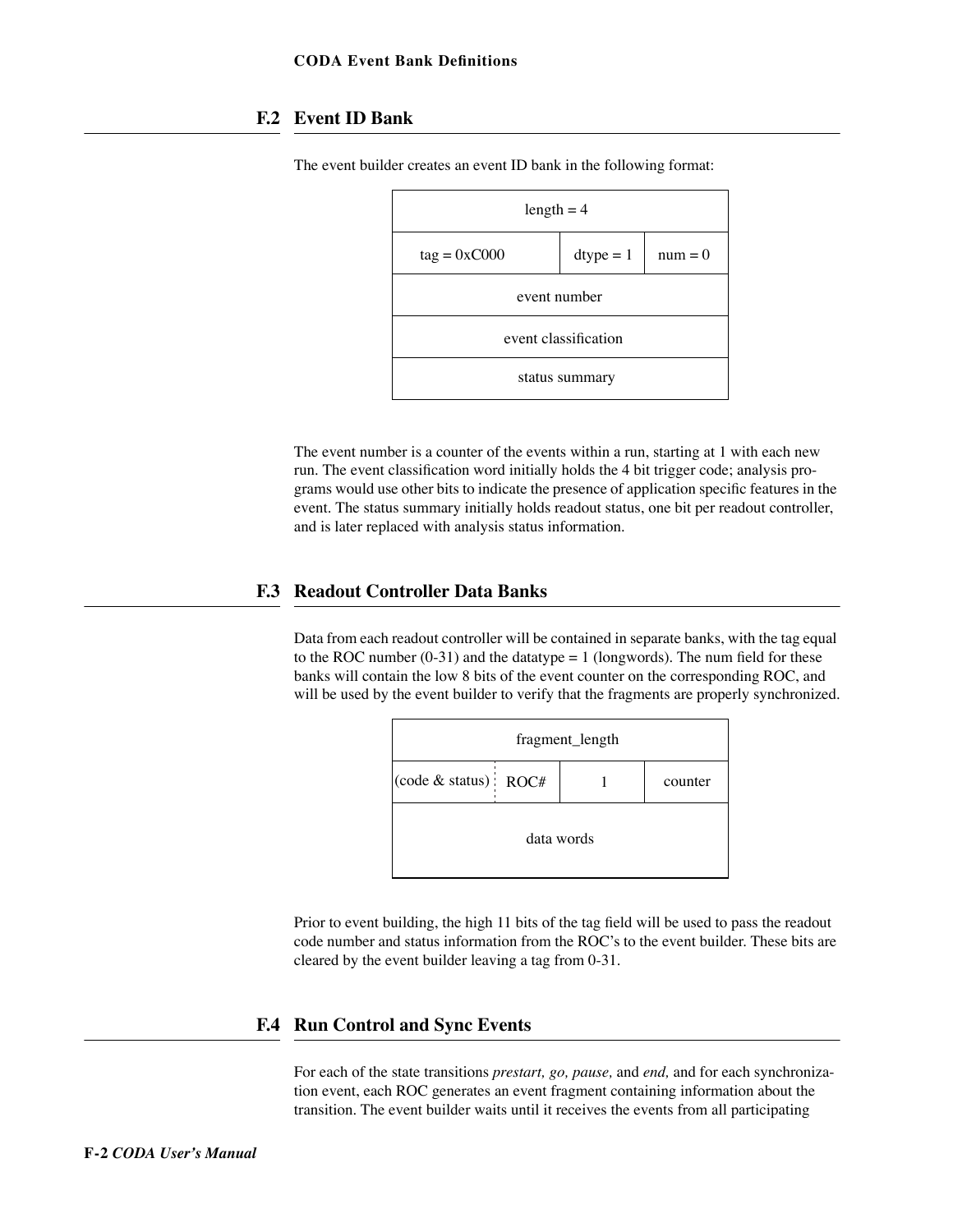## F.2 Event ID Bank

The event builder creates an event ID bank in the following format:

| length = 4 | | |
|---|---|---|
| tag = 0xC000 | dtype = 1 | num = 0 |
| event number | | |
| event classification | | |
| status summary | | |

The event number is a counter of the events within a run, starting at 1 with each new run. The event classification word initially holds the 4 bit trigger code; analysis programs would use other bits to indicate the presence of application specific features in the event. The status summary initially holds readout status, one bit per readout controller, and is later replaced with analysis status information.

## F.3 Readout Controller Data Banks

Data from each readout controller will be contained in separate banks, with the tag equal to the ROC number (0-31) and the datatype = 1 (longwords). The num field for these banks will contain the low 8 bits of the event counter on the corresponding ROC, and will be used by the event builder to verify that the fragments are properly synchronized.

| fragment_length | | | |
|---|---|---|---|
| (code & status) | ROC# | 1 | counter |
| data words | | | |

Prior to event building, the high 11 bits of the tag field will be used to pass the readout code number and status information from the ROC's to the event builder. These bits are cleared by the event builder leaving a tag from 0-31.

## F.4 Run Control and Sync Events

For each of the state transitions *prestart, go, pause,* and *end,* and for each synchronization event, each ROC generates an event fragment containing information about the transition. The event builder waits until it receives the events from all participating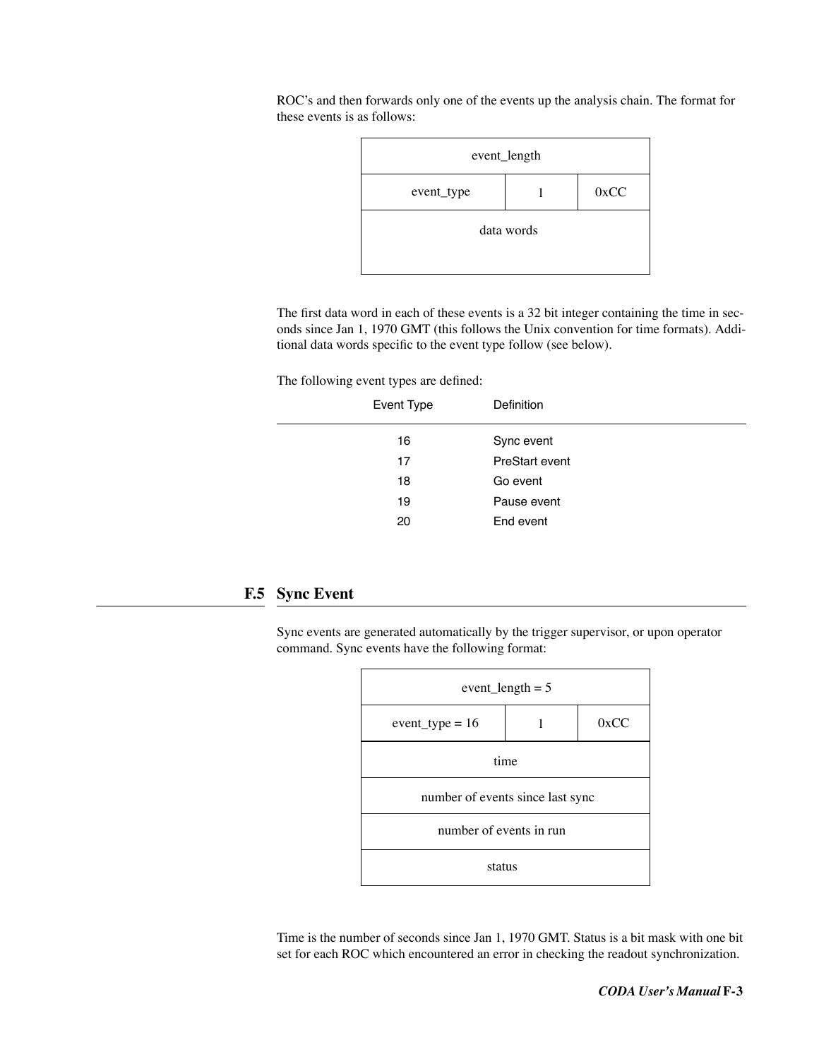ROC's and then forwards only one of the events up the analysis chain. The format for these events is as follows:

| event_length | | |
|---|---|---|
| event_type | 1 | 0xCC |
| data words | | |

The first data word in each of these events is a 32 bit integer containing the time in seconds since Jan 1, 1970 GMT (this follows the Unix convention for time formats). Additional data words specific to the event type follow (see below).

The following event types are defined:

| Event Type | Definition |
|---|---|
| 16 | Sync event |
| 17 | PreStart event |
| 18 | Go event |
| 19 | Pause event |
| 20 | End event |

## F.5 Sync Event

Sync events are generated automatically by the trigger supervisor, or upon operator command. Sync events have the following format:

| event_length = 5 | | |
|---|---|---|
| event_type = 16 | 1 | 0xCC |
| time | | |
| number of events since last sync | | |
| number of events in run | | |
| status | | |

Time is the number of seconds since Jan 1, 1970 GMT. Status is a bit mask with one bit set for each ROC which encountered an error in checking the readout synchronization.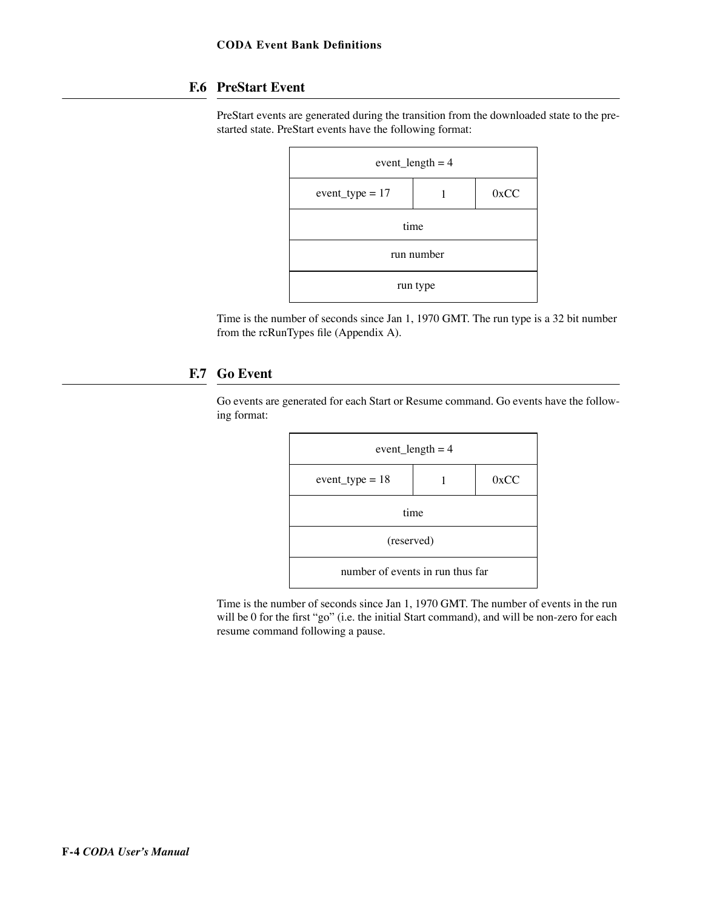## F.6 PreStart Event

PreStart events are generated during the transition from the downloaded state to the prestarted state. PreStart events have the following format:

| event_length = 4 | | |
|---|---|---|
| event_type = 17 | 1 | 0xCC |
| time | | |
| run number | | |
| run type | | |

Time is the number of seconds since Jan 1, 1970 GMT. The run type is a 32 bit number from the rcRunTypes file (Appendix A).

## F.7 Go Event

Go events are generated for each Start or Resume command. Go events have the following format:

| event_length = 4 | | |
|---|---|---|
| event_type = 18 | 1 | 0xCC |
| time | | |
| (reserved) | | |
| number of events in run thus far | | |

Time is the number of seconds since Jan 1, 1970 GMT. The number of events in the run will be 0 for the first "go" (i.e. the initial Start command), and will be non-zero for each resume command following a pause.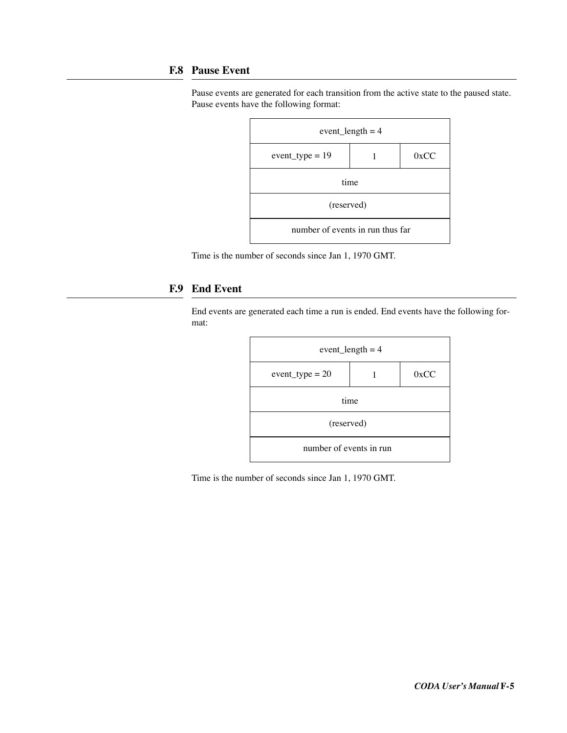## F.8 Pause Event

Pause events are generated for each transition from the active state to the paused state. Pause events have the following format:

| event_length = 4 | | |
|---|---|---|
| event_type = 19 | 1 | 0xCC |
| time | | |
| (reserved) | | |
| number of events in run thus far | | |

Time is the number of seconds since Jan 1, 1970 GMT.

## F.9 End Event

End events are generated each time a run is ended. End events have the following format:

| event_length = 4 | | |
|---|---|---|
| event_type = 20 | 1 | 0xCC |
| time | | |
| (reserved) | | |
| number of events in run | | |

Time is the number of seconds since Jan 1, 1970 GMT.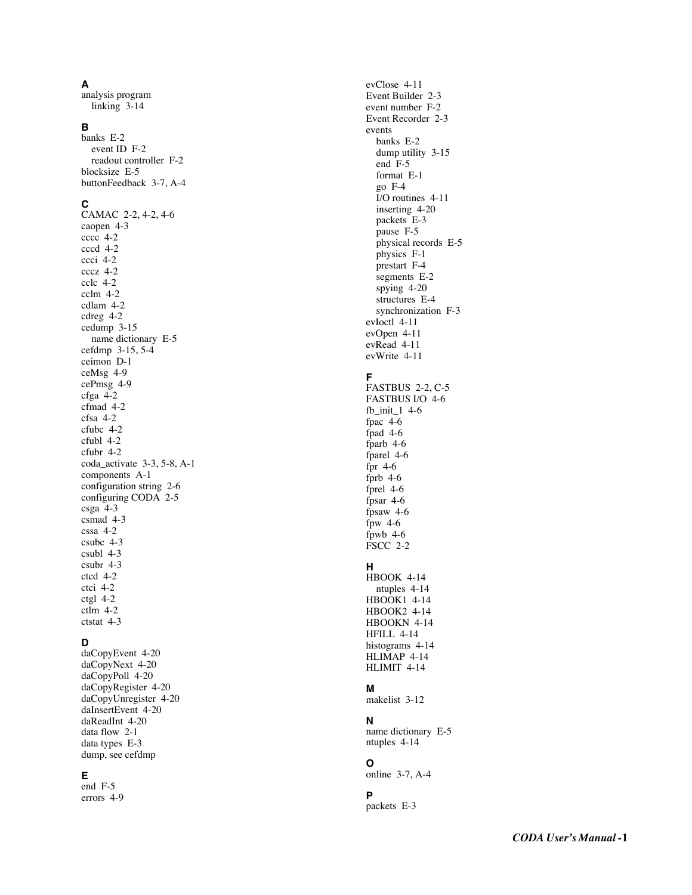### A

analysis program
- linking 3-14

### B

banks E-2
- event ID F-2
- readout controller F-2

blocksize E-5
buttonFeedback 3-7, A-4

### C

CAMAC 2-2, 4-2, 4-6
caopen 4-3
cccc 4-2
cccd 4-2
ccci 4-2
cccz 4-2
cclc 4-2
cclm 4-2
cdlam 4-2
cdreg 4-2
cedump 3-15
- name dictionary E-5

cefdmp 3-15, 5-4
ceimon D-1
ceMsg 4-9
cePmsg 4-9
cfga 4-2
cfmad 4-2
cfsa 4-2
cfubc 4-2
cfubl 4-2
cfubr 4-2
coda_activate 3-3, 5-8, A-1
components A-1
configuration string 2-6
configuring CODA 2-5
csga 4-3
csmad 4-3
cssa 4-2
csubc 4-3
csubl 4-3
csubr 4-3
ctcd 4-2
ctci 4-2
ctgl 4-2
ctlm 4-2
ctstat 4-3

### D

daCopyEvent 4-20
daCopyNext 4-20
daCopyPoll 4-20
daCopyRegister 4-20
daCopyUnregister 4-20
daInsertEvent 4-20
daReadInt 4-20
data flow 2-1
data types E-3
dump, see cefdmp

### E

end F-5
errors 4-9
evClose 4-11
Event Builder 2-3
event number F-2
Event Recorder 2-3
events
- banks E-2
- dump utility 3-15
- end F-5
- format E-1
- go F-4
- I/O routines 4-11
- inserting 4-20
- packets E-3
- pause F-5
- physical records E-5
- physics F-1
- prestart F-4
- segments E-2
- spying 4-20
- structures E-4
- synchronization F-3

evIoctl 4-11
evOpen 4-11
evRead 4-11
evWrite 4-11

### F

FASTBUS 2-2, C-5
FASTBUS I/O 4-6
fb_init_1 4-6
fpac 4-6
fpad 4-6
fparb 4-6
fparel 4-6
fpr 4-6
fprb 4-6
fprel 4-6
fpsar 4-6
fpsaw 4-6
fpw 4-6
fpwb 4-6
FSCC 2-2

### H

HBOOK 4-14
- ntuples 4-14

HBOOK1 4-14
HBOOK2 4-14
HBOOKN 4-14
HFILL 4-14
histograms 4-14
HLIMAP 4-14
HLIMIT 4-14

### M

makelist 3-12

### N

name dictionary E-5
ntuples 4-14

### O

online 3-7, A-4

### P

packets E-3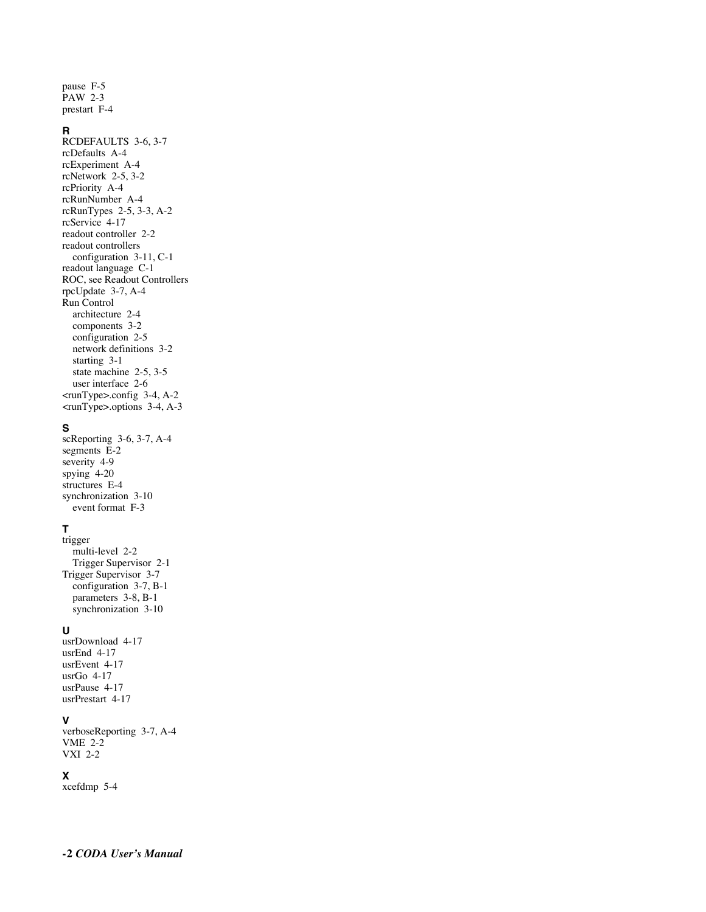pause F-5
PAW 2-3
prestart F-4

**R**

RCDEFAULTS 3-6, 3-7
rcDefaults A-4
rcExperiment A-4
rcNetwork 2-5, 3-2
rcPriority A-4
rcRunNumber A-4
rcRunTypes 2-5, 3-3, A-2
rcService 4-17
readout controller 2-2
readout controllers
  configuration 3-11, C-1
readout language C-1
ROC, see Readout Controllers
rpcUpdate 3-7, A-4
Run Control
  architecture 2-4
  components 3-2
  configuration 2-5
  network definitions 3-2
  starting 3-1
  state machine 2-5, 3-5
  user interface 2-6
<runType>.config 3-4, A-2
<runType>.options 3-4, A-3

**S**

scReporting 3-6, 3-7, A-4
segments E-2
severity 4-9
spying 4-20
structures E-4
synchronization 3-10
  event format F-3

**T**

trigger
  multi-level 2-2
  Trigger Supervisor 2-1
Trigger Supervisor 3-7
  configuration 3-7, B-1
  parameters 3-8, B-1
  synchronization 3-10

**U**

usrDownload 4-17
usrEnd 4-17
usrEvent 4-17
usrGo 4-17
usrPause 4-17
usrPrestart 4-17

**V**

verboseReporting 3-7, A-4
VME 2-2
VXI 2-2

**X**

xcefdmp 5-4